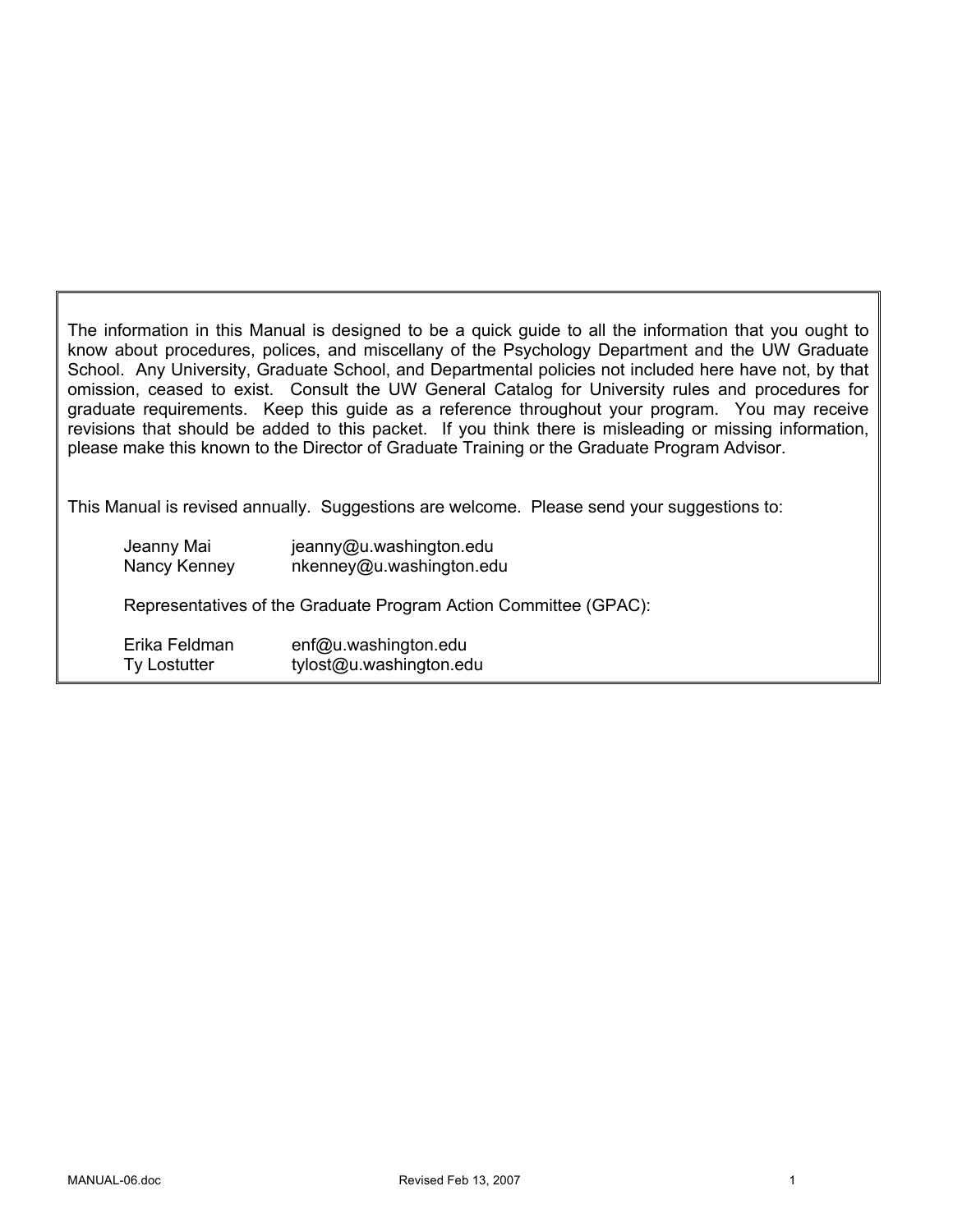The information in this Manual is designed to be a quick guide to all the information that you ought to know about procedures, polices, and miscellany of the Psychology Department and the UW Graduate School. Any University, Graduate School, and Departmental policies not included here have not, by that omission, ceased to exist. Consult the UW General Catalog for University rules and procedures for graduate requirements. Keep this guide as a reference throughout your program. You may receive revisions that should be added to this packet. If you think there is misleading or missing information, please make this known to the Director of Graduate Training or the Graduate Program Advisor.

This Manual is revised annually. Suggestions are welcome. Please send your suggestions to:

Jeanny Mai jeanny@u.washington.edu
Nancy Kenney nkenney@u.washington.edu

Representatives of the Graduate Program Action Committee (GPAC):

Erika Feldman enf@u.washington.edu
Ty Lostutter tylost@u.washington.edu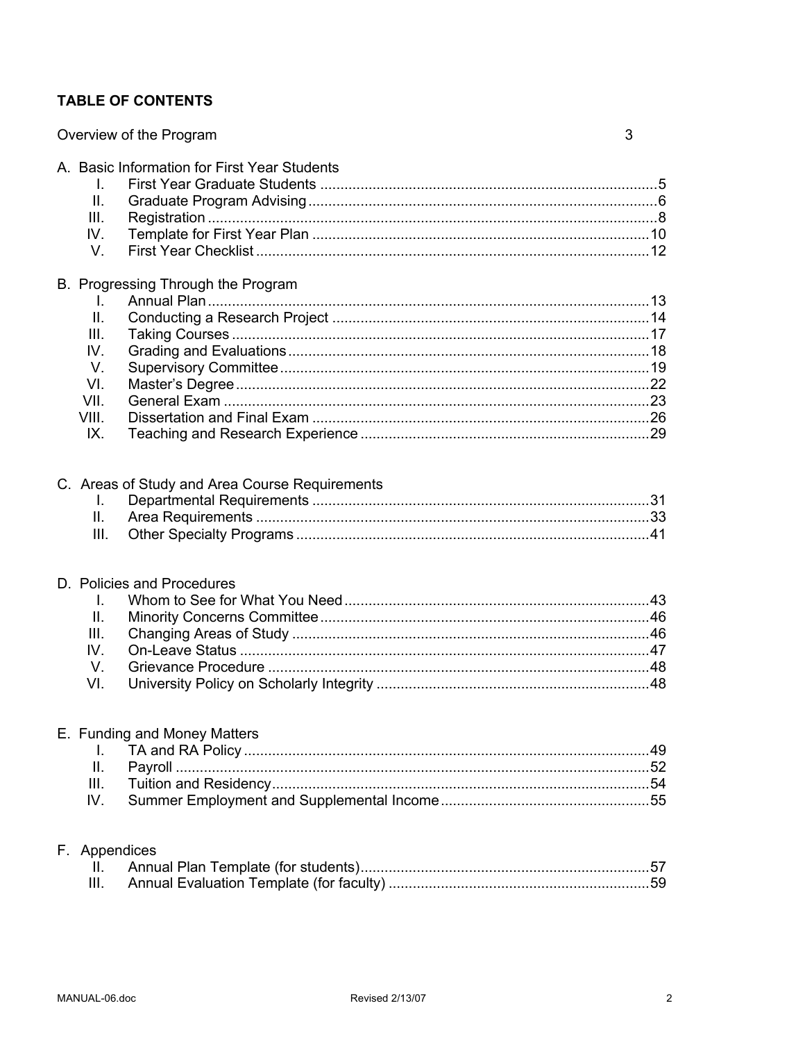## TABLE OF CONTENTS

Overview of the Program 3

A. Basic Information for First Year Students

- I. First Year Graduate Students ... 5
- II. Graduate Program Advising ... 6
- III. Registration ... 8
- IV. Template for First Year Plan ... 10
- V. First Year Checklist ... 12

B. Progressing Through the Program

- I. Annual Plan ... 13
- II. Conducting a Research Project ... 14
- III. Taking Courses ... 17
- IV. Grading and Evaluations ... 18
- V. Supervisory Committee ... 19
- VI. Master's Degree ... 22
- VII. General Exam ... 23
- VIII. Dissertation and Final Exam ... 26
- IX. Teaching and Research Experience ... 29

C. Areas of Study and Area Course Requirements

- I. Departmental Requirements ... 31
- II. Area Requirements ... 33
- III. Other Specialty Programs ... 41

D. Policies and Procedures

- I. Whom to See for What You Need ... 43
- II. Minority Concerns Committee ... 46
- III. Changing Areas of Study ... 46
- IV. On-Leave Status ... 47
- V. Grievance Procedure ... 48
- VI. University Policy on Scholarly Integrity ... 48

E. Funding and Money Matters

- I. TA and RA Policy ... 49
- II. Payroll ... 52
- III. Tuition and Residency ... 54
- IV. Summer Employment and Supplemental Income ... 55

F. Appendices

- II. Annual Plan Template (for students) ... 57
- III. Annual Evaluation Template (for faculty) ... 59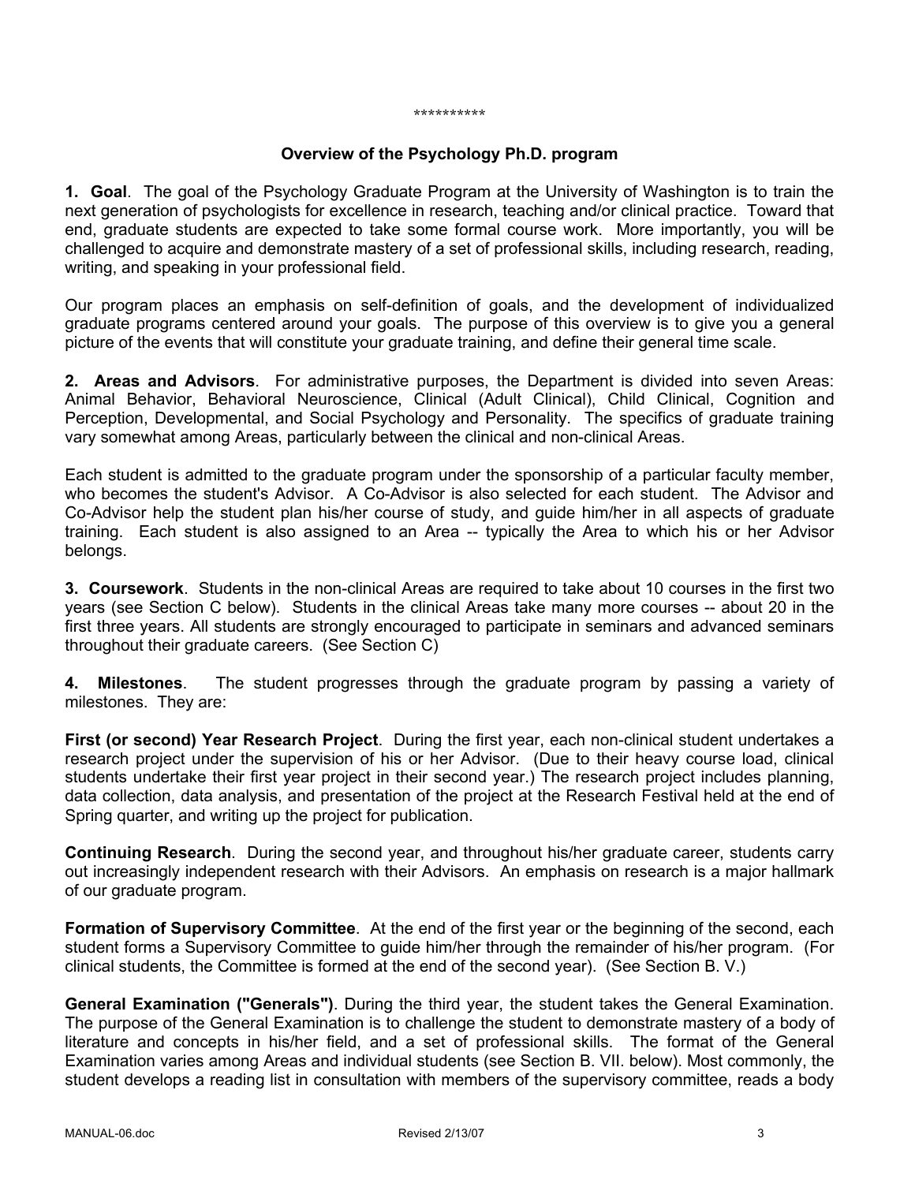\*\*\*\*\*\*\*\*\*\*

## Overview of the Psychology Ph.D. program

**1. Goal**. The goal of the Psychology Graduate Program at the University of Washington is to train the next generation of psychologists for excellence in research, teaching and/or clinical practice. Toward that end, graduate students are expected to take some formal course work. More importantly, you will be challenged to acquire and demonstrate mastery of a set of professional skills, including research, reading, writing, and speaking in your professional field.

Our program places an emphasis on self-definition of goals, and the development of individualized graduate programs centered around your goals. The purpose of this overview is to give you a general picture of the events that will constitute your graduate training, and define their general time scale.

**2. Areas and Advisors**. For administrative purposes, the Department is divided into seven Areas: Animal Behavior, Behavioral Neuroscience, Clinical (Adult Clinical), Child Clinical, Cognition and Perception, Developmental, and Social Psychology and Personality. The specifics of graduate training vary somewhat among Areas, particularly between the clinical and non-clinical Areas.

Each student is admitted to the graduate program under the sponsorship of a particular faculty member, who becomes the student's Advisor. A Co-Advisor is also selected for each student. The Advisor and Co-Advisor help the student plan his/her course of study, and guide him/her in all aspects of graduate training. Each student is also assigned to an Area -- typically the Area to which his or her Advisor belongs.

**3. Coursework**. Students in the non-clinical Areas are required to take about 10 courses in the first two years (see Section C below). Students in the clinical Areas take many more courses -- about 20 in the first three years. All students are strongly encouraged to participate in seminars and advanced seminars throughout their graduate careers. (See Section C)

**4. Milestones**. The student progresses through the graduate program by passing a variety of milestones. They are:

**First (or second) Year Research Project**. During the first year, each non-clinical student undertakes a research project under the supervision of his or her Advisor. (Due to their heavy course load, clinical students undertake their first year project in their second year.) The research project includes planning, data collection, data analysis, and presentation of the project at the Research Festival held at the end of Spring quarter, and writing up the project for publication.

**Continuing Research**. During the second year, and throughout his/her graduate career, students carry out increasingly independent research with their Advisors. An emphasis on research is a major hallmark of our graduate program.

**Formation of Supervisory Committee**. At the end of the first year or the beginning of the second, each student forms a Supervisory Committee to guide him/her through the remainder of his/her program. (For clinical students, the Committee is formed at the end of the second year). (See Section B. V.)

**General Examination ("Generals")**. During the third year, the student takes the General Examination. The purpose of the General Examination is to challenge the student to demonstrate mastery of a body of literature and concepts in his/her field, and a set of professional skills. The format of the General Examination varies among Areas and individual students (see Section B. VII. below). Most commonly, the student develops a reading list in consultation with members of the supervisory committee, reads a body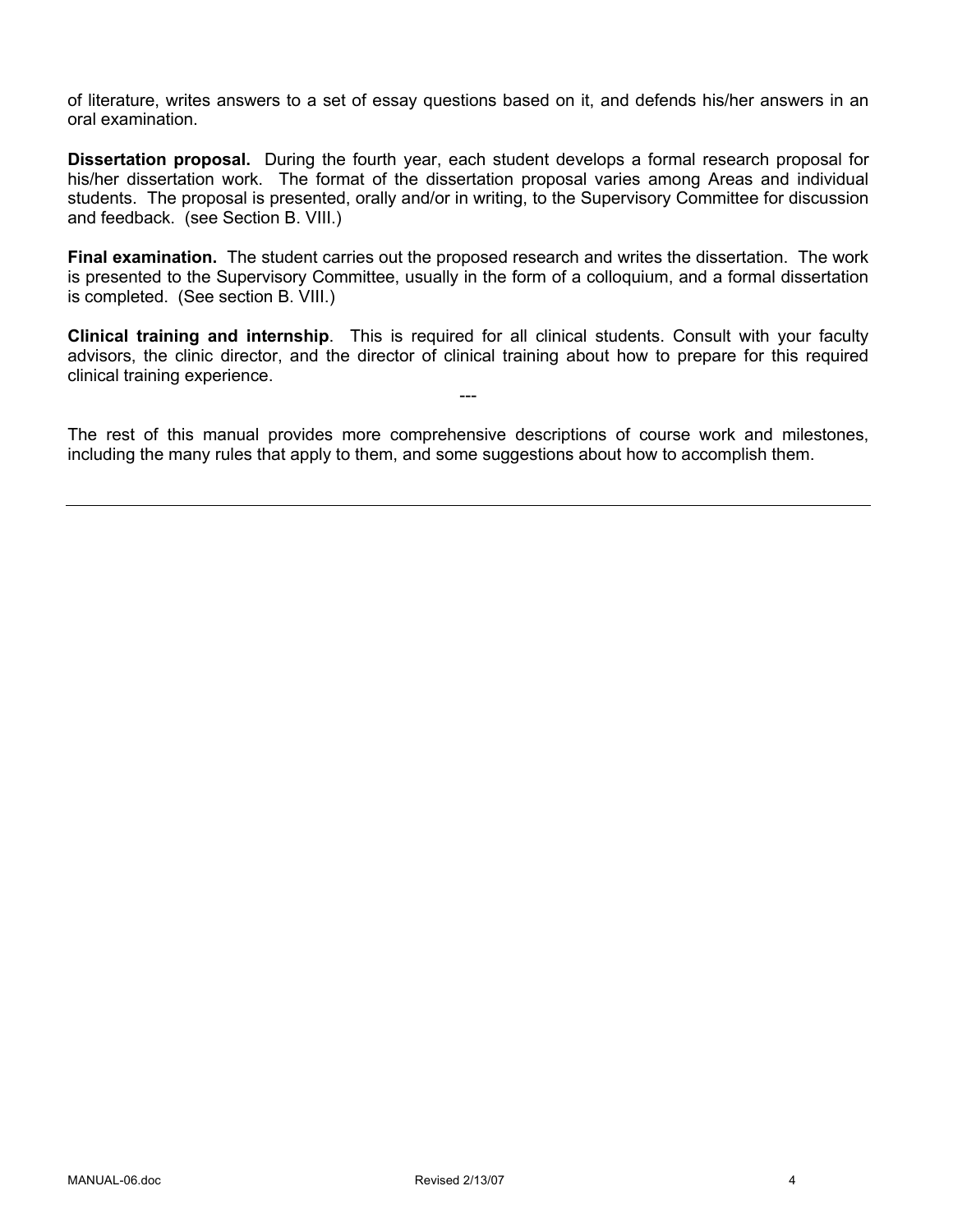of literature, writes answers to a set of essay questions based on it, and defends his/her answers in an oral examination.

**Dissertation proposal.** During the fourth year, each student develops a formal research proposal for his/her dissertation work. The format of the dissertation proposal varies among Areas and individual students. The proposal is presented, orally and/or in writing, to the Supervisory Committee for discussion and feedback. (see Section B. VIII.)

**Final examination.** The student carries out the proposed research and writes the dissertation. The work is presented to the Supervisory Committee, usually in the form of a colloquium, and a formal dissertation is completed. (See section B. VIII.)

**Clinical training and internship**. This is required for all clinical students. Consult with your faculty advisors, the clinic director, and the director of clinical training about how to prepare for this required clinical training experience.

---

The rest of this manual provides more comprehensive descriptions of course work and milestones, including the many rules that apply to them, and some suggestions about how to accomplish them.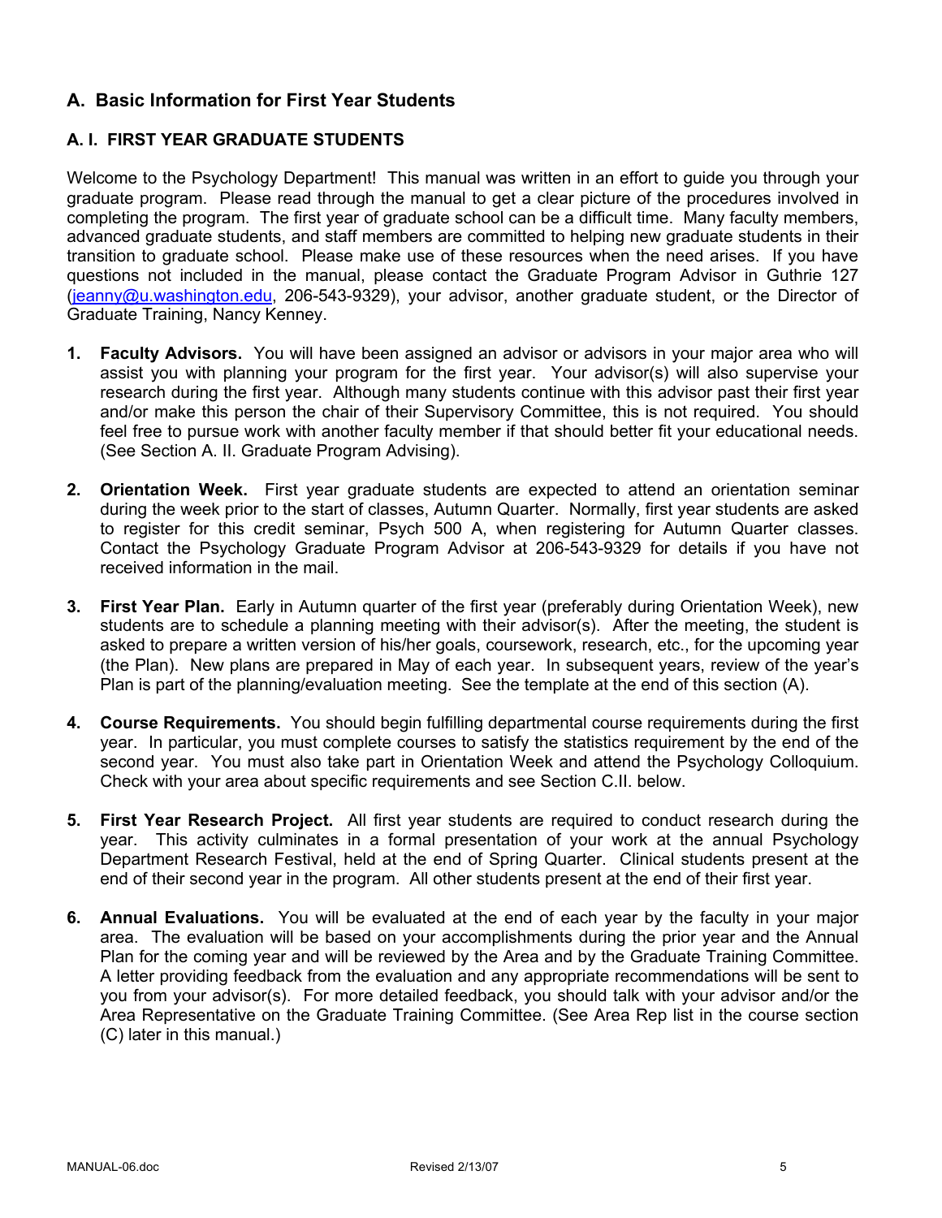## A. Basic Information for First Year Students

### A. I. FIRST YEAR GRADUATE STUDENTS

Welcome to the Psychology Department! This manual was written in an effort to guide you through your graduate program. Please read through the manual to get a clear picture of the procedures involved in completing the program. The first year of graduate school can be a difficult time. Many faculty members, advanced graduate students, and staff members are committed to helping new graduate students in their transition to graduate school. Please make use of these resources when the need arises. If you have questions not included in the manual, please contact the Graduate Program Advisor in Guthrie 127 (jeanny@u.washington.edu, 206-543-9329), your advisor, another graduate student, or the Director of Graduate Training, Nancy Kenney.

1. **Faculty Advisors.** You will have been assigned an advisor or advisors in your major area who will assist you with planning your program for the first year. Your advisor(s) will also supervise your research during the first year. Although many students continue with this advisor past their first year and/or make this person the chair of their Supervisory Committee, this is not required. You should feel free to pursue work with another faculty member if that should better fit your educational needs. (See Section A. II. Graduate Program Advising).

2. **Orientation Week.** First year graduate students are expected to attend an orientation seminar during the week prior to the start of classes, Autumn Quarter. Normally, first year students are asked to register for this credit seminar, Psych 500 A, when registering for Autumn Quarter classes. Contact the Psychology Graduate Program Advisor at 206-543-9329 for details if you have not received information in the mail.

3. **First Year Plan.** Early in Autumn quarter of the first year (preferably during Orientation Week), new students are to schedule a planning meeting with their advisor(s). After the meeting, the student is asked to prepare a written version of his/her goals, coursework, research, etc., for the upcoming year (the Plan). New plans are prepared in May of each year. In subsequent years, review of the year's Plan is part of the planning/evaluation meeting. See the template at the end of this section (A).

4. **Course Requirements.** You should begin fulfilling departmental course requirements during the first year. In particular, you must complete courses to satisfy the statistics requirement by the end of the second year. You must also take part in Orientation Week and attend the Psychology Colloquium. Check with your area about specific requirements and see Section C.II. below.

5. **First Year Research Project.** All first year students are required to conduct research during the year. This activity culminates in a formal presentation of your work at the annual Psychology Department Research Festival, held at the end of Spring Quarter. Clinical students present at the end of their second year in the program. All other students present at the end of their first year.

6. **Annual Evaluations.** You will be evaluated at the end of each year by the faculty in your major area. The evaluation will be based on your accomplishments during the prior year and the Annual Plan for the coming year and will be reviewed by the Area and by the Graduate Training Committee. A letter providing feedback from the evaluation and any appropriate recommendations will be sent to you from your advisor(s). For more detailed feedback, you should talk with your advisor and/or the Area Representative on the Graduate Training Committee. (See Area Rep list in the course section (C) later in this manual.)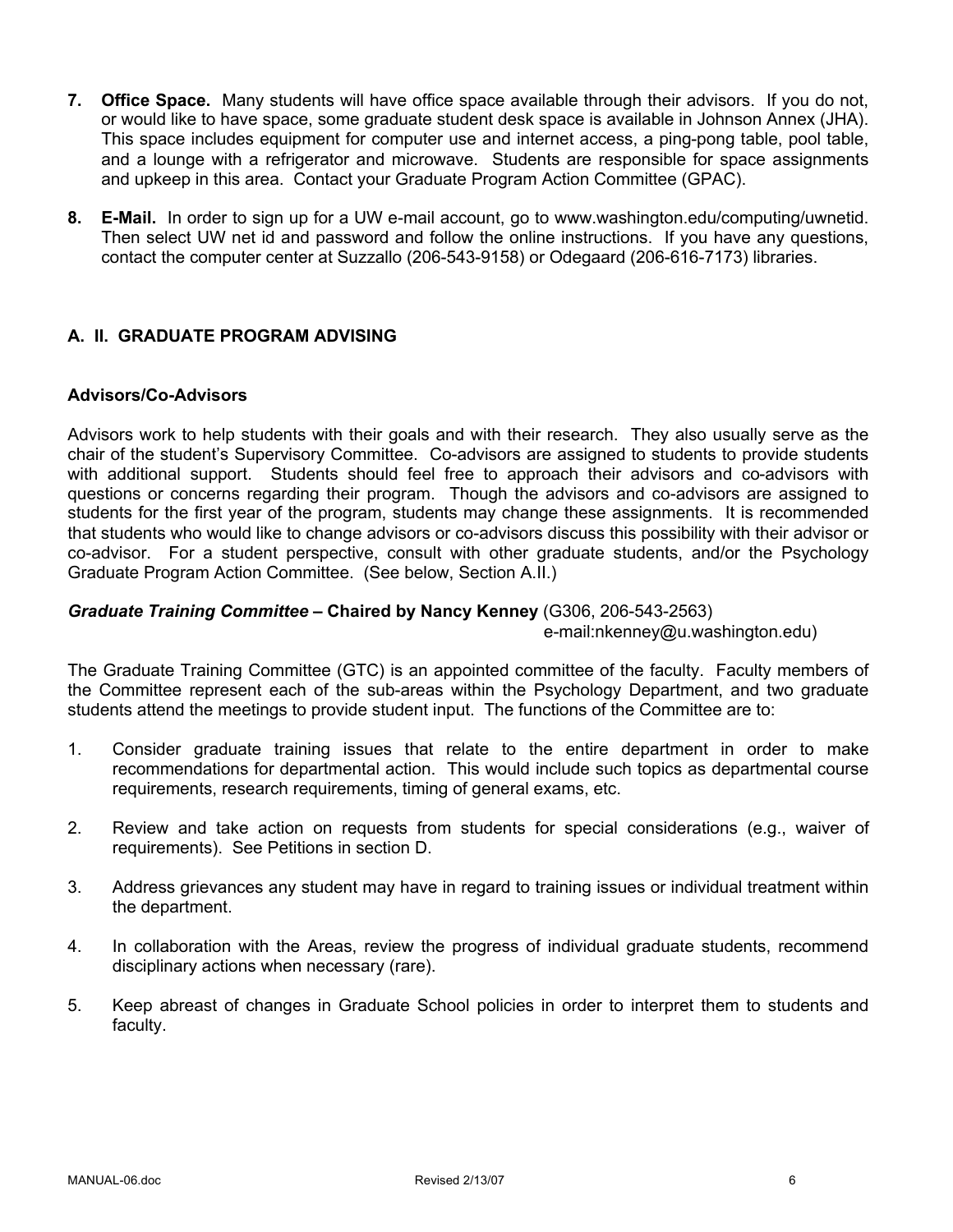7. **Office Space.** Many students will have office space available through their advisors. If you do not, or would like to have space, some graduate student desk space is available in Johnson Annex (JHA). This space includes equipment for computer use and internet access, a ping-pong table, pool table, and a lounge with a refrigerator and microwave. Students are responsible for space assignments and upkeep in this area. Contact your Graduate Program Action Committee (GPAC).

8. **E-Mail.** In order to sign up for a UW e-mail account, go to www.washington.edu/computing/uwnetid. Then select UW net id and password and follow the online instructions. If you have any questions, contact the computer center at Suzzallo (206-543-9158) or Odegaard (206-616-7173) libraries.

## A. II. GRADUATE PROGRAM ADVISING

### Advisors/Co-Advisors

Advisors work to help students with their goals and with their research. They also usually serve as the chair of the student's Supervisory Committee. Co-advisors are assigned to students to provide students with additional support. Students should feel free to approach their advisors and co-advisors with questions or concerns regarding their program. Though the advisors and co-advisors are assigned to students for the first year of the program, students may change these assignments. It is recommended that students who would like to change advisors or co-advisors discuss this possibility with their advisor or co-advisor. For a student perspective, consult with other graduate students, and/or the Psychology Graduate Program Action Committee. (See below, Section A.II.)

***Graduate Training Committee* – Chaired by Nancy Kenney** (G306, 206-543-2563)
e-mail:nkenney@u.washington.edu)

The Graduate Training Committee (GTC) is an appointed committee of the faculty. Faculty members of the Committee represent each of the sub-areas within the Psychology Department, and two graduate students attend the meetings to provide student input. The functions of the Committee are to:

1. Consider graduate training issues that relate to the entire department in order to make recommendations for departmental action. This would include such topics as departmental course requirements, research requirements, timing of general exams, etc.

2. Review and take action on requests from students for special considerations (e.g., waiver of requirements). See Petitions in section D.

3. Address grievances any student may have in regard to training issues or individual treatment within the department.

4. In collaboration with the Areas, review the progress of individual graduate students, recommend disciplinary actions when necessary (rare).

5. Keep abreast of changes in Graduate School policies in order to interpret them to students and faculty.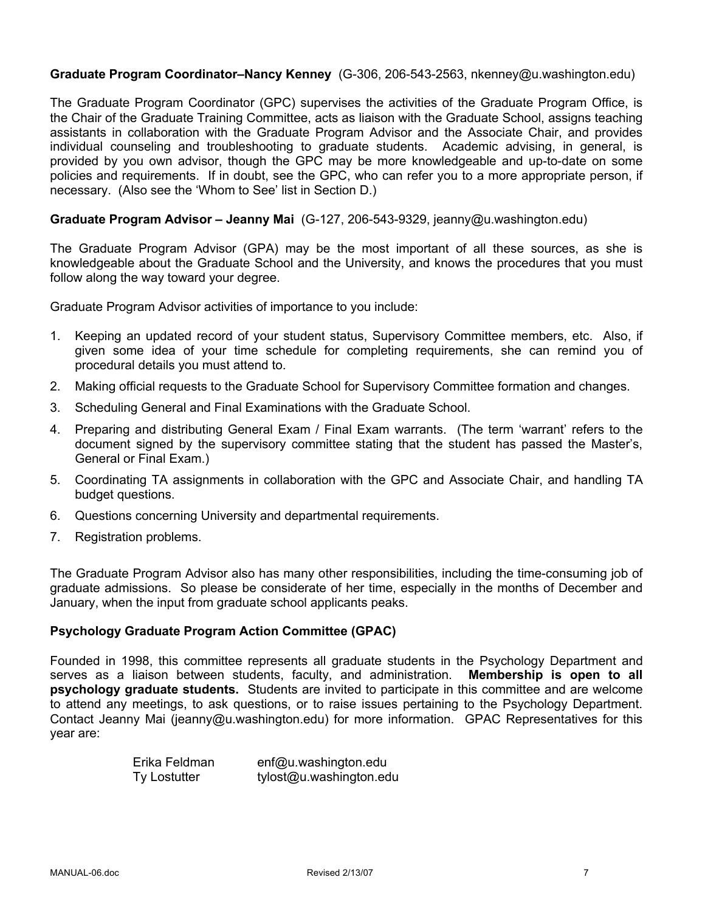**Graduate Program Coordinator–Nancy Kenney** (G-306, 206-543-2563, nkenney@u.washington.edu)

The Graduate Program Coordinator (GPC) supervises the activities of the Graduate Program Office, is the Chair of the Graduate Training Committee, acts as liaison with the Graduate School, assigns teaching assistants in collaboration with the Graduate Program Advisor and the Associate Chair, and provides individual counseling and troubleshooting to graduate students. Academic advising, in general, is provided by you own advisor, though the GPC may be more knowledgeable and up-to-date on some policies and requirements. If in doubt, see the GPC, who can refer you to a more appropriate person, if necessary. (Also see the 'Whom to See' list in Section D.)

**Graduate Program Advisor – Jeanny Mai** (G-127, 206-543-9329, jeanny@u.washington.edu)

The Graduate Program Advisor (GPA) may be the most important of all these sources, as she is knowledgeable about the Graduate School and the University, and knows the procedures that you must follow along the way toward your degree.

Graduate Program Advisor activities of importance to you include:

1. Keeping an updated record of your student status, Supervisory Committee members, etc. Also, if given some idea of your time schedule for completing requirements, she can remind you of procedural details you must attend to.
2. Making official requests to the Graduate School for Supervisory Committee formation and changes.
3. Scheduling General and Final Examinations with the Graduate School.
4. Preparing and distributing General Exam / Final Exam warrants. (The term 'warrant' refers to the document signed by the supervisory committee stating that the student has passed the Master's, General or Final Exam.)
5. Coordinating TA assignments in collaboration with the GPC and Associate Chair, and handling TA budget questions.
6. Questions concerning University and departmental requirements.
7. Registration problems.

The Graduate Program Advisor also has many other responsibilities, including the time-consuming job of graduate admissions. So please be considerate of her time, especially in the months of December and January, when the input from graduate school applicants peaks.

**Psychology Graduate Program Action Committee (GPAC)**

Founded in 1998, this committee represents all graduate students in the Psychology Department and serves as a liaison between students, faculty, and administration. **Membership is open to all psychology graduate students.** Students are invited to participate in this committee and are welcome to attend any meetings, to ask questions, or to raise issues pertaining to the Psychology Department. Contact Jeanny Mai (jeanny@u.washington.edu) for more information. GPAC Representatives for this year are:

Erika Feldman enf@u.washington.edu
Ty Lostutter tylost@u.washington.edu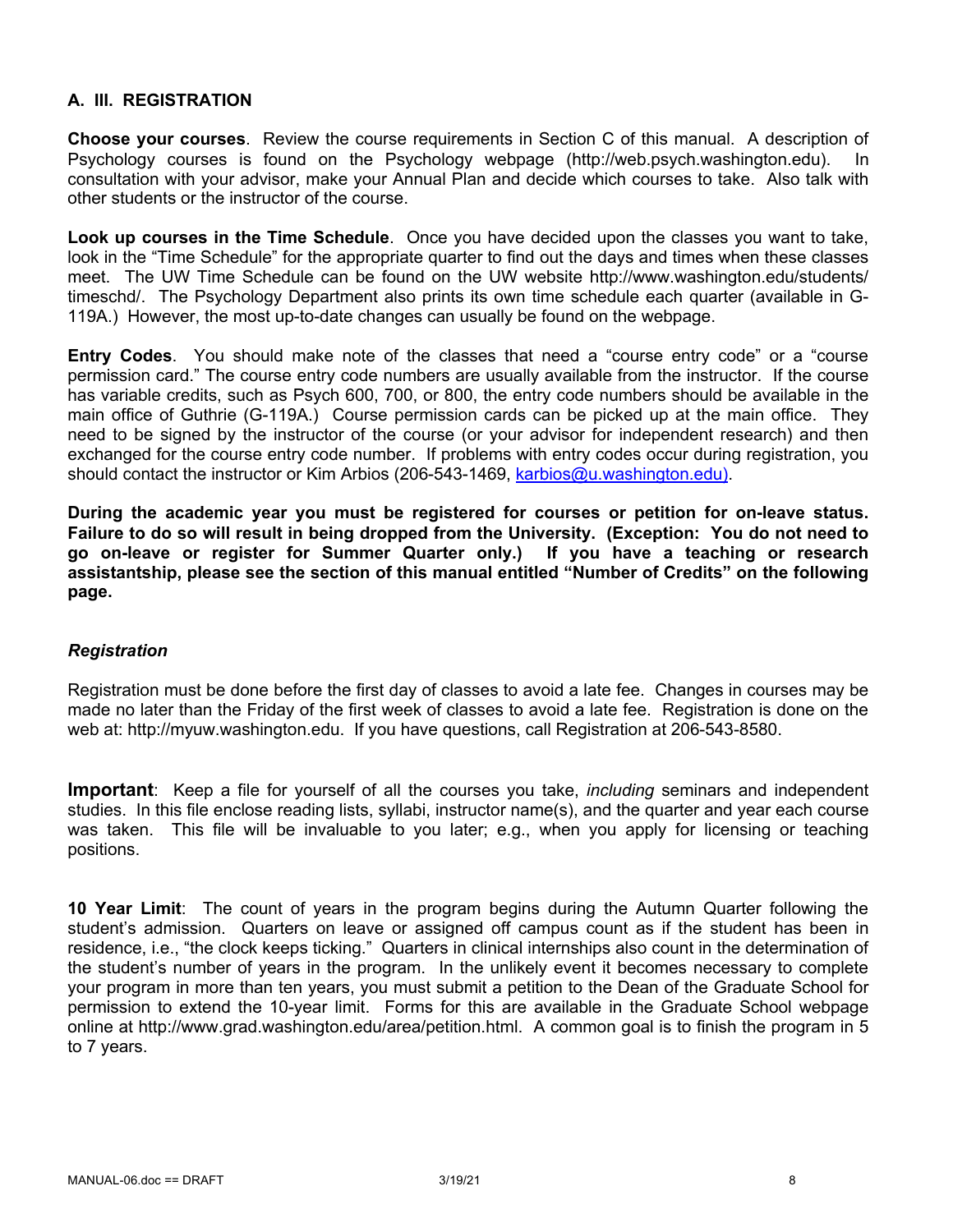## A. III. REGISTRATION

**Choose your courses**. Review the course requirements in Section C of this manual. A description of Psychology courses is found on the Psychology webpage (http://web.psych.washington.edu). In consultation with your advisor, make your Annual Plan and decide which courses to take. Also talk with other students or the instructor of the course.

**Look up courses in the Time Schedule**. Once you have decided upon the classes you want to take, look in the "Time Schedule" for the appropriate quarter to find out the days and times when these classes meet. The UW Time Schedule can be found on the UW website http://www.washington.edu/students/timeschd/. The Psychology Department also prints its own time schedule each quarter (available in G-119A.) However, the most up-to-date changes can usually be found on the webpage.

**Entry Codes**. You should make note of the classes that need a "course entry code" or a "course permission card." The course entry code numbers are usually available from the instructor. If the course has variable credits, such as Psych 600, 700, or 800, the entry code numbers should be available in the main office of Guthrie (G-119A.) Course permission cards can be picked up at the main office. They need to be signed by the instructor of the course (or your advisor for independent research) and then exchanged for the course entry code number. If problems with entry codes occur during registration, you should contact the instructor or Kim Arbios (206-543-1469, karbios@u.washington.edu).

**During the academic year you must be registered for courses or petition for on-leave status. Failure to do so will result in being dropped from the University. (Exception: You do not need to go on-leave or register for Summer Quarter only.) If you have a teaching or research assistantship, please see the section of this manual entitled "Number of Credits" on the following page.**

### *Registration*

Registration must be done before the first day of classes to avoid a late fee. Changes in courses may be made no later than the Friday of the first week of classes to avoid a late fee. Registration is done on the web at: http://myuw.washington.edu. If you have questions, call Registration at 206-543-8580.

**Important**: Keep a file for yourself of all the courses you take, *including* seminars and independent studies. In this file enclose reading lists, syllabi, instructor name(s), and the quarter and year each course was taken. This file will be invaluable to you later; e.g., when you apply for licensing or teaching positions.

**10 Year Limit**: The count of years in the program begins during the Autumn Quarter following the student's admission. Quarters on leave or assigned off campus count as if the student has been in residence, i.e., "the clock keeps ticking." Quarters in clinical internships also count in the determination of the student's number of years in the program. In the unlikely event it becomes necessary to complete your program in more than ten years, you must submit a petition to the Dean of the Graduate School for permission to extend the 10-year limit. Forms for this are available in the Graduate School webpage online at http://www.grad.washington.edu/area/petition.html. A common goal is to finish the program in 5 to 7 years.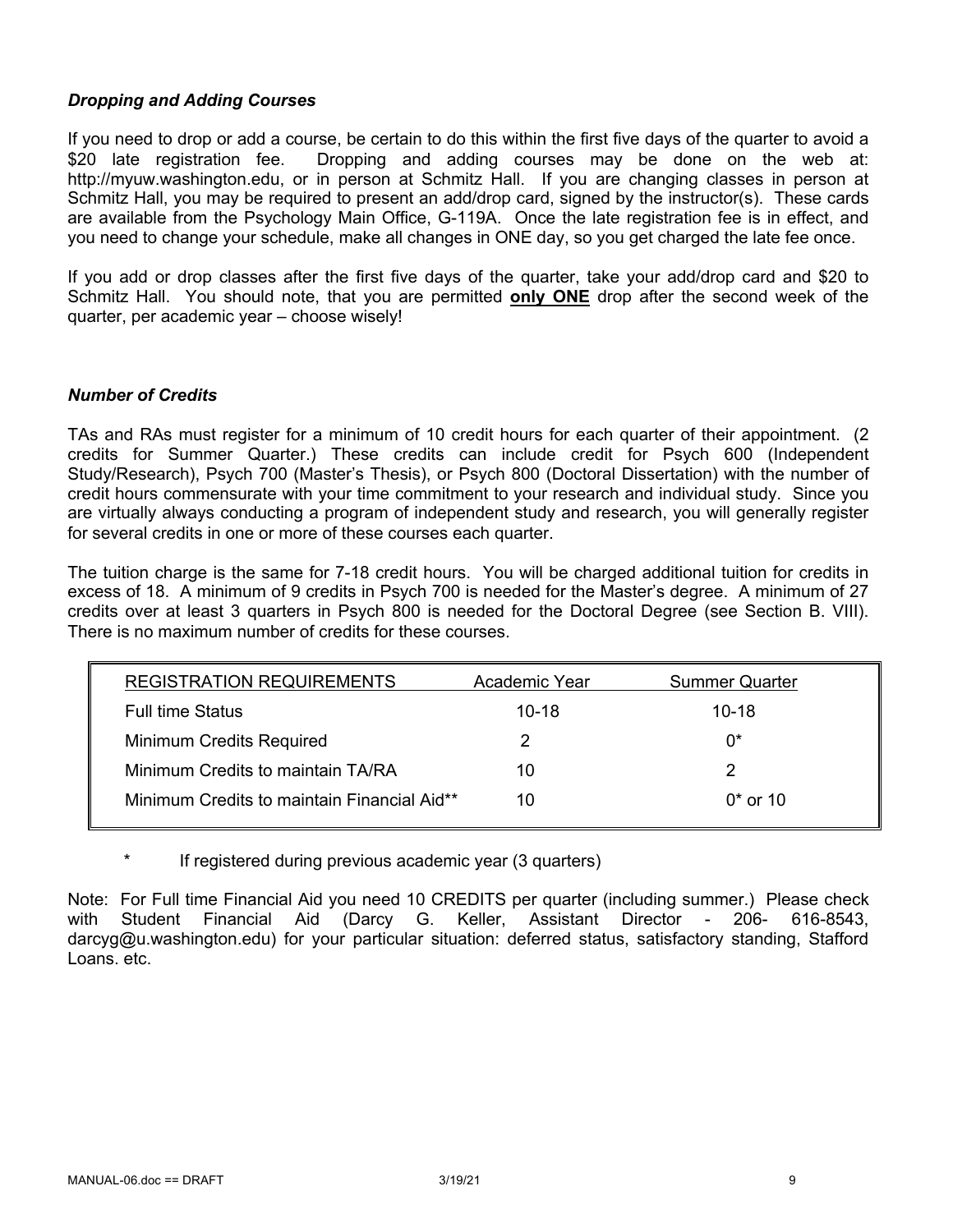### *Dropping and Adding Courses*

If you need to drop or add a course, be certain to do this within the first five days of the quarter to avoid a $20 late registration fee. Dropping and adding courses may be done on the web at: http://myuw.washington.edu, or in person at Schmitz Hall. If you are changing classes in person at Schmitz Hall, you may be required to present an add/drop card, signed by the instructor(s). These cards are available from the Psychology Main Office, G-119A. Once the late registration fee is in effect, and you need to change your schedule, make all changes in ONE day, so you get charged the late fee once.

If you add or drop classes after the first five days of the quarter, take your add/drop card and $20 to Schmitz Hall. You should note, that you are permitted **only ONE** drop after the second week of the quarter, per academic year – choose wisely!

### *Number of Credits*

TAs and RAs must register for a minimum of 10 credit hours for each quarter of their appointment. (2 credits for Summer Quarter.) These credits can include credit for Psych 600 (Independent Study/Research), Psych 700 (Master's Thesis), or Psych 800 (Doctoral Dissertation) with the number of credit hours commensurate with your time commitment to your research and individual study. Since you are virtually always conducting a program of independent study and research, you will generally register for several credits in one or more of these courses each quarter.

The tuition charge is the same for 7-18 credit hours. You will be charged additional tuition for credits in excess of 18. A minimum of 9 credits in Psych 700 is needed for the Master's degree. A minimum of 27 credits over at least 3 quarters in Psych 800 is needed for the Doctoral Degree (see Section B. VIII). There is no maximum number of credits for these courses.

| REGISTRATION REQUIREMENTS | Academic Year | Summer Quarter |
|---|---|---|
| Full time Status | 10-18 | 10-18 |
| Minimum Credits Required | 2 | 0* |
| Minimum Credits to maintain TA/RA | 10 | 2 |
| Minimum Credits to maintain Financial Aid** | 10 | 0* or 10 |

\* If registered during previous academic year (3 quarters)

Note: For Full time Financial Aid you need 10 CREDITS per quarter (including summer.) Please check with Student Financial Aid (Darcy G. Keller, Assistant Director - 206- 616-8543, darcyg@u.washington.edu) for your particular situation: deferred status, satisfactory standing, Stafford Loans. etc.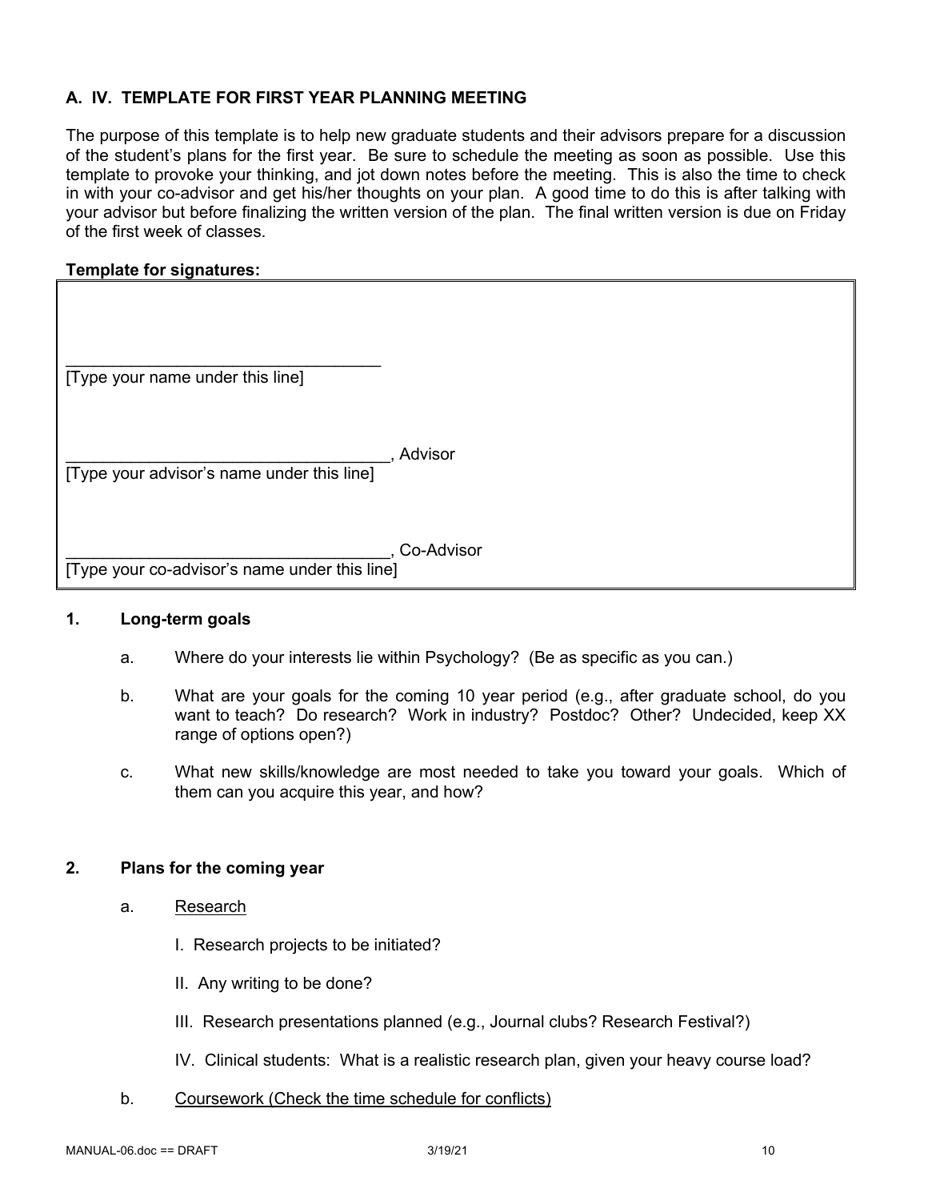## A. IV. TEMPLATE FOR FIRST YEAR PLANNING MEETING

The purpose of this template is to help new graduate students and their advisors prepare for a discussion of the student's plans for the first year. Be sure to schedule the meeting as soon as possible. Use this template to provoke your thinking, and jot down notes before the meeting. This is also the time to check in with your co-advisor and get his/her thoughts on your plan. A good time to do this is after talking with your advisor but before finalizing the written version of the plan. The final written version is due on Friday of the first week of classes.

**Template for signatures:**

___________________________________
[Type your name under this line]

___________________________________, Advisor
[Type your advisor's name under this line]

___________________________________, Co-Advisor
[Type your co-advisor's name under this line]

**1. Long-term goals**

a. Where do your interests lie within Psychology? (Be as specific as you can.)

b. What are your goals for the coming 10 year period (e.g., after graduate school, do you want to teach? Do research? Work in industry? Postdoc? Other? Undecided, keep XX range of options open?)

c. What new skills/knowledge are most needed to take you toward your goals. Which of them can you acquire this year, and how?

**2. Plans for the coming year**

a. Research

I. Research projects to be initiated?

II. Any writing to be done?

III. Research presentations planned (e.g., Journal clubs? Research Festival?)

IV. Clinical students: What is a realistic research plan, given your heavy course load?

b. Coursework (Check the time schedule for conflicts)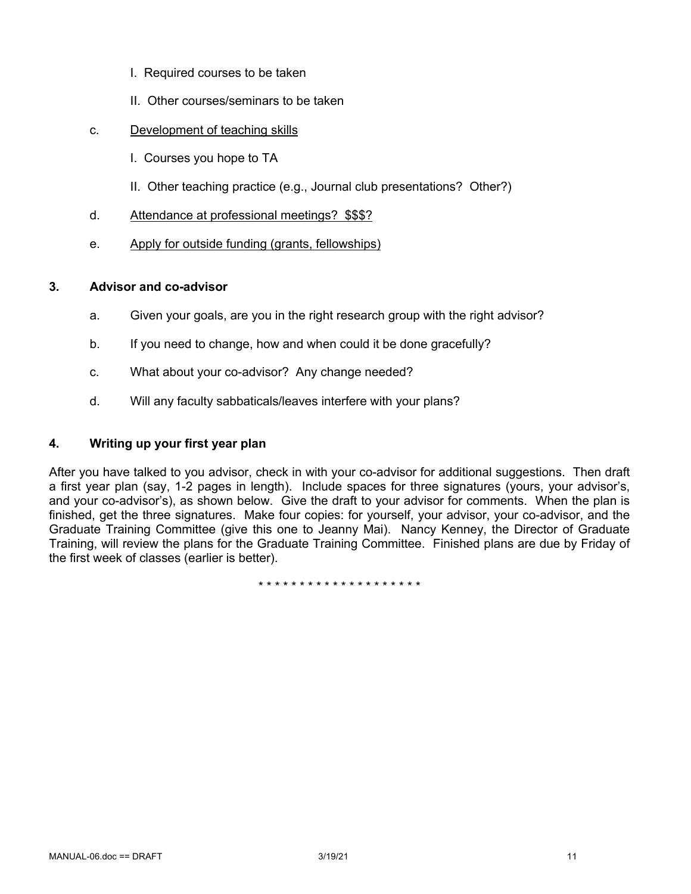I. Required courses to be taken

II. Other courses/seminars to be taken

c. <u>Development of teaching skills</u>

I. Courses you hope to TA

II. Other teaching practice (e.g., Journal club presentations? Other?)

d. <u>Attendance at professional meetings? $$$?</u>

e. <u>Apply for outside funding (grants, fellowships)</u>

### 3. Advisor and co-advisor

a. Given your goals, are you in the right research group with the right advisor?

b. If you need to change, how and when could it be done gracefully?

c. What about your co-advisor? Any change needed?

d. Will any faculty sabbaticals/leaves interfere with your plans?

### 4. Writing up your first year plan

After you have talked to you advisor, check in with your co-advisor for additional suggestions. Then draft a first year plan (say, 1-2 pages in length). Include spaces for three signatures (yours, your advisor's, and your co-advisor's), as shown below. Give the draft to your advisor for comments. When the plan is finished, get the three signatures. Make four copies: for yourself, your advisor, your co-advisor, and the Graduate Training Committee (give this one to Jeanny Mai). Nancy Kenney, the Director of Graduate Training, will review the plans for the Graduate Training Committee. Finished plans are due by Friday of the first week of classes (earlier is better).

* * * * * * * * * * * * * * * * * * * *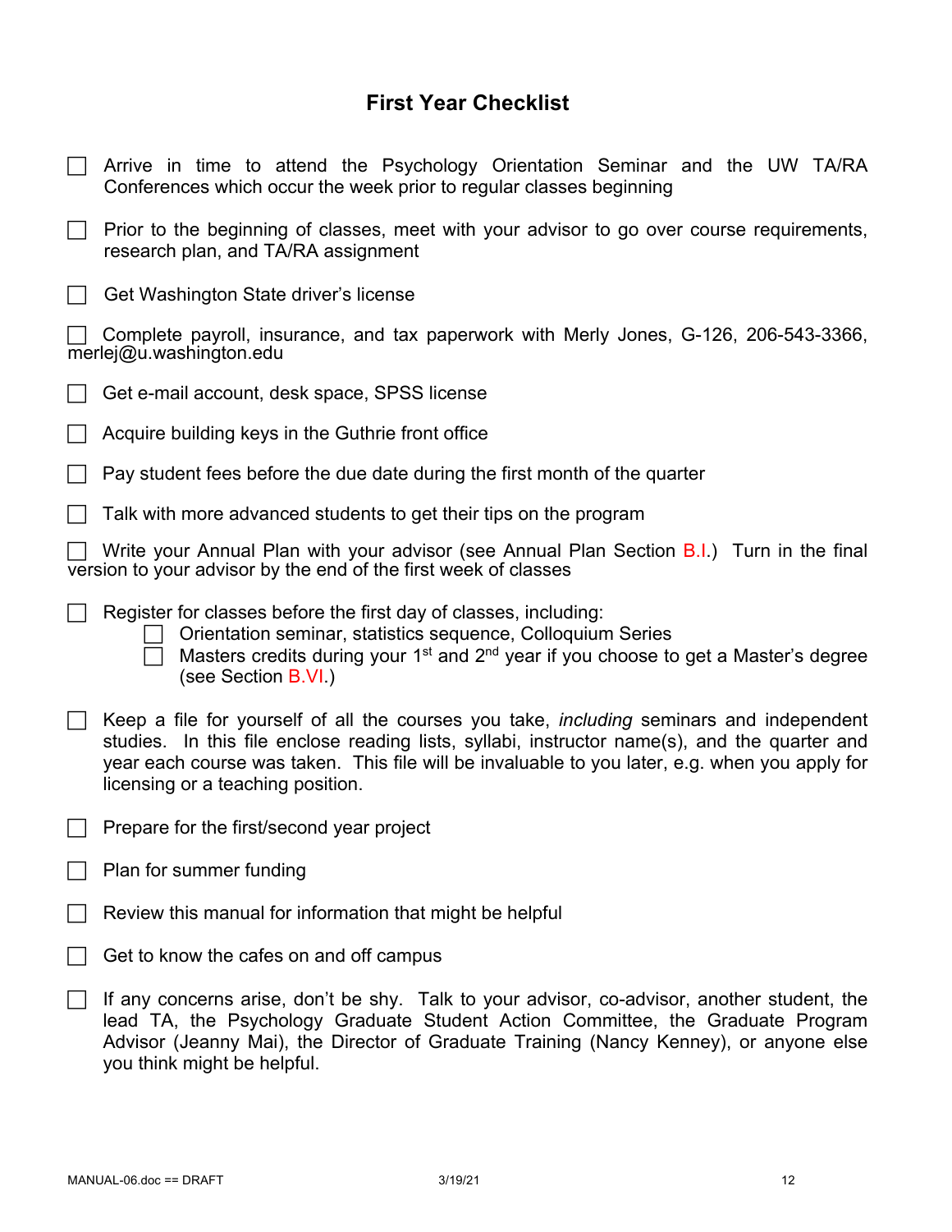## First Year Checklist

- [ ] Arrive in time to attend the Psychology Orientation Seminar and the UW TA/RA Conferences which occur the week prior to regular classes beginning
- [ ] Prior to the beginning of classes, meet with your advisor to go over course requirements, research plan, and TA/RA assignment
- [ ] Get Washington State driver's license
- [ ] Complete payroll, insurance, and tax paperwork with Merly Jones, G-126, 206-543-3366, merlej@u.washington.edu
- [ ] Get e-mail account, desk space, SPSS license
- [ ] Acquire building keys in the Guthrie front office
- [ ] Pay student fees before the due date during the first month of the quarter
- [ ] Talk with more advanced students to get their tips on the program
- [ ] Write your Annual Plan with your advisor (see Annual Plan Section B.I.) Turn in the final version to your advisor by the end of the first week of classes
- [ ] Register for classes before the first day of classes, including:
    - [ ] Orientation seminar, statistics sequence, Colloquium Series
    - [ ] Masters credits during your 1st and 2nd year if you choose to get a Master's degree (see Section B.VI.)
- [ ] Keep a file for yourself of all the courses you take, *including* seminars and independent studies. In this file enclose reading lists, syllabi, instructor name(s), and the quarter and year each course was taken. This file will be invaluable to you later, e.g. when you apply for licensing or a teaching position.
- [ ] Prepare for the first/second year project
- [ ] Plan for summer funding
- [ ] Review this manual for information that might be helpful
- [ ] Get to know the cafes on and off campus
- [ ] If any concerns arise, don't be shy. Talk to your advisor, co-advisor, another student, the lead TA, the Psychology Graduate Student Action Committee, the Graduate Program Advisor (Jeanny Mai), the Director of Graduate Training (Nancy Kenney), or anyone else you think might be helpful.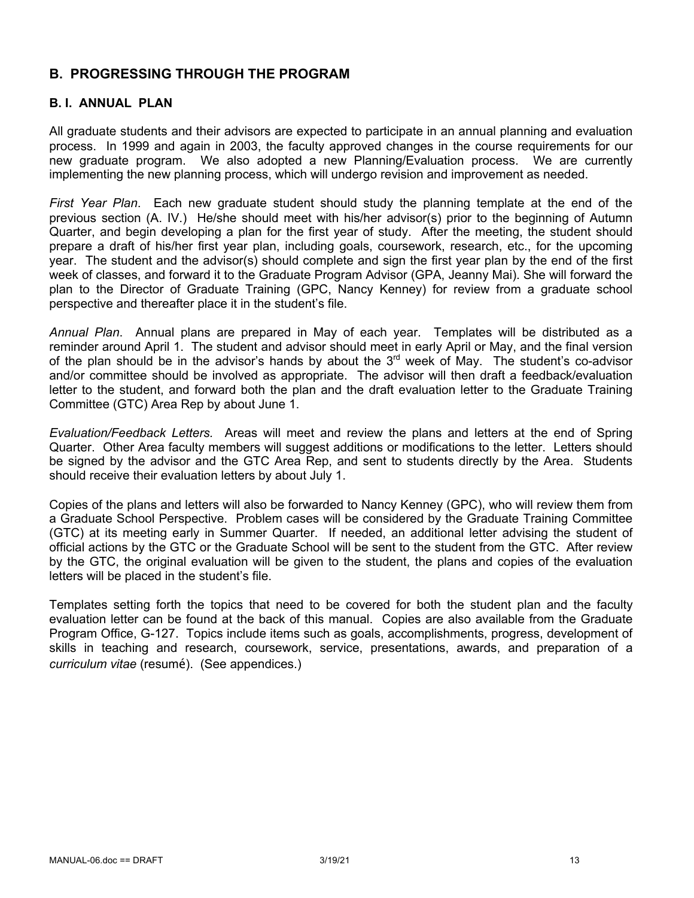## B. PROGRESSING THROUGH THE PROGRAM

### B. I. ANNUAL PLAN

All graduate students and their advisors are expected to participate in an annual planning and evaluation process. In 1999 and again in 2003, the faculty approved changes in the course requirements for our new graduate program. We also adopted a new Planning/Evaluation process. We are currently implementing the new planning process, which will undergo revision and improvement as needed.

*First Year Plan*. Each new graduate student should study the planning template at the end of the previous section (A. IV.) He/she should meet with his/her advisor(s) prior to the beginning of Autumn Quarter, and begin developing a plan for the first year of study. After the meeting, the student should prepare a draft of his/her first year plan, including goals, coursework, research, etc., for the upcoming year. The student and the advisor(s) should complete and sign the first year plan by the end of the first week of classes, and forward it to the Graduate Program Advisor (GPA, Jeanny Mai). She will forward the plan to the Director of Graduate Training (GPC, Nancy Kenney) for review from a graduate school perspective and thereafter place it in the student's file.

*Annual Plan*. Annual plans are prepared in May of each year. Templates will be distributed as a reminder around April 1. The student and advisor should meet in early April or May, and the final version of the plan should be in the advisor's hands by about the 3rd week of May. The student's co-advisor and/or committee should be involved as appropriate. The advisor will then draft a feedback/evaluation letter to the student, and forward both the plan and the draft evaluation letter to the Graduate Training Committee (GTC) Area Rep by about June 1.

*Evaluation/Feedback Letters.* Areas will meet and review the plans and letters at the end of Spring Quarter. Other Area faculty members will suggest additions or modifications to the letter. Letters should be signed by the advisor and the GTC Area Rep, and sent to students directly by the Area. Students should receive their evaluation letters by about July 1.

Copies of the plans and letters will also be forwarded to Nancy Kenney (GPC), who will review them from a Graduate School Perspective. Problem cases will be considered by the Graduate Training Committee (GTC) at its meeting early in Summer Quarter. If needed, an additional letter advising the student of official actions by the GTC or the Graduate School will be sent to the student from the GTC. After review by the GTC, the original evaluation will be given to the student, the plans and copies of the evaluation letters will be placed in the student's file.

Templates setting forth the topics that need to be covered for both the student plan and the faculty evaluation letter can be found at the back of this manual. Copies are also available from the Graduate Program Office, G-127. Topics include items such as goals, accomplishments, progress, development of skills in teaching and research, coursework, service, presentations, awards, and preparation of a *curriculum vitae* (resumé). (See appendices.)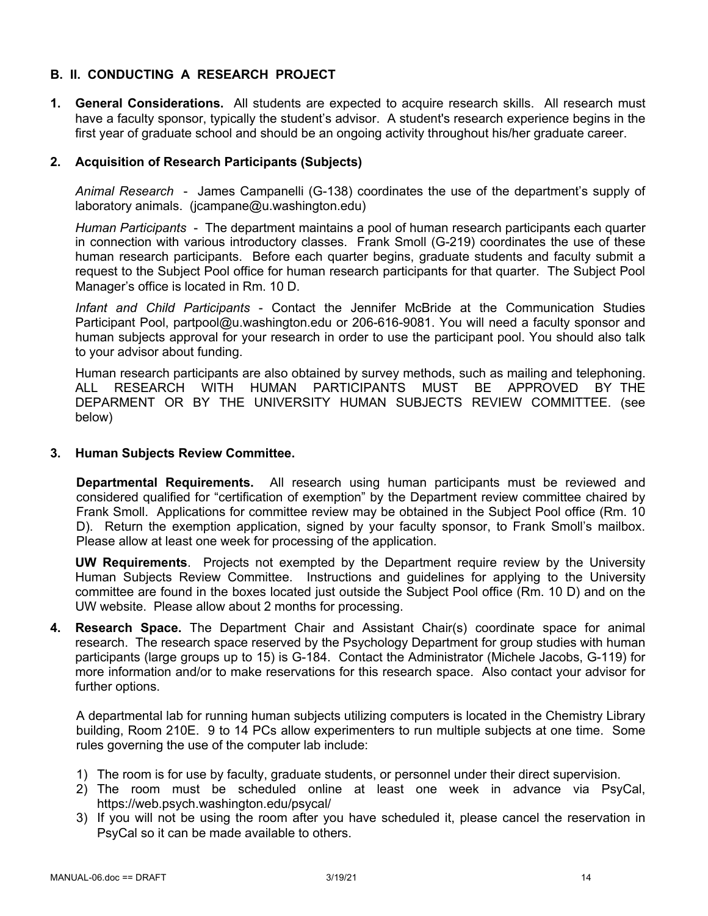## B. II. CONDUCTING A RESEARCH PROJECT

1. **General Considerations.** All students are expected to acquire research skills. All research must have a faculty sponsor, typically the student's advisor. A student's research experience begins in the first year of graduate school and should be an ongoing activity throughout his/her graduate career.

2. **Acquisition of Research Participants (Subjects)**

   *Animal Research* - James Campanelli (G-138) coordinates the use of the department's supply of laboratory animals. (jcampane@u.washington.edu)

   *Human Participants* - The department maintains a pool of human research participants each quarter in connection with various introductory classes. Frank Smoll (G-219) coordinates the use of these human research participants. Before each quarter begins, graduate students and faculty submit a request to the Subject Pool office for human research participants for that quarter. The Subject Pool Manager's office is located in Rm. 10 D.

   *Infant and Child Participants* - Contact the Jennifer McBride at the Communication Studies Participant Pool, partpool@u.washington.edu or 206-616-9081. You will need a faculty sponsor and human subjects approval for your research in order to use the participant pool. You should also talk to your advisor about funding.

   Human research participants are also obtained by survey methods, such as mailing and telephoning. ALL RESEARCH WITH HUMAN PARTICIPANTS MUST BE APPROVED BY THE DEPARMENT OR BY THE UNIVERSITY HUMAN SUBJECTS REVIEW COMMITTEE. (see below)

3. **Human Subjects Review Committee.**

   **Departmental Requirements.** All research using human participants must be reviewed and considered qualified for "certification of exemption" by the Department review committee chaired by Frank Smoll. Applications for committee review may be obtained in the Subject Pool office (Rm. 10 D). Return the exemption application, signed by your faculty sponsor, to Frank Smoll's mailbox. Please allow at least one week for processing of the application.

   **UW Requirements**. Projects not exempted by the Department require review by the University Human Subjects Review Committee. Instructions and guidelines for applying to the University committee are found in the boxes located just outside the Subject Pool office (Rm. 10 D) and on the UW website. Please allow about 2 months for processing.

4. **Research Space.** The Department Chair and Assistant Chair(s) coordinate space for animal research. The research space reserved by the Psychology Department for group studies with human participants (large groups up to 15) is G-184. Contact the Administrator (Michele Jacobs, G-119) for more information and/or to make reservations for this research space. Also contact your advisor for further options.

   A departmental lab for running human subjects utilizing computers is located in the Chemistry Library building, Room 210E. 9 to 14 PCs allow experimenters to run multiple subjects at one time. Some rules governing the use of the computer lab include:

   1) The room is for use by faculty, graduate students, or personnel under their direct supervision.
   2) The room must be scheduled online at least one week in advance via PsyCal, https://web.psych.washington.edu/psycal/
   3) If you will not be using the room after you have scheduled it, please cancel the reservation in PsyCal so it can be made available to others.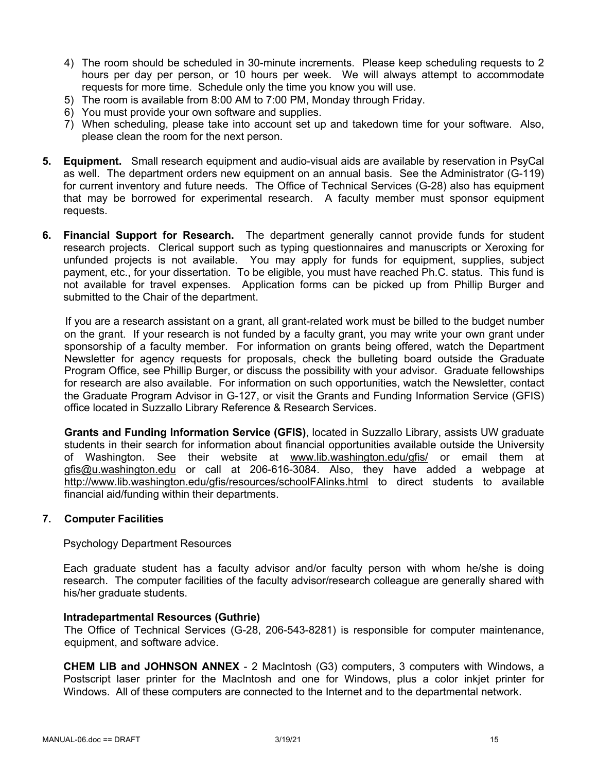4) The room should be scheduled in 30-minute increments. Please keep scheduling requests to 2 hours per day per person, or 10 hours per week. We will always attempt to accommodate requests for more time. Schedule only the time you know you will use.
5) The room is available from 8:00 AM to 7:00 PM, Monday through Friday.
6) You must provide your own software and supplies.
7) When scheduling, please take into account set up and takedown time for your software. Also, please clean the room for the next person.

**5. Equipment.** Small research equipment and audio-visual aids are available by reservation in PsyCal as well. The department orders new equipment on an annual basis. See the Administrator (G-119) for current inventory and future needs. The Office of Technical Services (G-28) also has equipment that may be borrowed for experimental research. A faculty member must sponsor equipment requests.

**6. Financial Support for Research.** The department generally cannot provide funds for student research projects. Clerical support such as typing questionnaires and manuscripts or Xeroxing for unfunded projects is not available. You may apply for funds for equipment, supplies, subject payment, etc., for your dissertation. To be eligible, you must have reached Ph.C. status. This fund is not available for travel expenses. Application forms can be picked up from Phillip Burger and submitted to the Chair of the department.

If you are a research assistant on a grant, all grant-related work must be billed to the budget number on the grant. If your research is not funded by a faculty grant, you may write your own grant under sponsorship of a faculty member. For information on grants being offered, watch the Department Newsletter for agency requests for proposals, check the bulleting board outside the Graduate Program Office, see Phillip Burger, or discuss the possibility with your advisor. Graduate fellowships for research are also available. For information on such opportunities, watch the Newsletter, contact the Graduate Program Advisor in G-127, or visit the Grants and Funding Information Service (GFIS) office located in Suzzallo Library Reference & Research Services.

**Grants and Funding Information Service (GFIS)**, located in Suzzallo Library, assists UW graduate students in their search for information about financial opportunities available outside the University of Washington. See their website at www.lib.washington.edu/gfis/ or email them at gfis@u.washington.edu or call at 206-616-3084. Also, they have added a webpage at http://www.lib.washington.edu/gfis/resources/schoolFAlinks.html to direct students to available financial aid/funding within their departments.

**7. Computer Facilities**

Psychology Department Resources

Each graduate student has a faculty advisor and/or faculty person with whom he/she is doing research. The computer facilities of the faculty advisor/research colleague are generally shared with his/her graduate students.

**Intradepartmental Resources (Guthrie)**

The Office of Technical Services (G-28, 206-543-8281) is responsible for computer maintenance, equipment, and software advice.

**CHEM LIB and JOHNSON ANNEX** - 2 MacIntosh (G3) computers, 3 computers with Windows, a Postscript laser printer for the MacIntosh and one for Windows, plus a color inkjet printer for Windows. All of these computers are connected to the Internet and to the departmental network.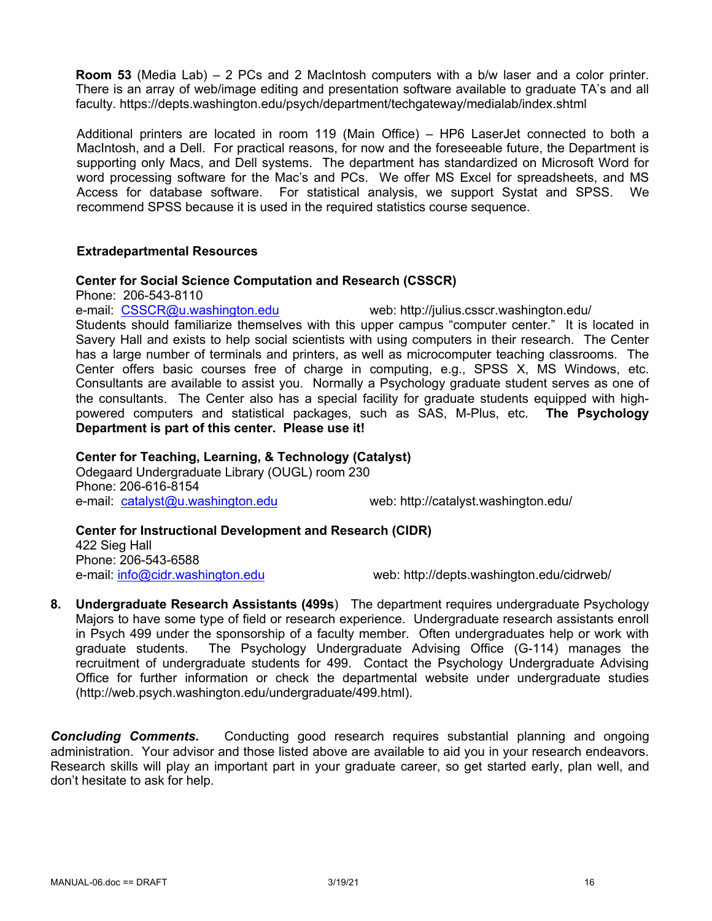**Room 53** (Media Lab) – 2 PCs and 2 MacIntosh computers with a b/w laser and a color printer. There is an array of web/image editing and presentation software available to graduate TA's and all faculty. https://depts.washington.edu/psych/department/techgateway/medialab/index.shtml

Additional printers are located in room 119 (Main Office) – HP6 LaserJet connected to both a MacIntosh, and a Dell. For practical reasons, for now and the foreseeable future, the Department is supporting only Macs, and Dell systems. The department has standardized on Microsoft Word for word processing software for the Mac's and PCs. We offer MS Excel for spreadsheets, and MS Access for database software. For statistical analysis, we support Systat and SPSS. We recommend SPSS because it is used in the required statistics course sequence.

**Extradepartmental Resources**

**Center for Social Science Computation and Research (CSSCR)**
Phone: 206-543-8110
e-mail: CSSCR@u.washington.edu web: http://julius.csscr.washington.edu/
Students should familiarize themselves with this upper campus "computer center." It is located in Savery Hall and exists to help social scientists with using computers in their research. The Center has a large number of terminals and printers, as well as microcomputer teaching classrooms. The Center offers basic courses free of charge in computing, e.g., SPSS X, MS Windows, etc. Consultants are available to assist you. Normally a Psychology graduate student serves as one of the consultants. The Center also has a special facility for graduate students equipped with high-powered computers and statistical packages, such as SAS, M-Plus, etc. **The Psychology Department is part of this center. Please use it!**

**Center for Teaching, Learning, & Technology (Catalyst)**
Odegaard Undergraduate Library (OUGL) room 230
Phone: 206-616-8154
e-mail: catalyst@u.washington.edu web: http://catalyst.washington.edu/

**Center for Instructional Development and Research (CIDR)**
422 Sieg Hall
Phone: 206-543-6588
e-mail: info@cidr.washington.edu web: http://depts.washington.edu/cidrweb/

8. **Undergraduate Research Assistants (499s**) The department requires undergraduate Psychology Majors to have some type of field or research experience. Undergraduate research assistants enroll in Psych 499 under the sponsorship of a faculty member. Often undergraduates help or work with graduate students. The Psychology Undergraduate Advising Office (G-114) manages the recruitment of undergraduate students for 499. Contact the Psychology Undergraduate Advising Office for further information or check the departmental website under undergraduate studies (http://web.psych.washington.edu/undergraduate/499.html).

***Concluding Comments.*** Conducting good research requires substantial planning and ongoing administration. Your advisor and those listed above are available to aid you in your research endeavors. Research skills will play an important part in your graduate career, so get started early, plan well, and don't hesitate to ask for help.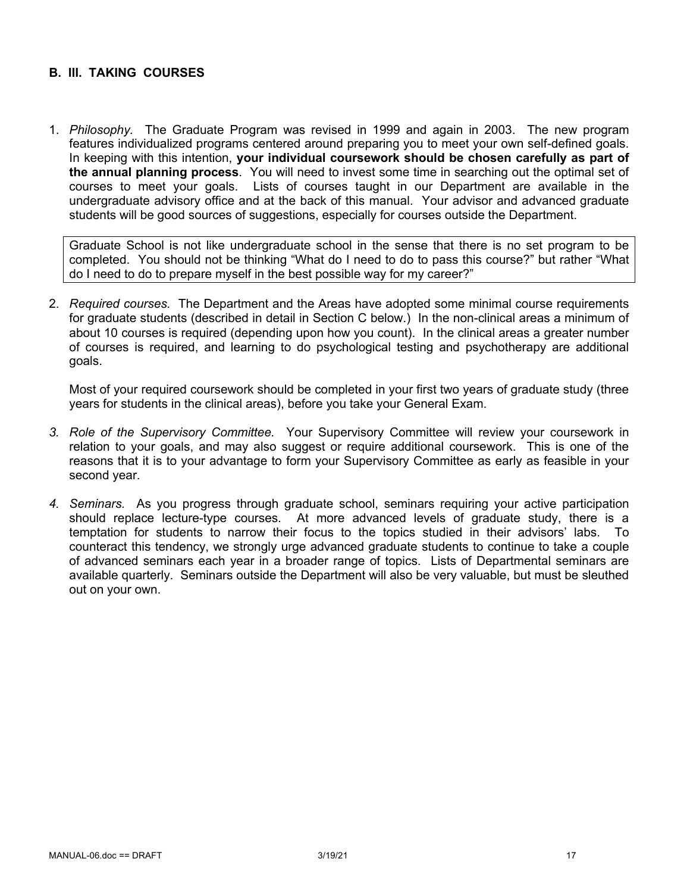## B. III. TAKING COURSES

1. *Philosophy.* The Graduate Program was revised in 1999 and again in 2003. The new program features individualized programs centered around preparing you to meet your own self-defined goals. In keeping with this intention, **your individual coursework should be chosen carefully as part of the annual planning process**. You will need to invest some time in searching out the optimal set of courses to meet your goals. Lists of courses taught in our Department are available in the undergraduate advisory office and at the back of this manual. Your advisor and advanced graduate students will be good sources of suggestions, especially for courses outside the Department.

   > Graduate School is not like undergraduate school in the sense that there is no set program to be completed. You should not be thinking "What do I need to do to pass this course?" but rather "What do I need to do to prepare myself in the best possible way for my career?"

2. *Required courses.* The Department and the Areas have adopted some minimal course requirements for graduate students (described in detail in Section C below.) In the non-clinical areas a minimum of about 10 courses is required (depending upon how you count). In the clinical areas a greater number of courses is required, and learning to do psychological testing and psychotherapy are additional goals.

   Most of your required coursework should be completed in your first two years of graduate study (three years for students in the clinical areas), before you take your General Exam.

3. *Role of the Supervisory Committee.* Your Supervisory Committee will review your coursework in relation to your goals, and may also suggest or require additional coursework. This is one of the reasons that it is to your advantage to form your Supervisory Committee as early as feasible in your second year.

4. *Seminars.* As you progress through graduate school, seminars requiring your active participation should replace lecture-type courses. At more advanced levels of graduate study, there is a temptation for students to narrow their focus to the topics studied in their advisors' labs. To counteract this tendency, we strongly urge advanced graduate students to continue to take a couple of advanced seminars each year in a broader range of topics. Lists of Departmental seminars are available quarterly. Seminars outside the Department will also be very valuable, but must be sleuthed out on your own.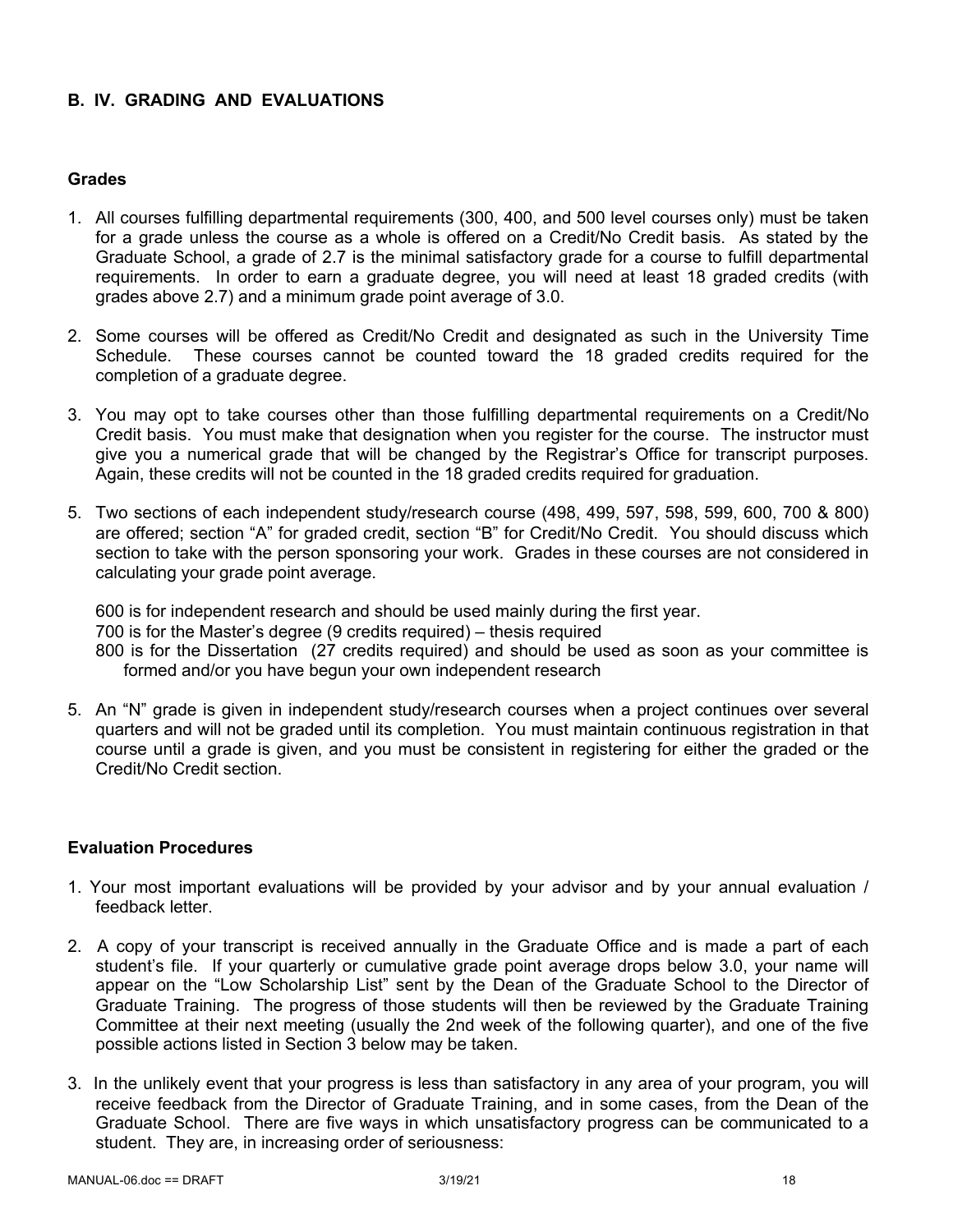## B. IV. GRADING AND EVALUATIONS

### Grades

1. All courses fulfilling departmental requirements (300, 400, and 500 level courses only) must be taken for a grade unless the course as a whole is offered on a Credit/No Credit basis. As stated by the Graduate School, a grade of 2.7 is the minimal satisfactory grade for a course to fulfill departmental requirements. In order to earn a graduate degree, you will need at least 18 graded credits (with grades above 2.7) and a minimum grade point average of 3.0.

2. Some courses will be offered as Credit/No Credit and designated as such in the University Time Schedule. These courses cannot be counted toward the 18 graded credits required for the completion of a graduate degree.

3. You may opt to take courses other than those fulfilling departmental requirements on a Credit/No Credit basis. You must make that designation when you register for the course. The instructor must give you a numerical grade that will be changed by the Registrar's Office for transcript purposes. Again, these credits will not be counted in the 18 graded credits required for graduation.

5. Two sections of each independent study/research course (498, 499, 597, 598, 599, 600, 700 & 800) are offered; section "A" for graded credit, section "B" for Credit/No Credit. You should discuss which section to take with the person sponsoring your work. Grades in these courses are not considered in calculating your grade point average.

   600 is for independent research and should be used mainly during the first year.
   700 is for the Master's degree (9 credits required) – thesis required
   800 is for the Dissertation (27 credits required) and should be used as soon as your committee is formed and/or you have begun your own independent research

5. An "N" grade is given in independent study/research courses when a project continues over several quarters and will not be graded until its completion. You must maintain continuous registration in that course until a grade is given, and you must be consistent in registering for either the graded or the Credit/No Credit section.

### Evaluation Procedures

1. Your most important evaluations will be provided by your advisor and by your annual evaluation / feedback letter.

2. A copy of your transcript is received annually in the Graduate Office and is made a part of each student's file. If your quarterly or cumulative grade point average drops below 3.0, your name will appear on the "Low Scholarship List" sent by the Dean of the Graduate School to the Director of Graduate Training. The progress of those students will then be reviewed by the Graduate Training Committee at their next meeting (usually the 2nd week of the following quarter), and one of the five possible actions listed in Section 3 below may be taken.

3. In the unlikely event that your progress is less than satisfactory in any area of your program, you will receive feedback from the Director of Graduate Training, and in some cases, from the Dean of the Graduate School. There are five ways in which unsatisfactory progress can be communicated to a student. They are, in increasing order of seriousness: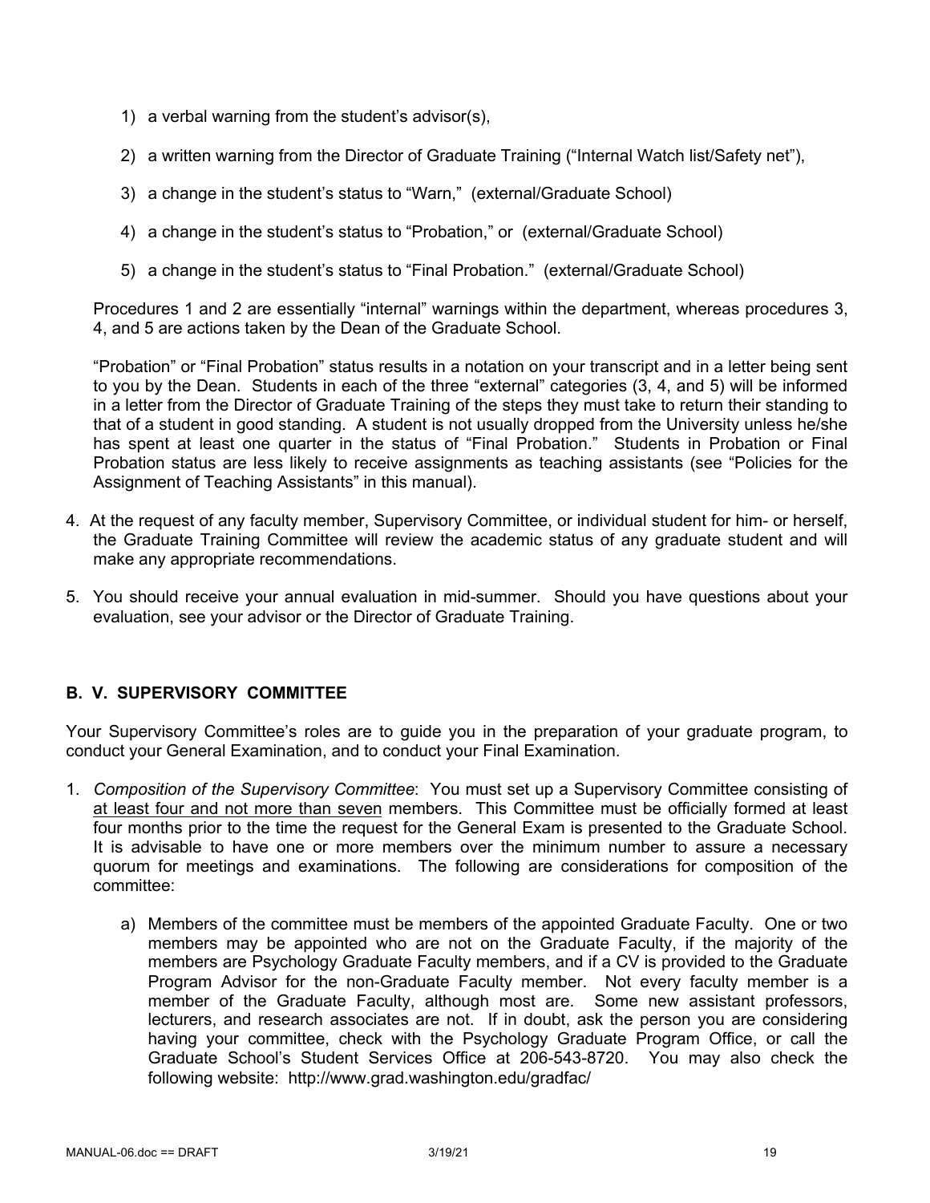1) a verbal warning from the student's advisor(s),

2) a written warning from the Director of Graduate Training ("Internal Watch list/Safety net"),

3) a change in the student's status to "Warn," (external/Graduate School)

4) a change in the student's status to "Probation," or (external/Graduate School)

5) a change in the student's status to "Final Probation." (external/Graduate School)

Procedures 1 and 2 are essentially "internal" warnings within the department, whereas procedures 3, 4, and 5 are actions taken by the Dean of the Graduate School.

"Probation" or "Final Probation" status results in a notation on your transcript and in a letter being sent to you by the Dean. Students in each of the three "external" categories (3, 4, and 5) will be informed in a letter from the Director of Graduate Training of the steps they must take to return their standing to that of a student in good standing. A student is not usually dropped from the University unless he/she has spent at least one quarter in the status of "Final Probation." Students in Probation or Final Probation status are less likely to receive assignments as teaching assistants (see "Policies for the Assignment of Teaching Assistants" in this manual).

4. At the request of any faculty member, Supervisory Committee, or individual student for him- or herself, the Graduate Training Committee will review the academic status of any graduate student and will make any appropriate recommendations.

5. You should receive your annual evaluation in mid-summer. Should you have questions about your evaluation, see your advisor or the Director of Graduate Training.

## B. V. SUPERVISORY COMMITTEE

Your Supervisory Committee's roles are to guide you in the preparation of your graduate program, to conduct your General Examination, and to conduct your Final Examination.

1. *Composition of the Supervisory Committee*: You must set up a Supervisory Committee consisting of at least four and not more than seven members. This Committee must be officially formed at least four months prior to the time the request for the General Exam is presented to the Graduate School. It is advisable to have one or more members over the minimum number to assure a necessary quorum for meetings and examinations. The following are considerations for composition of the committee:

   a) Members of the committee must be members of the appointed Graduate Faculty. One or two members may be appointed who are not on the Graduate Faculty, if the majority of the members are Psychology Graduate Faculty members, and if a CV is provided to the Graduate Program Advisor for the non-Graduate Faculty member. Not every faculty member is a member of the Graduate Faculty, although most are. Some new assistant professors, lecturers, and research associates are not. If in doubt, ask the person you are considering having your committee, check with the Psychology Graduate Program Office, or call the Graduate School's Student Services Office at 206-543-8720. You may also check the following website: http://www.grad.washington.edu/gradfac/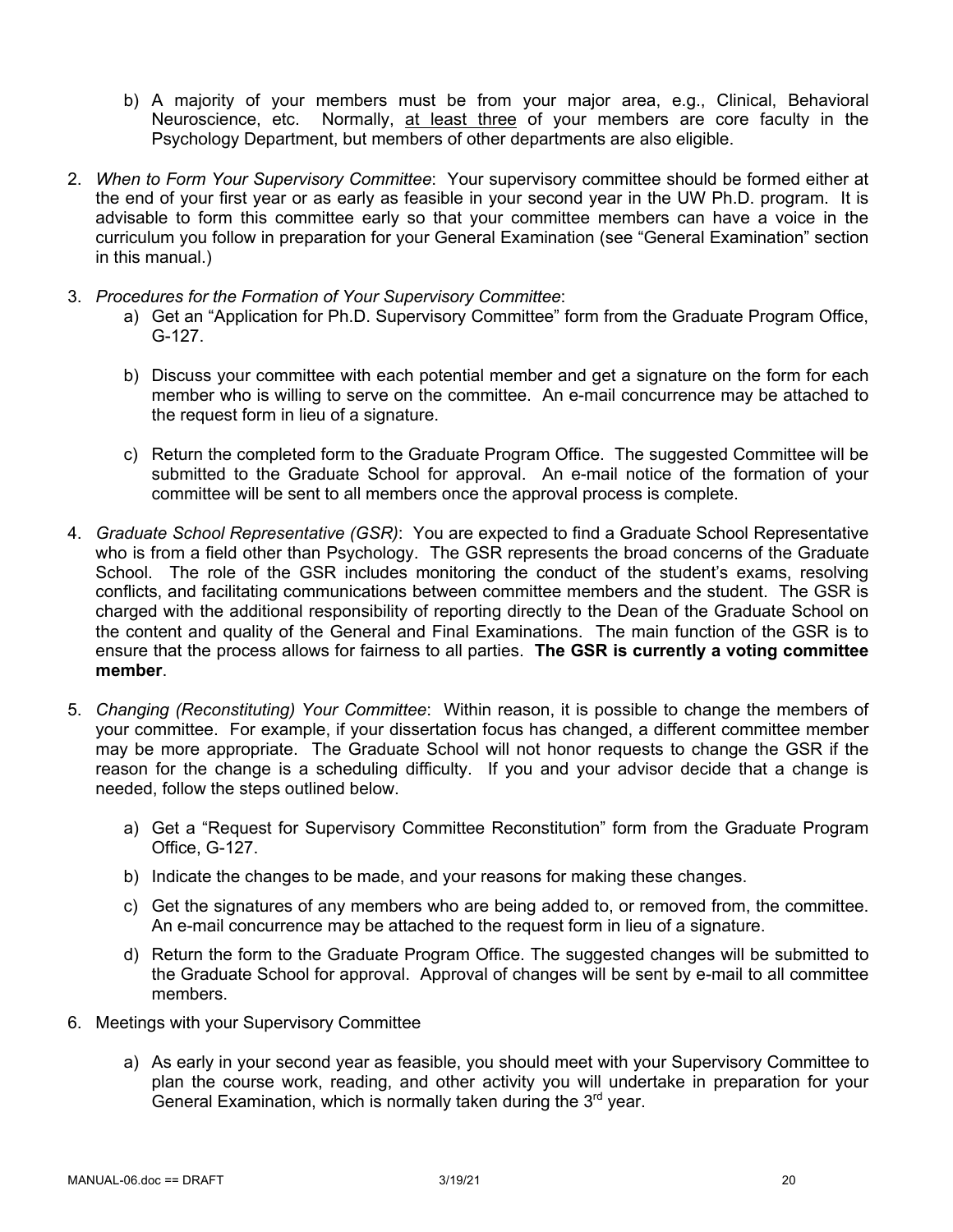b) A majority of your members must be from your major area, e.g., Clinical, Behavioral Neuroscience, etc. Normally, <u>at least three</u> of your members are core faculty in the Psychology Department, but members of other departments are also eligible.

2. *When to Form Your Supervisory Committee*: Your supervisory committee should be formed either at the end of your first year or as early as feasible in your second year in the UW Ph.D. program. It is advisable to form this committee early so that your committee members can have a voice in the curriculum you follow in preparation for your General Examination (see "General Examination" section in this manual.)

3. *Procedures for the Formation of Your Supervisory Committee*:
   a) Get an "Application for Ph.D. Supervisory Committee" form from the Graduate Program Office, G-127.

   b) Discuss your committee with each potential member and get a signature on the form for each member who is willing to serve on the committee. An e-mail concurrence may be attached to the request form in lieu of a signature.

   c) Return the completed form to the Graduate Program Office. The suggested Committee will be submitted to the Graduate School for approval. An e-mail notice of the formation of your committee will be sent to all members once the approval process is complete.

4. *Graduate School Representative (GSR)*: You are expected to find a Graduate School Representative who is from a field other than Psychology. The GSR represents the broad concerns of the Graduate School. The role of the GSR includes monitoring the conduct of the student's exams, resolving conflicts, and facilitating communications between committee members and the student. The GSR is charged with the additional responsibility of reporting directly to the Dean of the Graduate School on the content and quality of the General and Final Examinations. The main function of the GSR is to ensure that the process allows for fairness to all parties. **The GSR is currently a voting committee member**.

5. *Changing (Reconstituting) Your Committee*: Within reason, it is possible to change the members of your committee. For example, if your dissertation focus has changed, a different committee member may be more appropriate. The Graduate School will not honor requests to change the GSR if the reason for the change is a scheduling difficulty. If you and your advisor decide that a change is needed, follow the steps outlined below.

   a) Get a "Request for Supervisory Committee Reconstitution" form from the Graduate Program Office, G-127.
   b) Indicate the changes to be made, and your reasons for making these changes.
   c) Get the signatures of any members who are being added to, or removed from, the committee. An e-mail concurrence may be attached to the request form in lieu of a signature.
   d) Return the form to the Graduate Program Office. The suggested changes will be submitted to the Graduate School for approval. Approval of changes will be sent by e-mail to all committee members.

6. Meetings with your Supervisory Committee

   a) As early in your second year as feasible, you should meet with your Supervisory Committee to plan the course work, reading, and other activity you will undertake in preparation for your General Examination, which is normally taken during the 3rd year.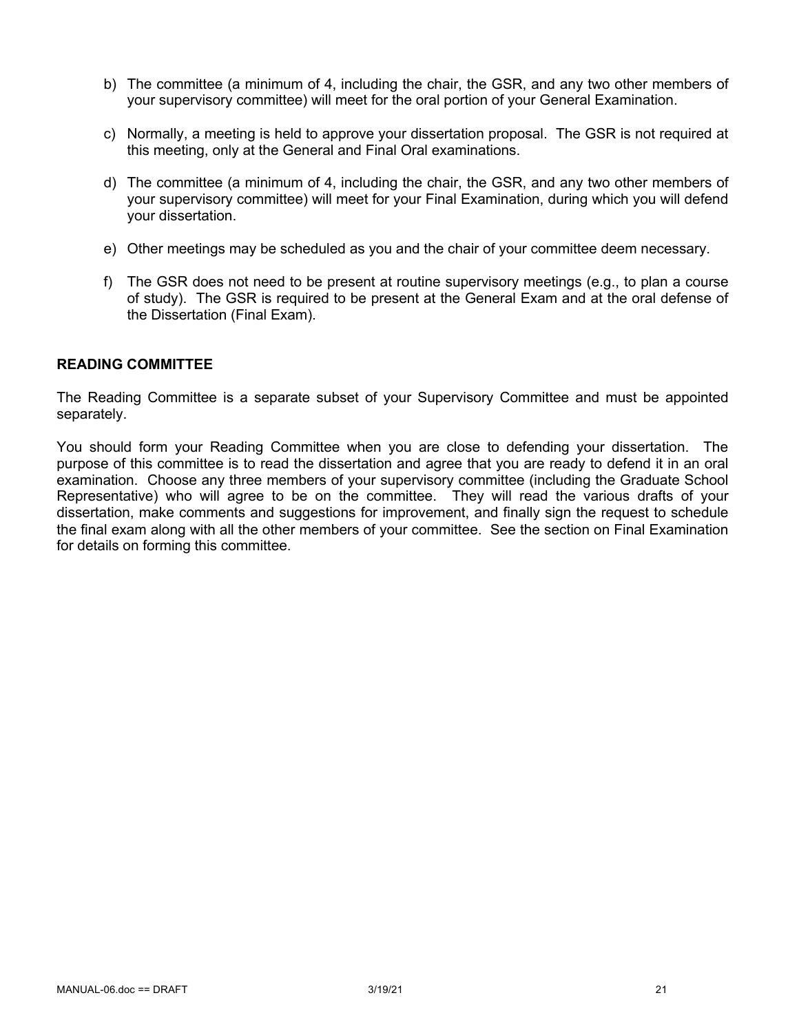b) The committee (a minimum of 4, including the chair, the GSR, and any two other members of your supervisory committee) will meet for the oral portion of your General Examination.

c) Normally, a meeting is held to approve your dissertation proposal. The GSR is not required at this meeting, only at the General and Final Oral examinations.

d) The committee (a minimum of 4, including the chair, the GSR, and any two other members of your supervisory committee) will meet for your Final Examination, during which you will defend your dissertation.

e) Other meetings may be scheduled as you and the chair of your committee deem necessary.

f) The GSR does not need to be present at routine supervisory meetings (e.g., to plan a course of study). The GSR is required to be present at the General Exam and at the oral defense of the Dissertation (Final Exam).

## READING COMMITTEE

The Reading Committee is a separate subset of your Supervisory Committee and must be appointed separately.

You should form your Reading Committee when you are close to defending your dissertation. The purpose of this committee is to read the dissertation and agree that you are ready to defend it in an oral examination. Choose any three members of your supervisory committee (including the Graduate School Representative) who will agree to be on the committee. They will read the various drafts of your dissertation, make comments and suggestions for improvement, and finally sign the request to schedule the final exam along with all the other members of your committee. See the section on Final Examination for details on forming this committee.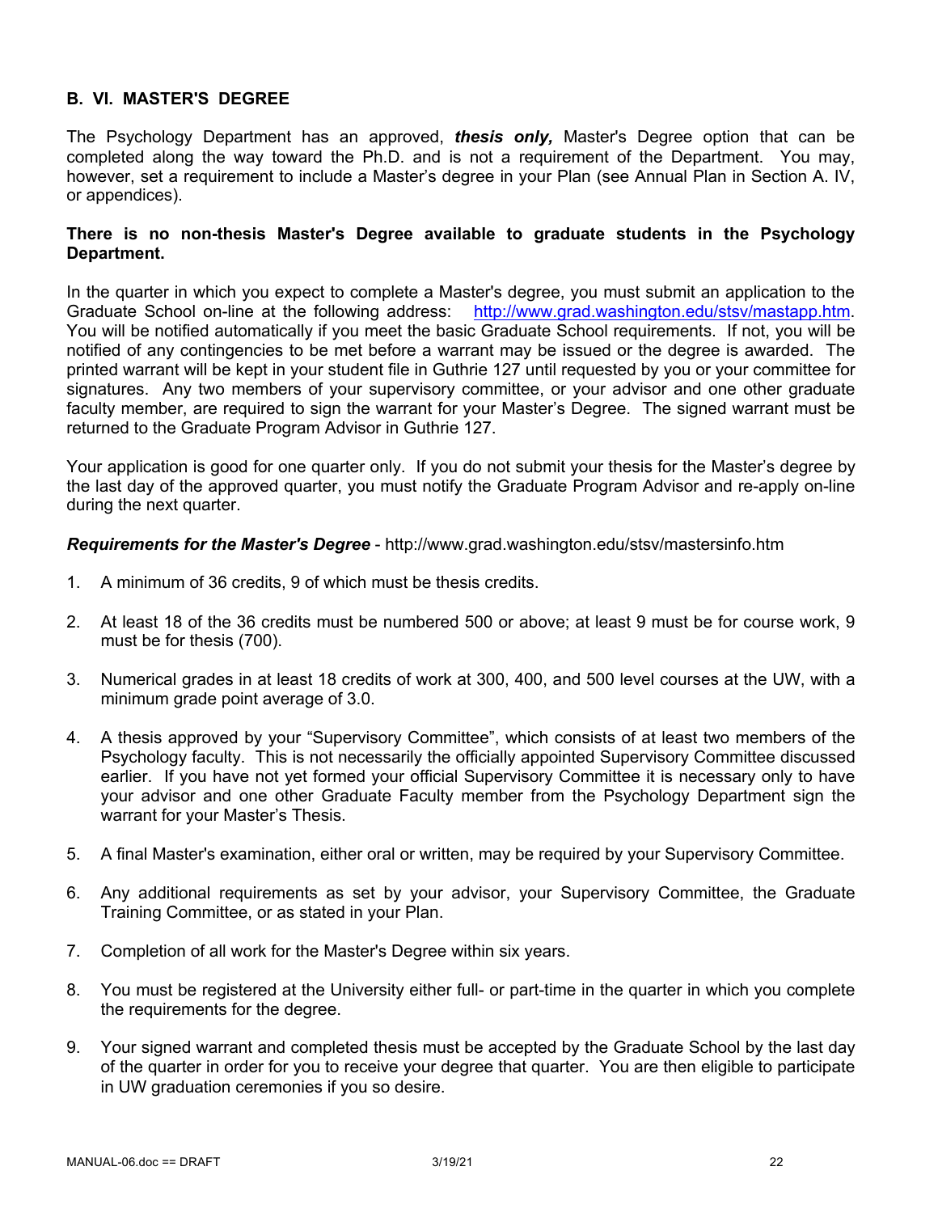## B. VI. MASTER'S DEGREE

The Psychology Department has an approved, ***thesis only,*** Master's Degree option that can be completed along the way toward the Ph.D. and is not a requirement of the Department. You may, however, set a requirement to include a Master's degree in your Plan (see Annual Plan in Section A. IV, or appendices).

**There is no non-thesis Master's Degree available to graduate students in the Psychology Department.**

In the quarter in which you expect to complete a Master's degree, you must submit an application to the Graduate School on-line at the following address: [http://www.grad.washington.edu/stsv/mastapp.htm](http://www.grad.washington.edu/stsv/mastapp.htm). You will be notified automatically if you meet the basic Graduate School requirements. If not, you will be notified of any contingencies to be met before a warrant may be issued or the degree is awarded. The printed warrant will be kept in your student file in Guthrie 127 until requested by you or your committee for signatures. Any two members of your supervisory committee, or your advisor and one other graduate faculty member, are required to sign the warrant for your Master's Degree. The signed warrant must be returned to the Graduate Program Advisor in Guthrie 127.

Your application is good for one quarter only. If you do not submit your thesis for the Master's degree by the last day of the approved quarter, you must notify the Graduate Program Advisor and re-apply on-line during the next quarter.

***Requirements for the Master's Degree*** - http://www.grad.washington.edu/stsv/mastersinfo.htm

1. A minimum of 36 credits, 9 of which must be thesis credits.
2. At least 18 of the 36 credits must be numbered 500 or above; at least 9 must be for course work, 9 must be for thesis (700).
3. Numerical grades in at least 18 credits of work at 300, 400, and 500 level courses at the UW, with a minimum grade point average of 3.0.
4. A thesis approved by your "Supervisory Committee", which consists of at least two members of the Psychology faculty. This is not necessarily the officially appointed Supervisory Committee discussed earlier. If you have not yet formed your official Supervisory Committee it is necessary only to have your advisor and one other Graduate Faculty member from the Psychology Department sign the warrant for your Master's Thesis.
5. A final Master's examination, either oral or written, may be required by your Supervisory Committee.
6. Any additional requirements as set by your advisor, your Supervisory Committee, the Graduate Training Committee, or as stated in your Plan.
7. Completion of all work for the Master's Degree within six years.
8. You must be registered at the University either full- or part-time in the quarter in which you complete the requirements for the degree.
9. Your signed warrant and completed thesis must be accepted by the Graduate School by the last day of the quarter in order for you to receive your degree that quarter. You are then eligible to participate in UW graduation ceremonies if you so desire.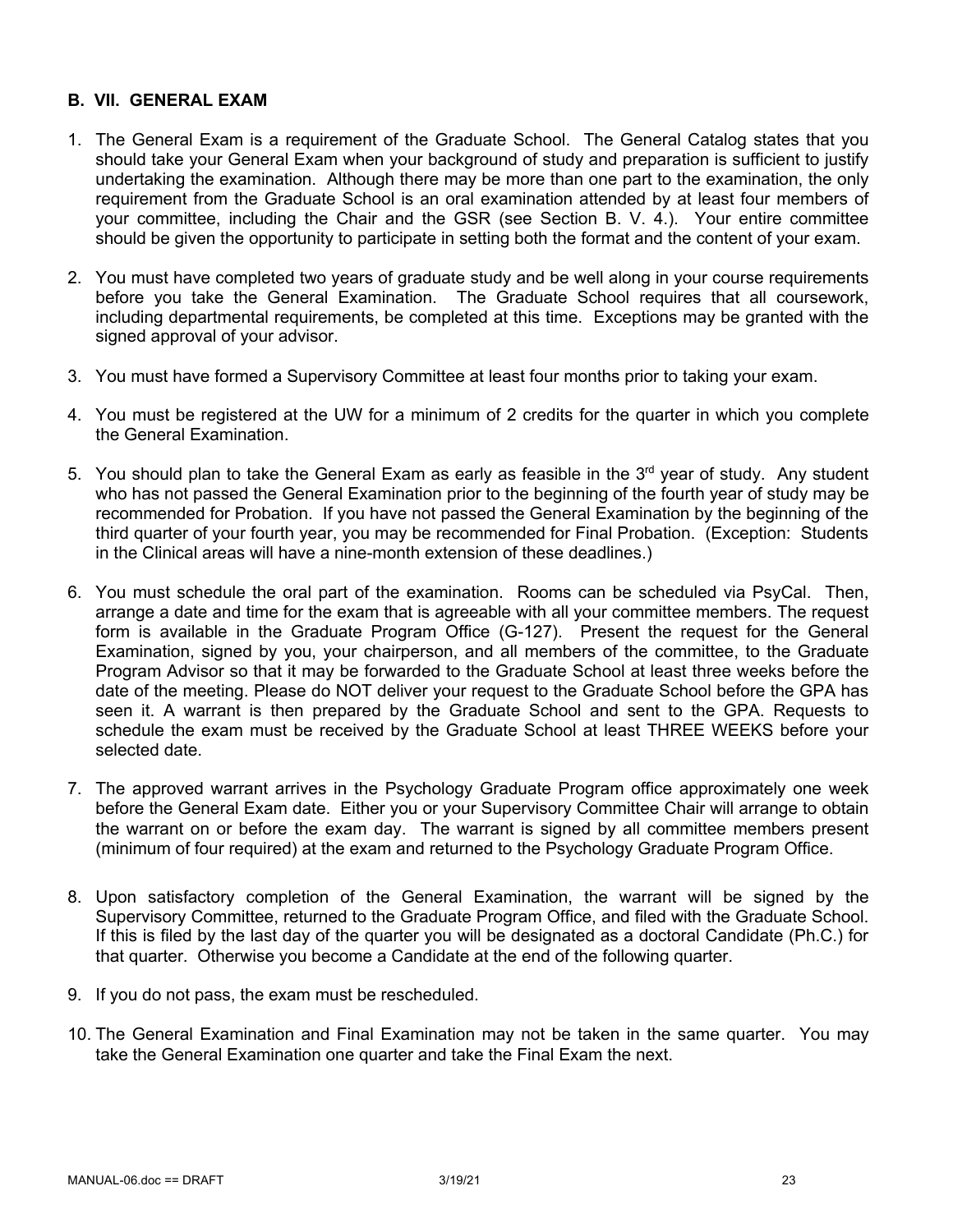### B. VII. GENERAL EXAM

1. The General Exam is a requirement of the Graduate School. The General Catalog states that you should take your General Exam when your background of study and preparation is sufficient to justify undertaking the examination. Although there may be more than one part to the examination, the only requirement from the Graduate School is an oral examination attended by at least four members of your committee, including the Chair and the GSR (see Section B. V. 4.). Your entire committee should be given the opportunity to participate in setting both the format and the content of your exam.

2. You must have completed two years of graduate study and be well along in your course requirements before you take the General Examination. The Graduate School requires that all coursework, including departmental requirements, be completed at this time. Exceptions may be granted with the signed approval of your advisor.

3. You must have formed a Supervisory Committee at least four months prior to taking your exam.

4. You must be registered at the UW for a minimum of 2 credits for the quarter in which you complete the General Examination.

5. You should plan to take the General Exam as early as feasible in the 3rd year of study. Any student who has not passed the General Examination prior to the beginning of the fourth year of study may be recommended for Probation. If you have not passed the General Examination by the beginning of the third quarter of your fourth year, you may be recommended for Final Probation. (Exception: Students in the Clinical areas will have a nine-month extension of these deadlines.)

6. You must schedule the oral part of the examination. Rooms can be scheduled via PsyCal. Then, arrange a date and time for the exam that is agreeable with all your committee members. The request form is available in the Graduate Program Office (G-127). Present the request for the General Examination, signed by you, your chairperson, and all members of the committee, to the Graduate Program Advisor so that it may be forwarded to the Graduate School at least three weeks before the date of the meeting. Please do NOT deliver your request to the Graduate School before the GPA has seen it. A warrant is then prepared by the Graduate School and sent to the GPA. Requests to schedule the exam must be received by the Graduate School at least THREE WEEKS before your selected date.

7. The approved warrant arrives in the Psychology Graduate Program office approximately one week before the General Exam date. Either you or your Supervisory Committee Chair will arrange to obtain the warrant on or before the exam day. The warrant is signed by all committee members present (minimum of four required) at the exam and returned to the Psychology Graduate Program Office.

8. Upon satisfactory completion of the General Examination, the warrant will be signed by the Supervisory Committee, returned to the Graduate Program Office, and filed with the Graduate School. If this is filed by the last day of the quarter you will be designated as a doctoral Candidate (Ph.C.) for that quarter. Otherwise you become a Candidate at the end of the following quarter.

9. If you do not pass, the exam must be rescheduled.

10. The General Examination and Final Examination may not be taken in the same quarter. You may take the General Examination one quarter and take the Final Exam the next.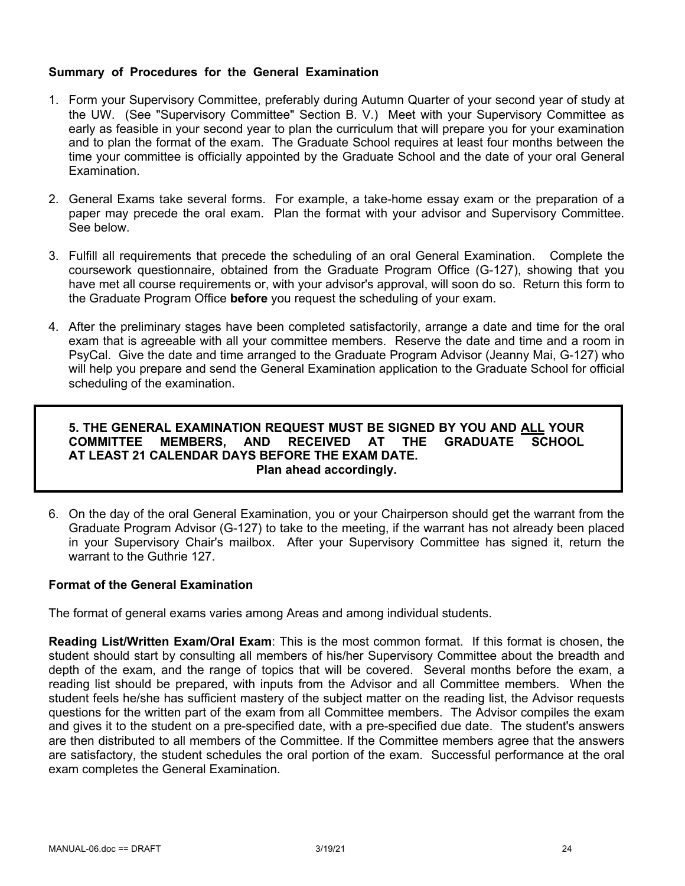### Summary of Procedures for the General Examination

1. Form your Supervisory Committee, preferably during Autumn Quarter of your second year of study at the UW. (See "Supervisory Committee" Section B. V.) Meet with your Supervisory Committee as early as feasible in your second year to plan the curriculum that will prepare you for your examination and to plan the format of the exam. The Graduate School requires at least four months between the time your committee is officially appointed by the Graduate School and the date of your oral General Examination.

2. General Exams take several forms. For example, a take-home essay exam or the preparation of a paper may precede the oral exam. Plan the format with your advisor and Supervisory Committee. See below.

3. Fulfill all requirements that precede the scheduling of an oral General Examination. Complete the coursework questionnaire, obtained from the Graduate Program Office (G-127), showing that you have met all course requirements or, with your advisor's approval, will soon do so. Return this form to the Graduate Program Office **before** you request the scheduling of your exam.

4. After the preliminary stages have been completed satisfactorily, arrange a date and time for the oral exam that is agreeable with all your committee members. Reserve the date and time and a room in PsyCal. Give the date and time arranged to the Graduate Program Advisor (Jeanny Mai, G-127) who will help you prepare and send the General Examination application to the Graduate School for official scheduling of the examination.

5. **THE GENERAL EXAMINATION REQUEST MUST BE SIGNED BY YOU AND <u>ALL</u> YOUR COMMITTEE MEMBERS, AND RECEIVED AT THE GRADUATE SCHOOL AT LEAST 21 CALENDAR DAYS BEFORE THE EXAM DATE.**
   **Plan ahead accordingly.**

6. On the day of the oral General Examination, you or your Chairperson should get the warrant from the Graduate Program Advisor (G-127) to take to the meeting, if the warrant has not already been placed in your Supervisory Chair's mailbox. After your Supervisory Committee has signed it, return the warrant to the Guthrie 127.

### Format of the General Examination

The format of general exams varies among Areas and among individual students.

**Reading List/Written Exam/Oral Exam**: This is the most common format. If this format is chosen, the student should start by consulting all members of his/her Supervisory Committee about the breadth and depth of the exam, and the range of topics that will be covered. Several months before the exam, a reading list should be prepared, with inputs from the Advisor and all Committee members. When the student feels he/she has sufficient mastery of the subject matter on the reading list, the Advisor requests questions for the written part of the exam from all Committee members. The Advisor compiles the exam and gives it to the student on a pre-specified date, with a pre-specified due date. The student's answers are then distributed to all members of the Committee. If the Committee members agree that the answers are satisfactory, the student schedules the oral portion of the exam. Successful performance at the oral exam completes the General Examination.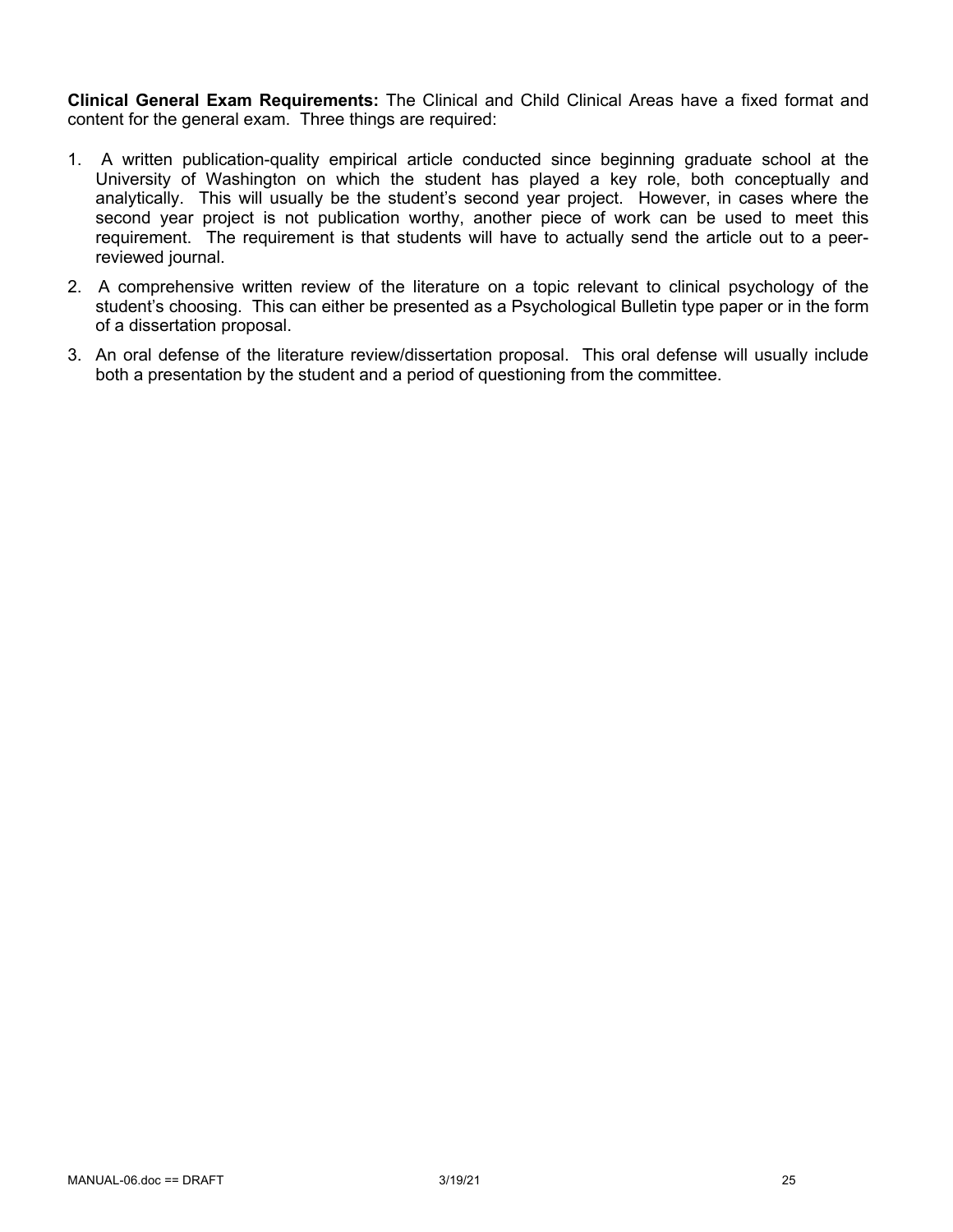**Clinical General Exam Requirements:** The Clinical and Child Clinical Areas have a fixed format and content for the general exam. Three things are required:

1. A written publication-quality empirical article conducted since beginning graduate school at the University of Washington on which the student has played a key role, both conceptually and analytically. This will usually be the student's second year project. However, in cases where the second year project is not publication worthy, another piece of work can be used to meet this requirement. The requirement is that students will have to actually send the article out to a peer-reviewed journal.
2. A comprehensive written review of the literature on a topic relevant to clinical psychology of the student's choosing. This can either be presented as a Psychological Bulletin type paper or in the form of a dissertation proposal.
3. An oral defense of the literature review/dissertation proposal. This oral defense will usually include both a presentation by the student and a period of questioning from the committee.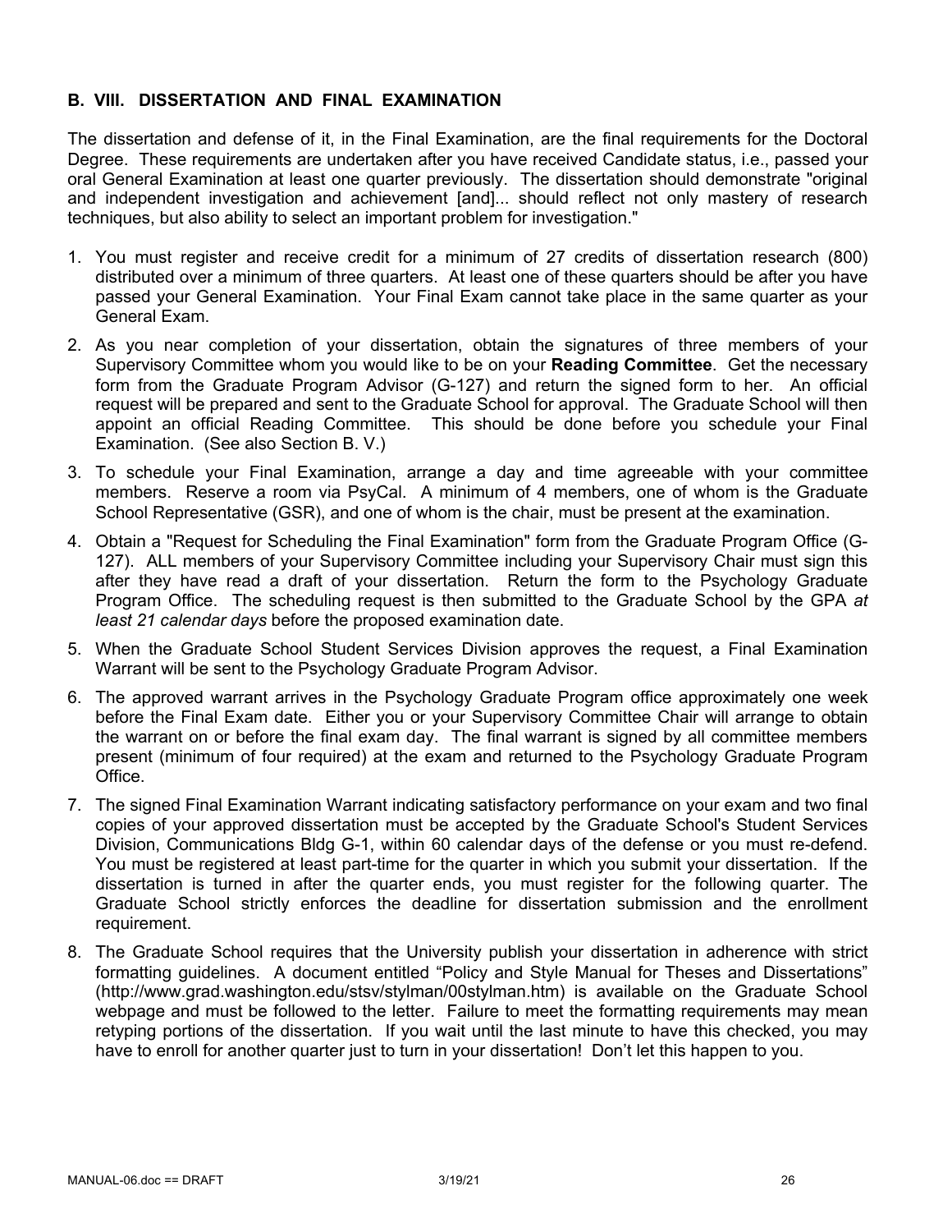## B. VIII. DISSERTATION AND FINAL EXAMINATION

The dissertation and defense of it, in the Final Examination, are the final requirements for the Doctoral Degree. These requirements are undertaken after you have received Candidate status, i.e., passed your oral General Examination at least one quarter previously. The dissertation should demonstrate "original and independent investigation and achievement [and]... should reflect not only mastery of research techniques, but also ability to select an important problem for investigation."

1. You must register and receive credit for a minimum of 27 credits of dissertation research (800) distributed over a minimum of three quarters. At least one of these quarters should be after you have passed your General Examination. Your Final Exam cannot take place in the same quarter as your General Exam.
2. As you near completion of your dissertation, obtain the signatures of three members of your Supervisory Committee whom you would like to be on your **Reading Committee**. Get the necessary form from the Graduate Program Advisor (G-127) and return the signed form to her. An official request will be prepared and sent to the Graduate School for approval. The Graduate School will then appoint an official Reading Committee. This should be done before you schedule your Final Examination. (See also Section B. V.)
3. To schedule your Final Examination, arrange a day and time agreeable with your committee members. Reserve a room via PsyCal. A minimum of 4 members, one of whom is the Graduate School Representative (GSR), and one of whom is the chair, must be present at the examination.
4. Obtain a "Request for Scheduling the Final Examination" form from the Graduate Program Office (G-127). ALL members of your Supervisory Committee including your Supervisory Chair must sign this after they have read a draft of your dissertation. Return the form to the Psychology Graduate Program Office. The scheduling request is then submitted to the Graduate School by the GPA *at least 21 calendar days* before the proposed examination date.
5. When the Graduate School Student Services Division approves the request, a Final Examination Warrant will be sent to the Psychology Graduate Program Advisor.
6. The approved warrant arrives in the Psychology Graduate Program office approximately one week before the Final Exam date. Either you or your Supervisory Committee Chair will arrange to obtain the warrant on or before the final exam day. The final warrant is signed by all committee members present (minimum of four required) at the exam and returned to the Psychology Graduate Program Office.
7. The signed Final Examination Warrant indicating satisfactory performance on your exam and two final copies of your approved dissertation must be accepted by the Graduate School's Student Services Division, Communications Bldg G-1, within 60 calendar days of the defense or you must re-defend. You must be registered at least part-time for the quarter in which you submit your dissertation. If the dissertation is turned in after the quarter ends, you must register for the following quarter. The Graduate School strictly enforces the deadline for dissertation submission and the enrollment requirement.
8. The Graduate School requires that the University publish your dissertation in adherence with strict formatting guidelines. A document entitled "Policy and Style Manual for Theses and Dissertations" (http://www.grad.washington.edu/stsv/stylman/00stylman.htm) is available on the Graduate School webpage and must be followed to the letter. Failure to meet the formatting requirements may mean retyping portions of the dissertation. If you wait until the last minute to have this checked, you may have to enroll for another quarter just to turn in your dissertation! Don't let this happen to you.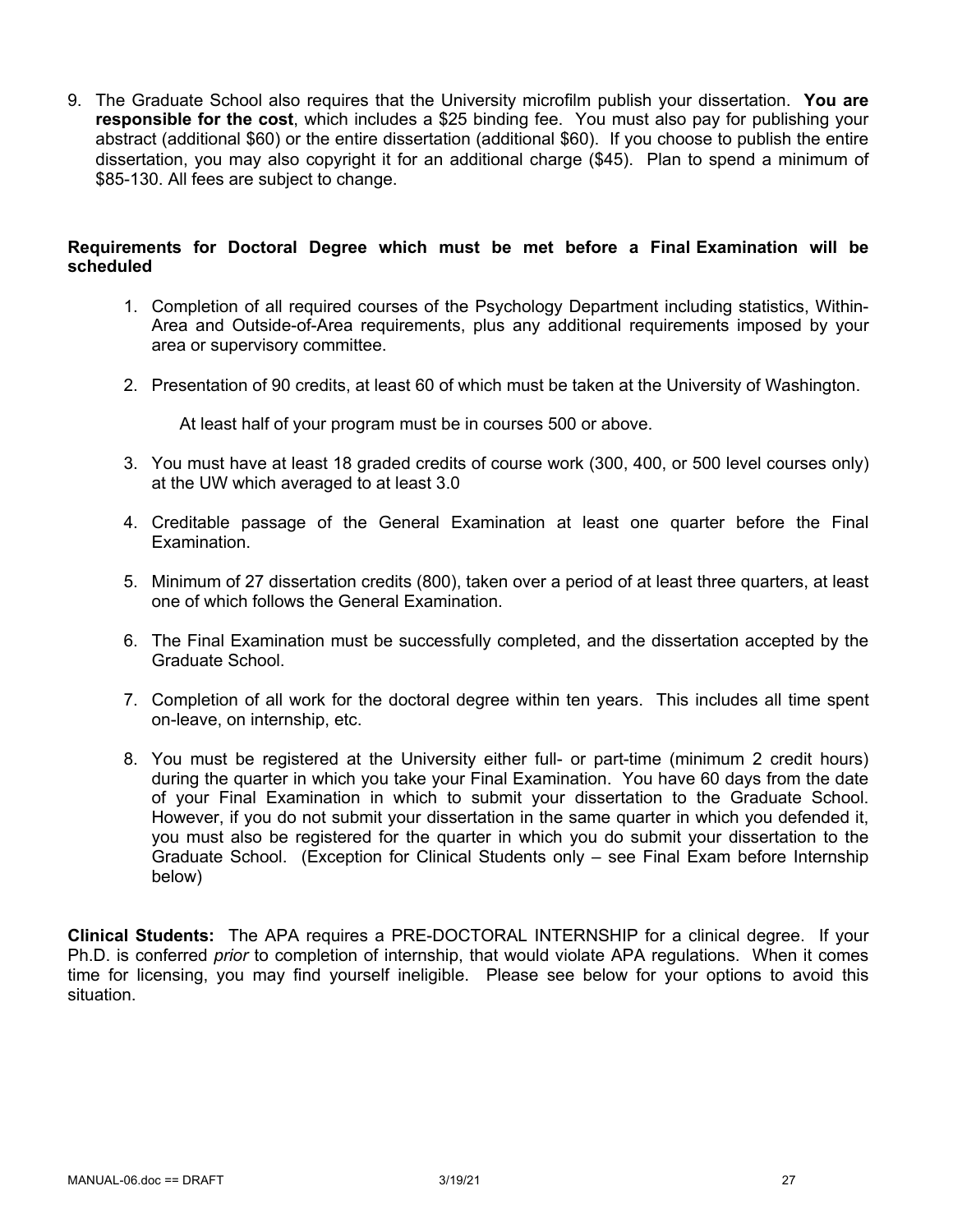9. The Graduate School also requires that the University microfilm publish your dissertation. **You are responsible for the cost**, which includes a $25 binding fee. You must also pay for publishing your abstract (additional $60) or the entire dissertation (additional $60). If you choose to publish the entire dissertation, you may also copyright it for an additional charge ($45). Plan to spend a minimum of $85-130. All fees are subject to change.

**Requirements for Doctoral Degree which must be met before a Final Examination will be scheduled**

1. Completion of all required courses of the Psychology Department including statistics, Within-Area and Outside-of-Area requirements, plus any additional requirements imposed by your area or supervisory committee.

2. Presentation of 90 credits, at least 60 of which must be taken at the University of Washington.

   At least half of your program must be in courses 500 or above.

3. You must have at least 18 graded credits of course work (300, 400, or 500 level courses only) at the UW which averaged to at least 3.0

4. Creditable passage of the General Examination at least one quarter before the Final Examination.

5. Minimum of 27 dissertation credits (800), taken over a period of at least three quarters, at least one of which follows the General Examination.

6. The Final Examination must be successfully completed, and the dissertation accepted by the Graduate School.

7. Completion of all work for the doctoral degree within ten years. This includes all time spent on-leave, on internship, etc.

8. You must be registered at the University either full- or part-time (minimum 2 credit hours) during the quarter in which you take your Final Examination. You have 60 days from the date of your Final Examination in which to submit your dissertation to the Graduate School. However, if you do not submit your dissertation in the same quarter in which you defended it, you must also be registered for the quarter in which you do submit your dissertation to the Graduate School. (Exception for Clinical Students only – see Final Exam before Internship below)

**Clinical Students:** The APA requires a PRE-DOCTORAL INTERNSHIP for a clinical degree. If your Ph.D. is conferred *prior* to completion of internship, that would violate APA regulations. When it comes time for licensing, you may find yourself ineligible. Please see below for your options to avoid this situation.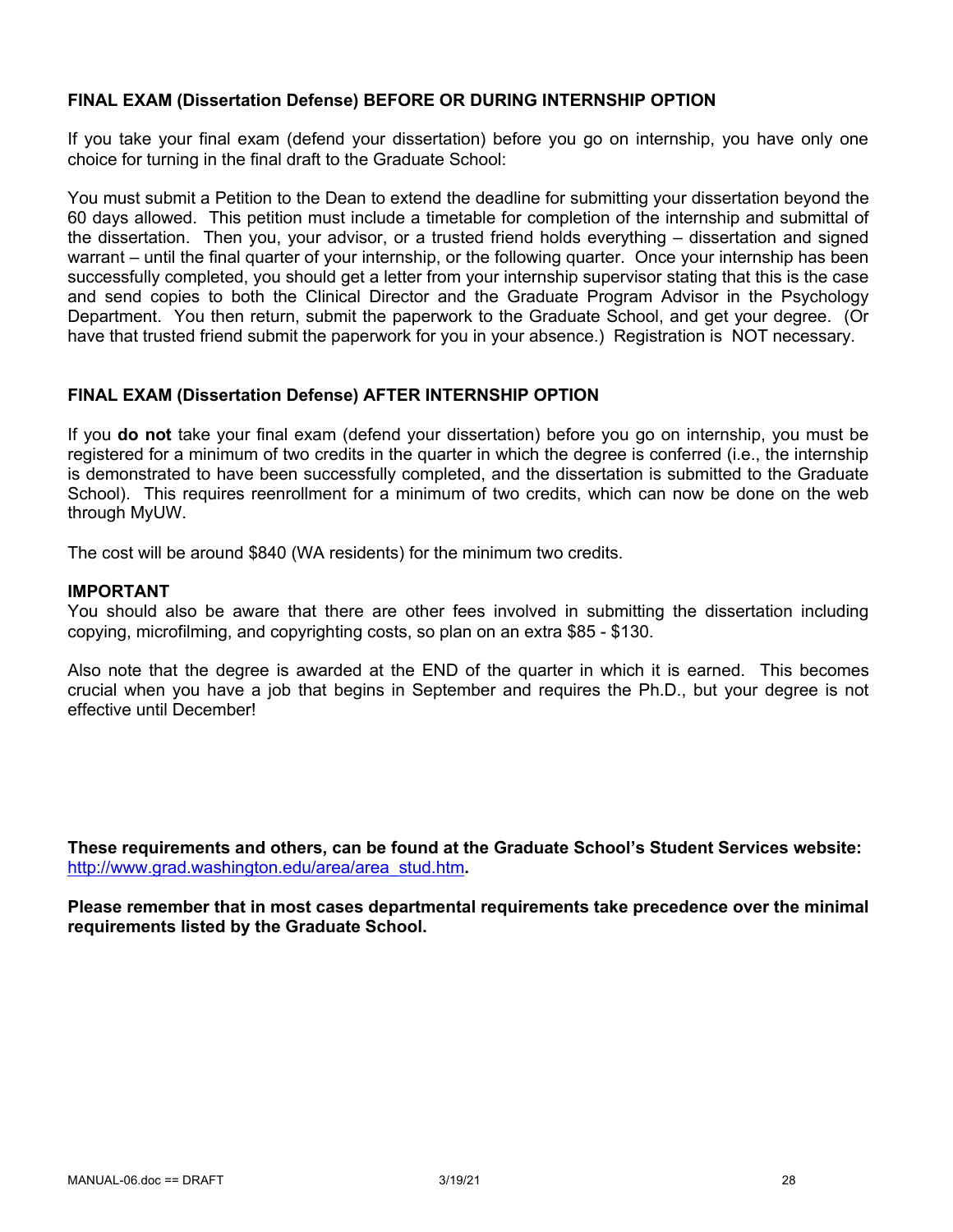### FINAL EXAM (Dissertation Defense) BEFORE OR DURING INTERNSHIP OPTION

If you take your final exam (defend your dissertation) before you go on internship, you have only one choice for turning in the final draft to the Graduate School:

You must submit a Petition to the Dean to extend the deadline for submitting your dissertation beyond the 60 days allowed. This petition must include a timetable for completion of the internship and submittal of the dissertation. Then you, your advisor, or a trusted friend holds everything – dissertation and signed warrant – until the final quarter of your internship, or the following quarter. Once your internship has been successfully completed, you should get a letter from your internship supervisor stating that this is the case and send copies to both the Clinical Director and the Graduate Program Advisor in the Psychology Department. You then return, submit the paperwork to the Graduate School, and get your degree. (Or have that trusted friend submit the paperwork for you in your absence.) Registration is NOT necessary.

### FINAL EXAM (Dissertation Defense) AFTER INTERNSHIP OPTION

If you **do not** take your final exam (defend your dissertation) before you go on internship, you must be registered for a minimum of two credits in the quarter in which the degree is conferred (i.e., the internship is demonstrated to have been successfully completed, and the dissertation is submitted to the Graduate School). This requires reenrollment for a minimum of two credits, which can now be done on the web through MyUW.

The cost will be around $840 (WA residents) for the minimum two credits.

**IMPORTANT**
You should also be aware that there are other fees involved in submitting the dissertation including copying, microfilming, and copyrighting costs, so plan on an extra $85 - $130.

Also note that the degree is awarded at the END of the quarter in which it is earned. This becomes crucial when you have a job that begins in September and requires the Ph.D., but your degree is not effective until December!

**These requirements and others, can be found at the Graduate School's Student Services website:** http://www.grad.washington.edu/area/area_stud.htm**.**

**Please remember that in most cases departmental requirements take precedence over the minimal requirements listed by the Graduate School.**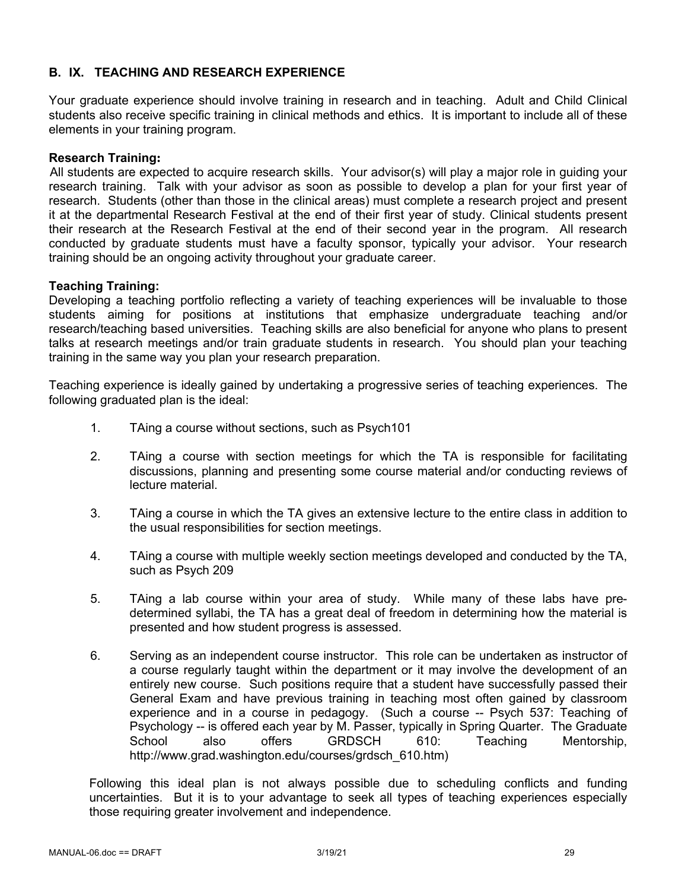## B. IX. TEACHING AND RESEARCH EXPERIENCE

Your graduate experience should involve training in research and in teaching. Adult and Child Clinical students also receive specific training in clinical methods and ethics. It is important to include all of these elements in your training program.

**Research Training:**

All students are expected to acquire research skills. Your advisor(s) will play a major role in guiding your research training. Talk with your advisor as soon as possible to develop a plan for your first year of research. Students (other than those in the clinical areas) must complete a research project and present it at the departmental Research Festival at the end of their first year of study. Clinical students present their research at the Research Festival at the end of their second year in the program. All research conducted by graduate students must have a faculty sponsor, typically your advisor. Your research training should be an ongoing activity throughout your graduate career.

**Teaching Training:**

Developing a teaching portfolio reflecting a variety of teaching experiences will be invaluable to those students aiming for positions at institutions that emphasize undergraduate teaching and/or research/teaching based universities. Teaching skills are also beneficial for anyone who plans to present talks at research meetings and/or train graduate students in research. You should plan your teaching training in the same way you plan your research preparation.

Teaching experience is ideally gained by undertaking a progressive series of teaching experiences. The following graduated plan is the ideal:

1. TAing a course without sections, such as Psych101
2. TAing a course with section meetings for which the TA is responsible for facilitating discussions, planning and presenting some course material and/or conducting reviews of lecture material.
3. TAing a course in which the TA gives an extensive lecture to the entire class in addition to the usual responsibilities for section meetings.
4. TAing a course with multiple weekly section meetings developed and conducted by the TA, such as Psych 209
5. TAing a lab course within your area of study. While many of these labs have pre-determined syllabi, the TA has a great deal of freedom in determining how the material is presented and how student progress is assessed.
6. Serving as an independent course instructor. This role can be undertaken as instructor of a course regularly taught within the department or it may involve the development of an entirely new course. Such positions require that a student have successfully passed their General Exam and have previous training in teaching most often gained by classroom experience and in a course in pedagogy. (Such a course -- Psych 537: Teaching of Psychology -- is offered each year by M. Passer, typically in Spring Quarter. The Graduate School also offers GRDSCH 610: Teaching Mentorship, http://www.grad.washington.edu/courses/grdsch_610.htm)

Following this ideal plan is not always possible due to scheduling conflicts and funding uncertainties. But it is to your advantage to seek all types of teaching experiences especially those requiring greater involvement and independence.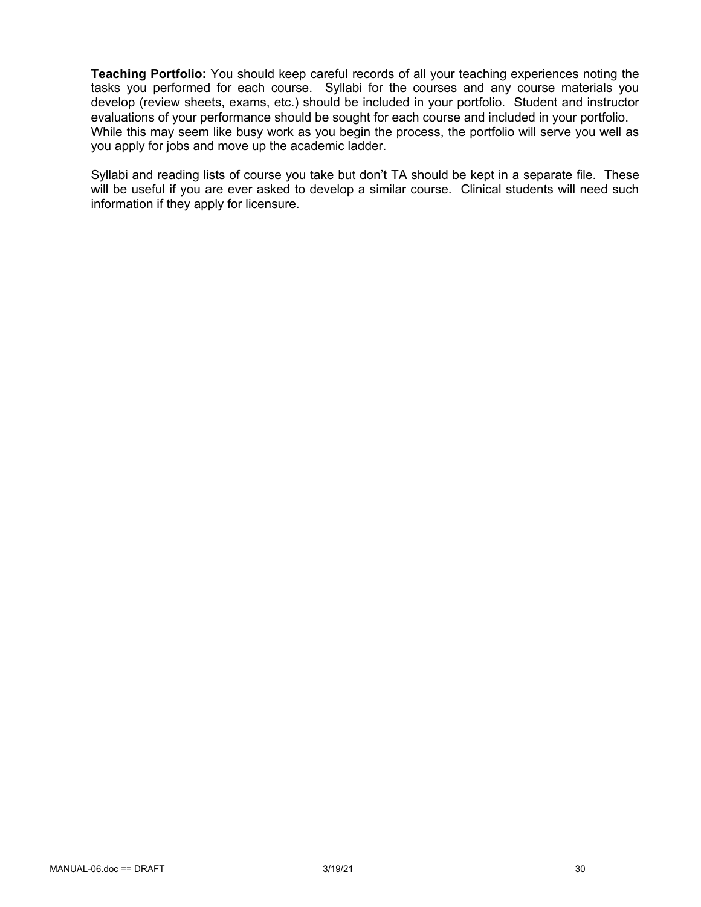**Teaching Portfolio:** You should keep careful records of all your teaching experiences noting the tasks you performed for each course. Syllabi for the courses and any course materials you develop (review sheets, exams, etc.) should be included in your portfolio. Student and instructor evaluations of your performance should be sought for each course and included in your portfolio. While this may seem like busy work as you begin the process, the portfolio will serve you well as you apply for jobs and move up the academic ladder.

Syllabi and reading lists of course you take but don't TA should be kept in a separate file. These will be useful if you are ever asked to develop a similar course. Clinical students will need such information if they apply for licensure.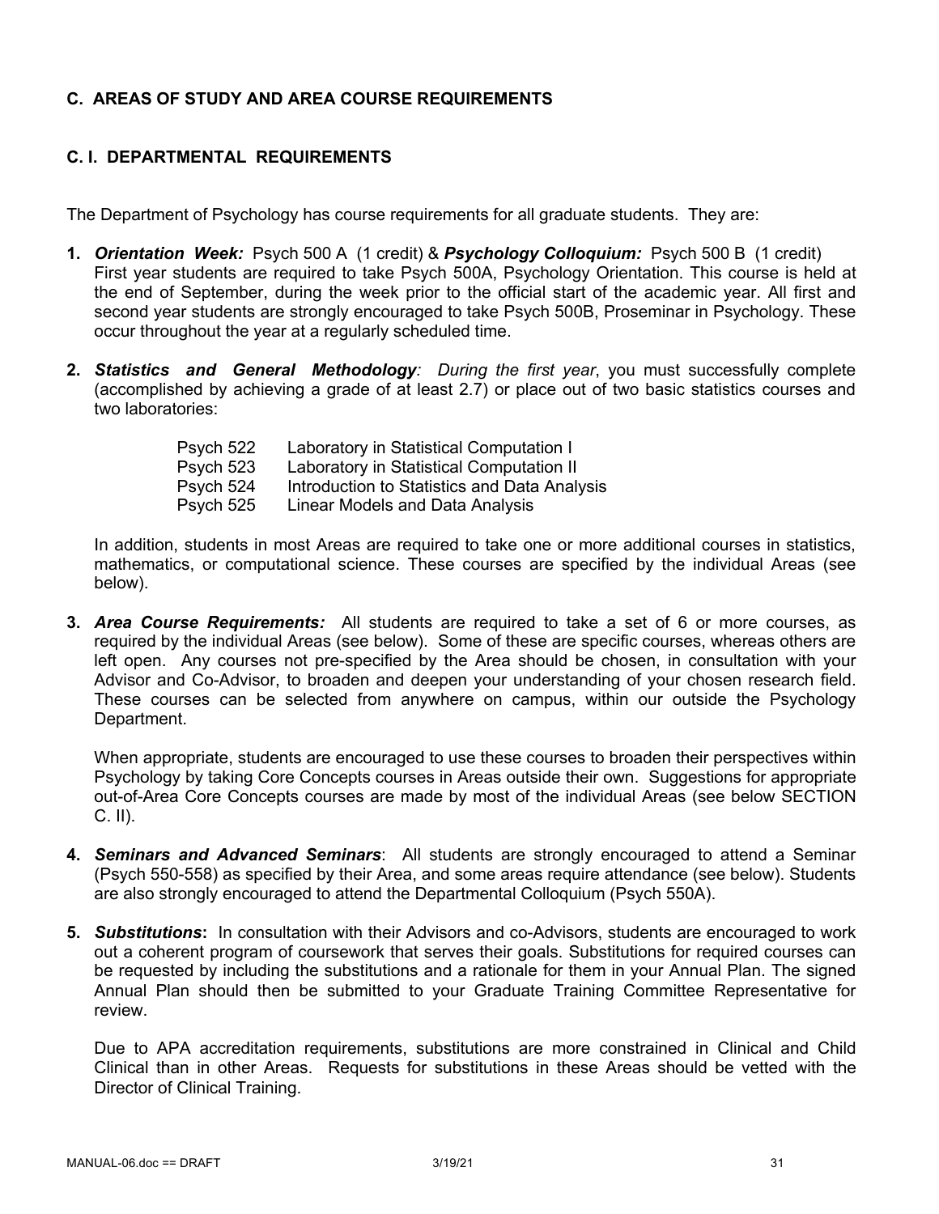## C. AREAS OF STUDY AND AREA COURSE REQUIREMENTS

### C. I. DEPARTMENTAL REQUIREMENTS

The Department of Psychology has course requirements for all graduate students. They are:

1. ***Orientation Week:*** Psych 500 A (1 credit) & ***Psychology Colloquium:*** Psych 500 B (1 credit) First year students are required to take Psych 500A, Psychology Orientation. This course is held at the end of September, during the week prior to the official start of the academic year. All first and second year students are strongly encouraged to take Psych 500B, Proseminar in Psychology. These occur throughout the year at a regularly scheduled time.

2. ***Statistics and General Methodology****:* *During the first year*, you must successfully complete (accomplished by achieving a grade of at least 2.7) or place out of two basic statistics courses and two laboratories:

   | | |
   |---|---|
   | Psych 522 | Laboratory in Statistical Computation I |
   | Psych 523 | Laboratory in Statistical Computation II |
   | Psych 524 | Introduction to Statistics and Data Analysis |
   | Psych 525 | Linear Models and Data Analysis |

   In addition, students in most Areas are required to take one or more additional courses in statistics, mathematics, or computational science. These courses are specified by the individual Areas (see below).

3. ***Area Course Requirements:*** All students are required to take a set of 6 or more courses, as required by the individual Areas (see below). Some of these are specific courses, whereas others are left open. Any courses not pre-specified by the Area should be chosen, in consultation with your Advisor and Co-Advisor, to broaden and deepen your understanding of your chosen research field. These courses can be selected from anywhere on campus, within our outside the Psychology Department.

   When appropriate, students are encouraged to use these courses to broaden their perspectives within Psychology by taking Core Concepts courses in Areas outside their own. Suggestions for appropriate out-of-Area Core Concepts courses are made by most of the individual Areas (see below SECTION C. II).

4. ***Seminars and Advanced Seminars***: All students are strongly encouraged to attend a Seminar (Psych 550-558) as specified by their Area, and some areas require attendance (see below). Students are also strongly encouraged to attend the Departmental Colloquium (Psych 550A).

5. ***Substitutions*****:** In consultation with their Advisors and co-Advisors, students are encouraged to work out a coherent program of coursework that serves their goals. Substitutions for required courses can be requested by including the substitutions and a rationale for them in your Annual Plan. The signed Annual Plan should then be submitted to your Graduate Training Committee Representative for review.

   Due to APA accreditation requirements, substitutions are more constrained in Clinical and Child Clinical than in other Areas. Requests for substitutions in these Areas should be vetted with the Director of Clinical Training.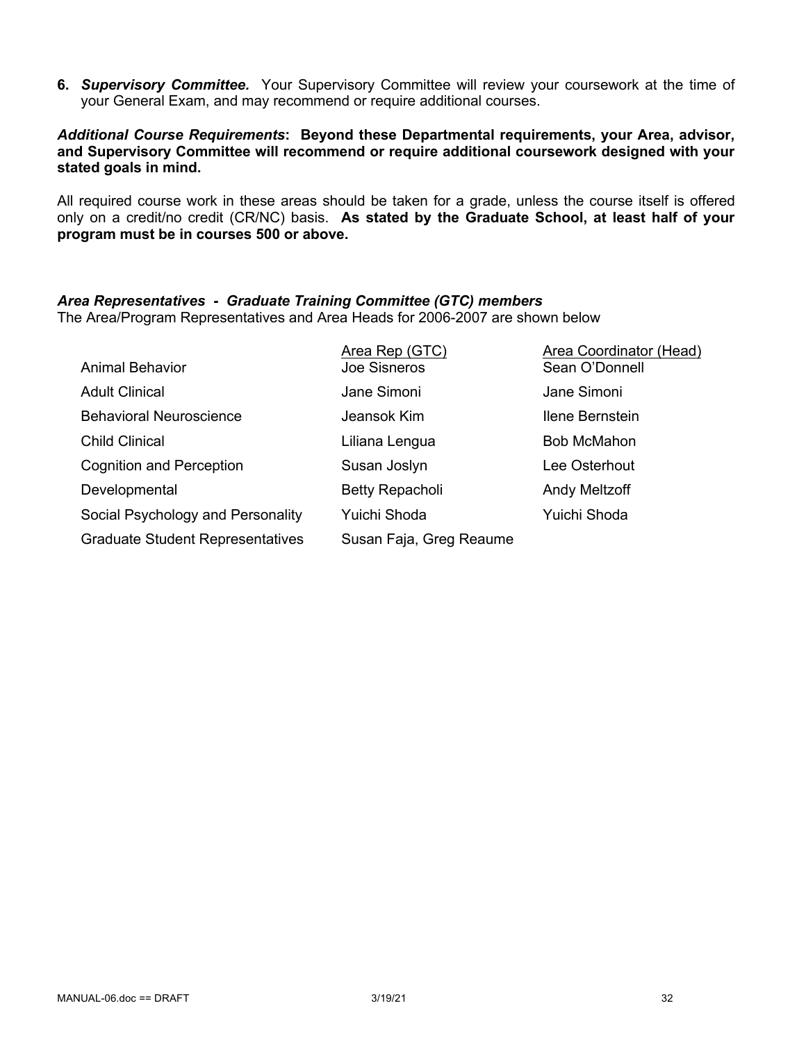**6.** ***Supervisory Committee.*** Your Supervisory Committee will review your coursework at the time of your General Exam, and may recommend or require additional courses.

***Additional Course Requirements*: Beyond these Departmental requirements, your Area, advisor, and Supervisory Committee will recommend or require additional coursework designed with your stated goals in mind.**

All required course work in these areas should be taken for a grade, unless the course itself is offered only on a credit/no credit (CR/NC) basis. **As stated by the Graduate School, at least half of your program must be in courses 500 or above.**

***Area Representatives - Graduate Training Committee (GTC) members***

The Area/Program Representatives and Area Heads for 2006-2007 are shown below

| | Area Rep (GTC) | Area Coordinator (Head) |
|---|---|---|
| Animal Behavior | Joe Sisneros | Sean O'Donnell |
| Adult Clinical | Jane Simoni | Jane Simoni |
| Behavioral Neuroscience | Jeansok Kim | Ilene Bernstein |
| Child Clinical | Liliana Lengua | Bob McMahon |
| Cognition and Perception | Susan Joslyn | Lee Osterhout |
| Developmental | Betty Repacholi | Andy Meltzoff |
| Social Psychology and Personality | Yuichi Shoda | Yuichi Shoda |
| Graduate Student Representatives | Susan Faja, Greg Reaume | |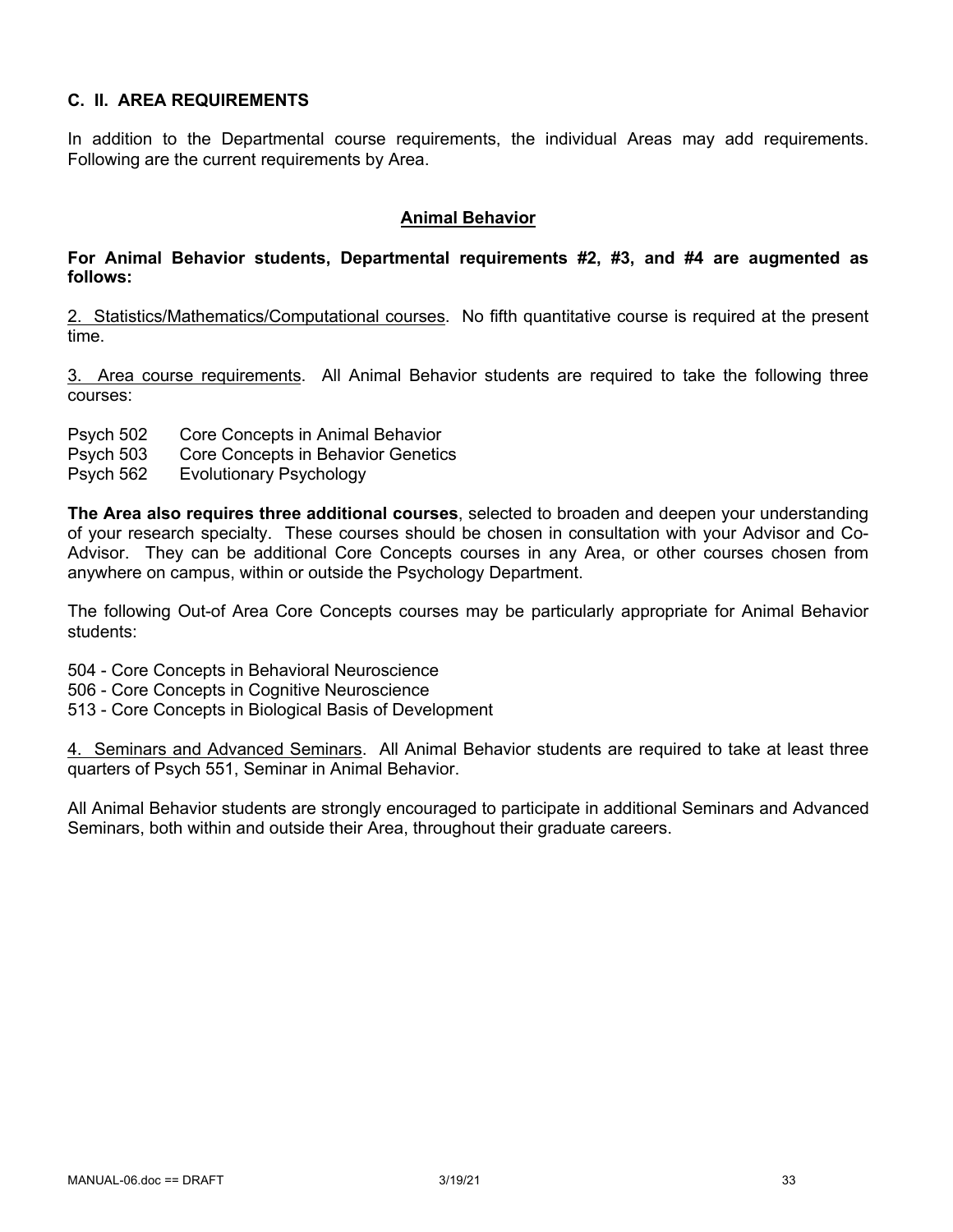## C. II. AREA REQUIREMENTS

In addition to the Departmental course requirements, the individual Areas may add requirements. Following are the current requirements by Area.

### Animal Behavior

**For Animal Behavior students, Departmental requirements #2, #3, and #4 are augmented as follows:**

2. Statistics/Mathematics/Computational courses. No fifth quantitative course is required at the present time.

3. Area course requirements. All Animal Behavior students are required to take the following three courses:

Psych 502 Core Concepts in Animal Behavior
Psych 503 Core Concepts in Behavior Genetics
Psych 562 Evolutionary Psychology

**The Area also requires three additional courses**, selected to broaden and deepen your understanding of your research specialty. These courses should be chosen in consultation with your Advisor and Co-Advisor. They can be additional Core Concepts courses in any Area, or other courses chosen from anywhere on campus, within or outside the Psychology Department.

The following Out-of Area Core Concepts courses may be particularly appropriate for Animal Behavior students:

504 - Core Concepts in Behavioral Neuroscience
506 - Core Concepts in Cognitive Neuroscience
513 - Core Concepts in Biological Basis of Development

4. Seminars and Advanced Seminars. All Animal Behavior students are required to take at least three quarters of Psych 551, Seminar in Animal Behavior.

All Animal Behavior students are strongly encouraged to participate in additional Seminars and Advanced Seminars, both within and outside their Area, throughout their graduate careers.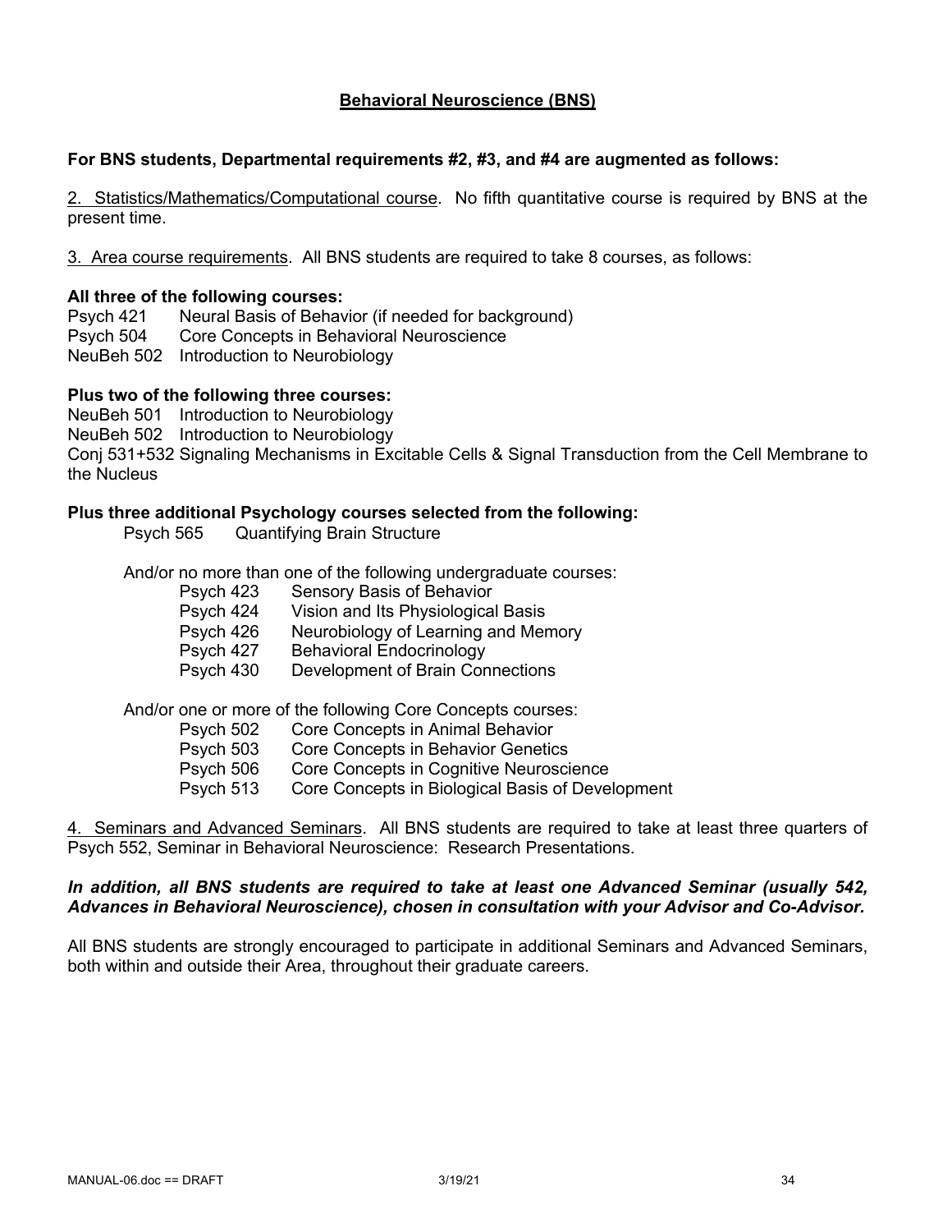## Behavioral Neuroscience (BNS)

**For BNS students, Departmental requirements #2, #3, and #4 are augmented as follows:**

2. Statistics/Mathematics/Computational course. No fifth quantitative course is required by BNS at the present time.

3. Area course requirements. All BNS students are required to take 8 courses, as follows:

**All three of the following courses:**

Psych 421 Neural Basis of Behavior (if needed for background)
Psych 504 Core Concepts in Behavioral Neuroscience
NeuBeh 502 Introduction to Neurobiology

**Plus two of the following three courses:**

NeuBeh 501 Introduction to Neurobiology
NeuBeh 502 Introduction to Neurobiology
Conj 531+532 Signaling Mechanisms in Excitable Cells & Signal Transduction from the Cell Membrane to the Nucleus

**Plus three additional Psychology courses selected from the following:**

Psych 565 Quantifying Brain Structure

And/or no more than one of the following undergraduate courses:

- Psych 423 Sensory Basis of Behavior
- Psych 424 Vision and Its Physiological Basis
- Psych 426 Neurobiology of Learning and Memory
- Psych 427 Behavioral Endocrinology
- Psych 430 Development of Brain Connections

And/or one or more of the following Core Concepts courses:

- Psych 502 Core Concepts in Animal Behavior
- Psych 503 Core Concepts in Behavior Genetics
- Psych 506 Core Concepts in Cognitive Neuroscience
- Psych 513 Core Concepts in Biological Basis of Development

4. Seminars and Advanced Seminars. All BNS students are required to take at least three quarters of Psych 552, Seminar in Behavioral Neuroscience: Research Presentations.

***In addition, all BNS students are required to take at least one Advanced Seminar (usually 542, Advances in Behavioral Neuroscience), chosen in consultation with your Advisor and Co-Advisor.***

All BNS students are strongly encouraged to participate in additional Seminars and Advanced Seminars, both within and outside their Area, throughout their graduate careers.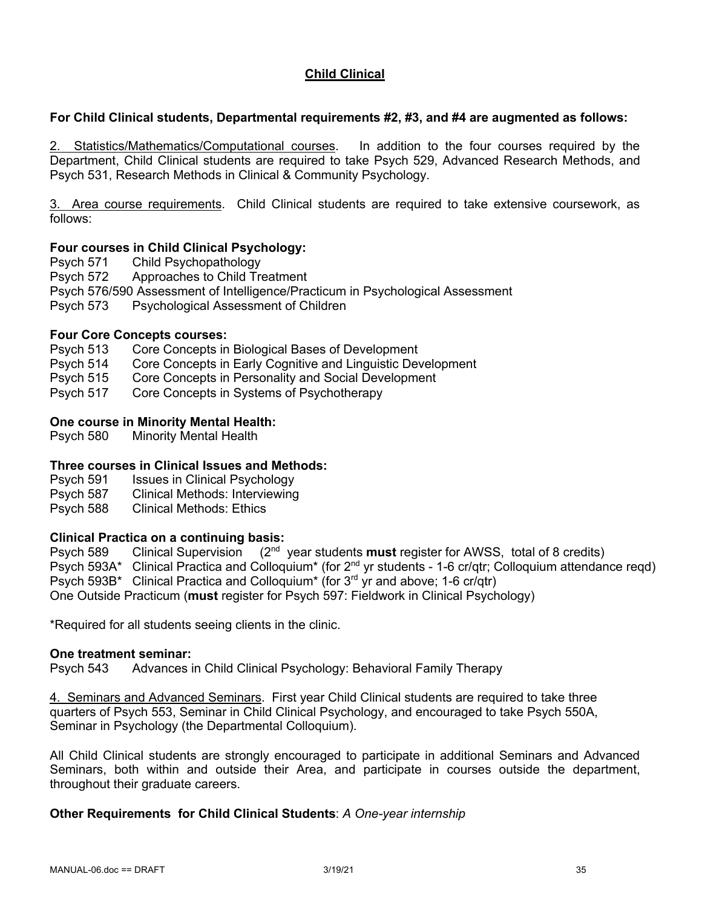## Child Clinical

**For Child Clinical students, Departmental requirements #2, #3, and #4 are augmented as follows:**

2. Statistics/Mathematics/Computational courses. In addition to the four courses required by the Department, Child Clinical students are required to take Psych 529, Advanced Research Methods, and Psych 531, Research Methods in Clinical & Community Psychology.

3. Area course requirements. Child Clinical students are required to take extensive coursework, as follows:

**Four courses in Child Clinical Psychology:**

Psych 571 Child Psychopathology
Psych 572 Approaches to Child Treatment
Psych 576/590 Assessment of Intelligence/Practicum in Psychological Assessment
Psych 573 Psychological Assessment of Children

**Four Core Concepts courses:**

Psych 513 Core Concepts in Biological Bases of Development
Psych 514 Core Concepts in Early Cognitive and Linguistic Development
Psych 515 Core Concepts in Personality and Social Development
Psych 517 Core Concepts in Systems of Psychotherapy

**One course in Minority Mental Health:**

Psych 580 Minority Mental Health

**Three courses in Clinical Issues and Methods:**

Psych 591 Issues in Clinical Psychology
Psych 587 Clinical Methods: Interviewing
Psych 588 Clinical Methods: Ethics

**Clinical Practica on a continuing basis:**

Psych 589 Clinical Supervision (2nd year students **must** register for AWSS, total of 8 credits)
Psych 593A* Clinical Practica and Colloquium* (for 2nd yr students - 1-6 cr/qtr; Colloquium attendance reqd)
Psych 593B* Clinical Practica and Colloquium* (for 3rd yr and above; 1-6 cr/qtr)
One Outside Practicum (**must** register for Psych 597: Fieldwork in Clinical Psychology)

*Required for all students seeing clients in the clinic.

**One treatment seminar:**

Psych 543 Advances in Child Clinical Psychology: Behavioral Family Therapy

4. Seminars and Advanced Seminars. First year Child Clinical students are required to take three quarters of Psych 553, Seminar in Child Clinical Psychology, and encouraged to take Psych 550A, Seminar in Psychology (the Departmental Colloquium).

All Child Clinical students are strongly encouraged to participate in additional Seminars and Advanced Seminars, both within and outside their Area, and participate in courses outside the department, throughout their graduate careers.

**Other Requirements for Child Clinical Students**: *A One-year internship*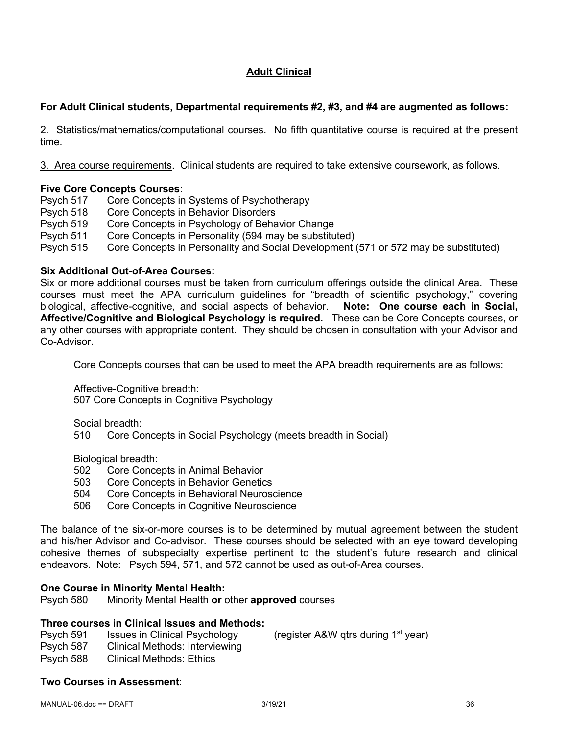## Adult Clinical

**For Adult Clinical students, Departmental requirements #2, #3, and #4 are augmented as follows:**

2. Statistics/mathematics/computational courses. No fifth quantitative course is required at the present time.

3. Area course requirements. Clinical students are required to take extensive coursework, as follows.

**Five Core Concepts Courses:**

Psych 517 Core Concepts in Systems of Psychotherapy
Psych 518 Core Concepts in Behavior Disorders
Psych 519 Core Concepts in Psychology of Behavior Change
Psych 511 Core Concepts in Personality (594 may be substituted)
Psych 515 Core Concepts in Personality and Social Development (571 or 572 may be substituted)

**Six Additional Out-of-Area Courses:**

Six or more additional courses must be taken from curriculum offerings outside the clinical Area. These courses must meet the APA curriculum guidelines for "breadth of scientific psychology," covering biological, affective-cognitive, and social aspects of behavior. **Note: One course each in Social, Affective/Cognitive and Biological Psychology is required.** These can be Core Concepts courses, or any other courses with appropriate content. They should be chosen in consultation with your Advisor and Co-Advisor.

Core Concepts courses that can be used to meet the APA breadth requirements are as follows:

Affective-Cognitive breadth:
507 Core Concepts in Cognitive Psychology

Social breadth:
510 Core Concepts in Social Psychology (meets breadth in Social)

Biological breadth:
502 Core Concepts in Animal Behavior
503 Core Concepts in Behavior Genetics
504 Core Concepts in Behavioral Neuroscience
506 Core Concepts in Cognitive Neuroscience

The balance of the six-or-more courses is to be determined by mutual agreement between the student and his/her Advisor and Co-advisor. These courses should be selected with an eye toward developing cohesive themes of subspecialty expertise pertinent to the student's future research and clinical endeavors. Note: Psych 594, 571, and 572 cannot be used as out-of-Area courses.

**One Course in Minority Mental Health:**

Psych 580 Minority Mental Health **or** other **approved** courses

**Three courses in Clinical Issues and Methods:**

Psych 591 Issues in Clinical Psychology (register A&W qtrs during 1st year)
Psych 587 Clinical Methods: Interviewing
Psych 588 Clinical Methods: Ethics

**Two Courses in Assessment**: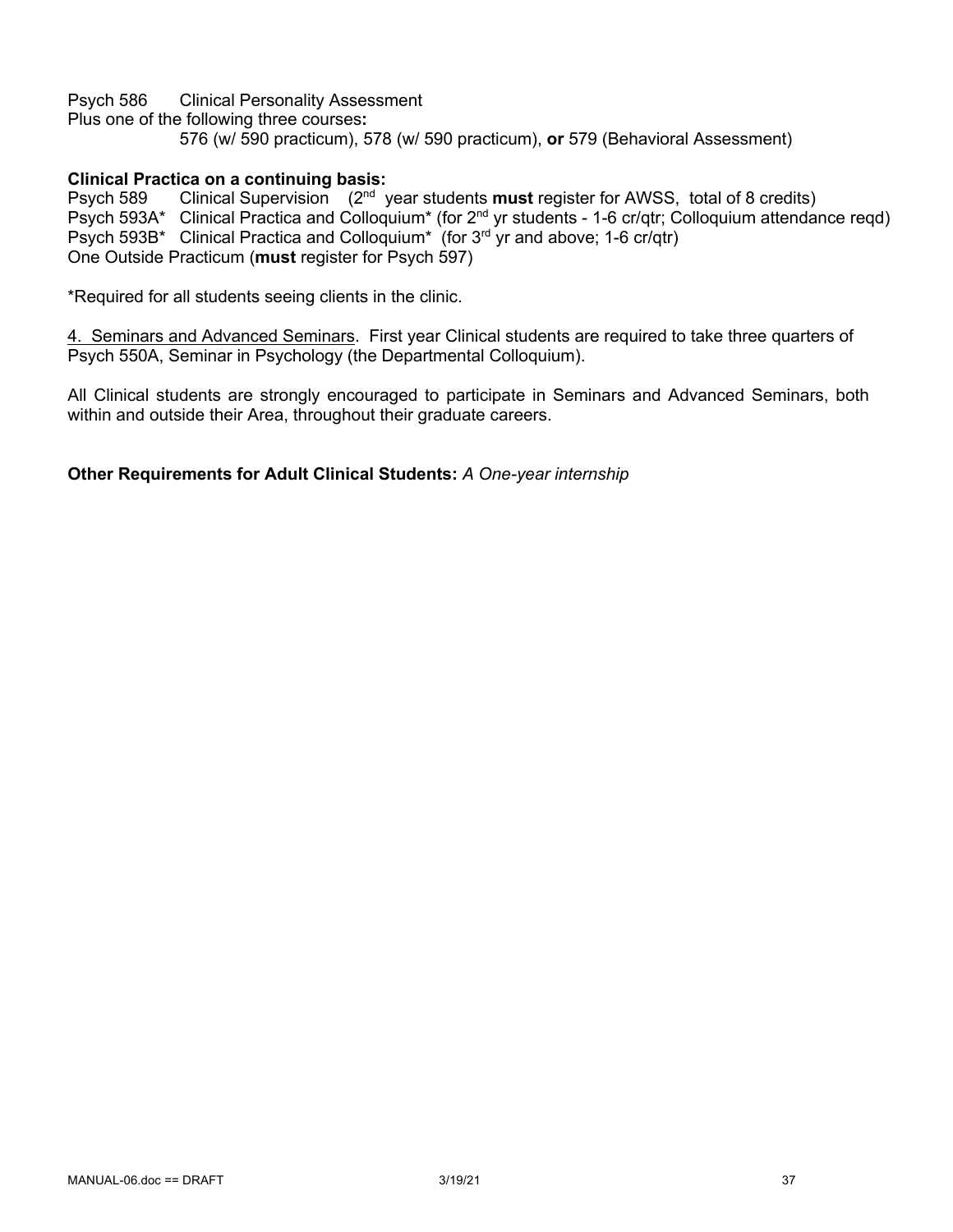Psych 586    Clinical Personality Assessment

Plus one of the following three courses**:**

576 (w/ 590 practicum), 578 (w/ 590 practicum), **or** 579 (Behavioral Assessment)

**Clinical Practica on a continuing basis:**

Psych 589    Clinical Supervision  (2nd year students **must** register for AWSS, total of 8 credits)

Psych 593A*  Clinical Practica and Colloquium* (for 2nd yr students - 1-6 cr/qtr; Colloquium attendance reqd)

Psych 593B*  Clinical Practica and Colloquium* (for 3rd yr and above; 1-6 cr/qtr)

One Outside Practicum (**must** register for Psych 597)

*Required for all students seeing clients in the clinic.

<u>4. Seminars and Advanced Seminars</u>. First year Clinical students are required to take three quarters of Psych 550A, Seminar in Psychology (the Departmental Colloquium).

All Clinical students are strongly encouraged to participate in Seminars and Advanced Seminars, both within and outside their Area, throughout their graduate careers.

**Other Requirements for Adult Clinical Students:** *A One-year internship*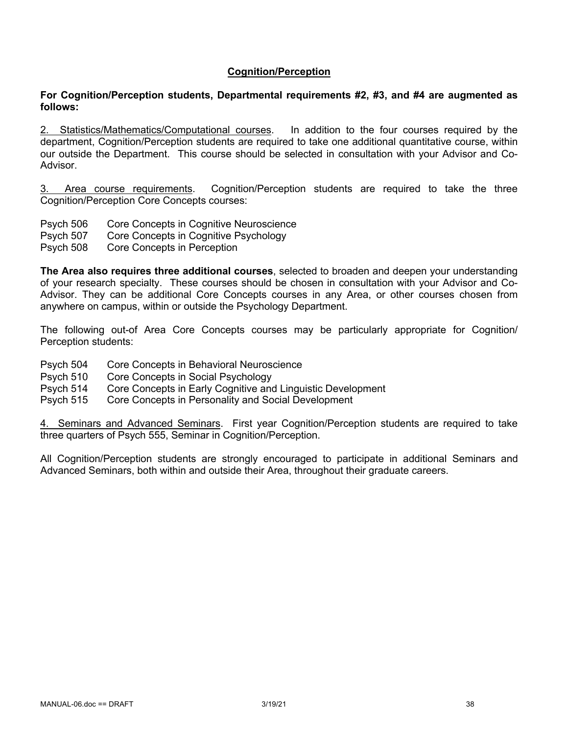## Cognition/Perception

**For Cognition/Perception students, Departmental requirements #2, #3, and #4 are augmented as follows:**

2. Statistics/Mathematics/Computational courses. In addition to the four courses required by the department, Cognition/Perception students are required to take one additional quantitative course, within our outside the Department. This course should be selected in consultation with your Advisor and Co-Advisor.

3. Area course requirements. Cognition/Perception students are required to take the three Cognition/Perception Core Concepts courses:

Psych 506 Core Concepts in Cognitive Neuroscience
Psych 507 Core Concepts in Cognitive Psychology
Psych 508 Core Concepts in Perception

**The Area also requires three additional courses**, selected to broaden and deepen your understanding of your research specialty. These courses should be chosen in consultation with your Advisor and Co-Advisor. They can be additional Core Concepts courses in any Area, or other courses chosen from anywhere on campus, within or outside the Psychology Department.

The following out-of Area Core Concepts courses may be particularly appropriate for Cognition/ Perception students:

Psych 504 Core Concepts in Behavioral Neuroscience
Psych 510 Core Concepts in Social Psychology
Psych 514 Core Concepts in Early Cognitive and Linguistic Development
Psych 515 Core Concepts in Personality and Social Development

4. Seminars and Advanced Seminars. First year Cognition/Perception students are required to take three quarters of Psych 555, Seminar in Cognition/Perception.

All Cognition/Perception students are strongly encouraged to participate in additional Seminars and Advanced Seminars, both within and outside their Area, throughout their graduate careers.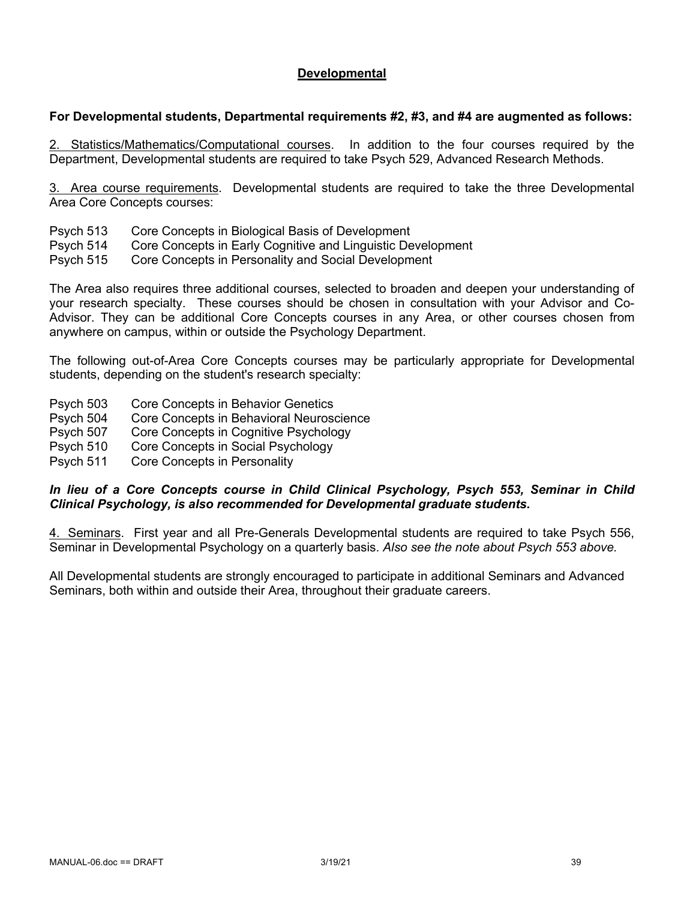## Developmental

**For Developmental students, Departmental requirements #2, #3, and #4 are augmented as follows:**

2. Statistics/Mathematics/Computational courses. In addition to the four courses required by the Department, Developmental students are required to take Psych 529, Advanced Research Methods.

3. Area course requirements. Developmental students are required to take the three Developmental Area Core Concepts courses:

| | |
|---|---|
| Psych 513 | Core Concepts in Biological Basis of Development |
| Psych 514 | Core Concepts in Early Cognitive and Linguistic Development |
| Psych 515 | Core Concepts in Personality and Social Development |

The Area also requires three additional courses, selected to broaden and deepen your understanding of your research specialty. These courses should be chosen in consultation with your Advisor and Co-Advisor. They can be additional Core Concepts courses in any Area, or other courses chosen from anywhere on campus, within or outside the Psychology Department.

The following out-of-Area Core Concepts courses may be particularly appropriate for Developmental students, depending on the student's research specialty:

| | |
|---|---|
| Psych 503 | Core Concepts in Behavior Genetics |
| Psych 504 | Core Concepts in Behavioral Neuroscience |
| Psych 507 | Core Concepts in Cognitive Psychology |
| Psych 510 | Core Concepts in Social Psychology |
| Psych 511 | Core Concepts in Personality |

***In lieu of a Core Concepts course in Child Clinical Psychology, Psych 553, Seminar in Child Clinical Psychology, is also recommended for Developmental graduate students.***

4. Seminars. First year and all Pre-Generals Developmental students are required to take Psych 556, Seminar in Developmental Psychology on a quarterly basis. *Also see the note about Psych 553 above.*

All Developmental students are strongly encouraged to participate in additional Seminars and Advanced Seminars, both within and outside their Area, throughout their graduate careers.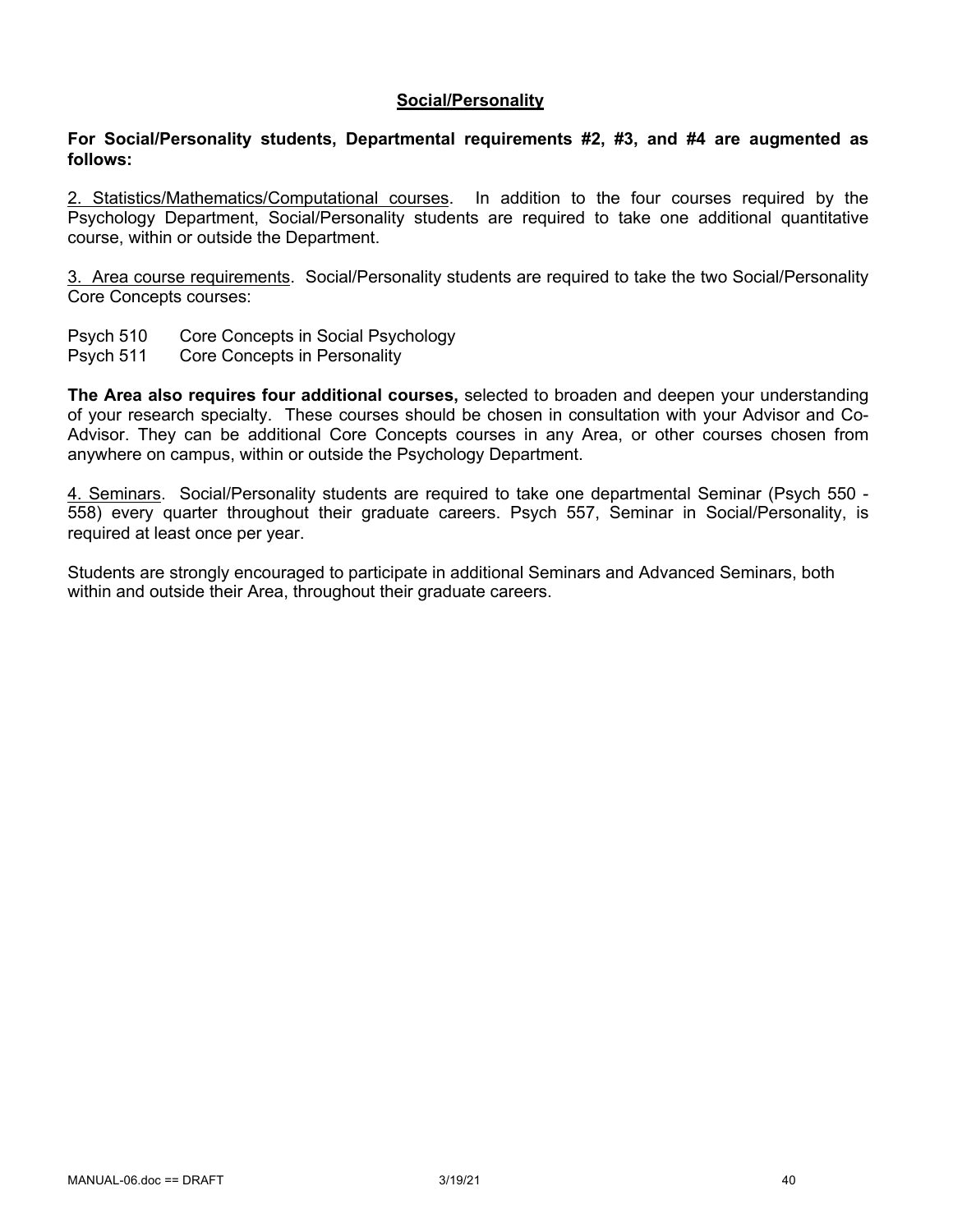## Social/Personality

**For Social/Personality students, Departmental requirements #2, #3, and #4 are augmented as follows:**

2. Statistics/Mathematics/Computational courses. In addition to the four courses required by the Psychology Department, Social/Personality students are required to take one additional quantitative course, within or outside the Department.

3. Area course requirements. Social/Personality students are required to take the two Social/Personality Core Concepts courses:

Psych 510 Core Concepts in Social Psychology
Psych 511 Core Concepts in Personality

**The Area also requires four additional courses,** selected to broaden and deepen your understanding of your research specialty. These courses should be chosen in consultation with your Advisor and Co-Advisor. They can be additional Core Concepts courses in any Area, or other courses chosen from anywhere on campus, within or outside the Psychology Department.

4. Seminars. Social/Personality students are required to take one departmental Seminar (Psych 550 - 558) every quarter throughout their graduate careers. Psych 557, Seminar in Social/Personality, is required at least once per year.

Students are strongly encouraged to participate in additional Seminars and Advanced Seminars, both within and outside their Area, throughout their graduate careers.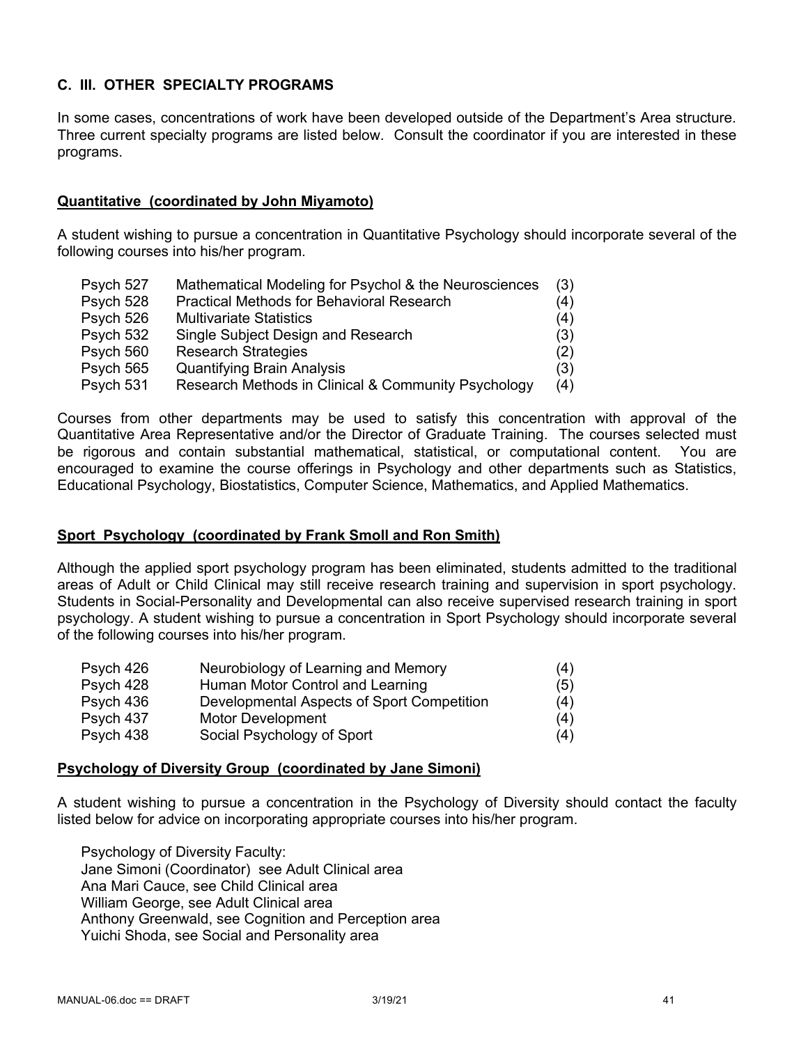## C. III. OTHER SPECIALTY PROGRAMS

In some cases, concentrations of work have been developed outside of the Department's Area structure. Three current specialty programs are listed below. Consult the coordinator if you are interested in these programs.

### Quantitative (coordinated by John Miyamoto)

A student wishing to pursue a concentration in Quantitative Psychology should incorporate several of the following courses into his/her program.

| | | |
|---|---|---|
| Psych 527 | Mathematical Modeling for Psychol & the Neurosciences | (3) |
| Psych 528 | Practical Methods for Behavioral Research | (4) |
| Psych 526 | Multivariate Statistics | (4) |
| Psych 532 | Single Subject Design and Research | (3) |
| Psych 560 | Research Strategies | (2) |
| Psych 565 | Quantifying Brain Analysis | (3) |
| Psych 531 | Research Methods in Clinical & Community Psychology | (4) |

Courses from other departments may be used to satisfy this concentration with approval of the Quantitative Area Representative and/or the Director of Graduate Training. The courses selected must be rigorous and contain substantial mathematical, statistical, or computational content. You are encouraged to examine the course offerings in Psychology and other departments such as Statistics, Educational Psychology, Biostatistics, Computer Science, Mathematics, and Applied Mathematics.

### Sport Psychology (coordinated by Frank Smoll and Ron Smith)

Although the applied sport psychology program has been eliminated, students admitted to the traditional areas of Adult or Child Clinical may still receive research training and supervision in sport psychology. Students in Social-Personality and Developmental can also receive supervised research training in sport psychology. A student wishing to pursue a concentration in Sport Psychology should incorporate several of the following courses into his/her program.

| | | |
|---|---|---|
| Psych 426 | Neurobiology of Learning and Memory | (4) |
| Psych 428 | Human Motor Control and Learning | (5) |
| Psych 436 | Developmental Aspects of Sport Competition | (4) |
| Psych 437 | Motor Development | (4) |
| Psych 438 | Social Psychology of Sport | (4) |

### Psychology of Diversity Group (coordinated by Jane Simoni)

A student wishing to pursue a concentration in the Psychology of Diversity should contact the faculty listed below for advice on incorporating appropriate courses into his/her program.

Psychology of Diversity Faculty:  
Jane Simoni (Coordinator) see Adult Clinical area  
Ana Mari Cauce, see Child Clinical area  
William George, see Adult Clinical area  
Anthony Greenwald, see Cognition and Perception area  
Yuichi Shoda, see Social and Personality area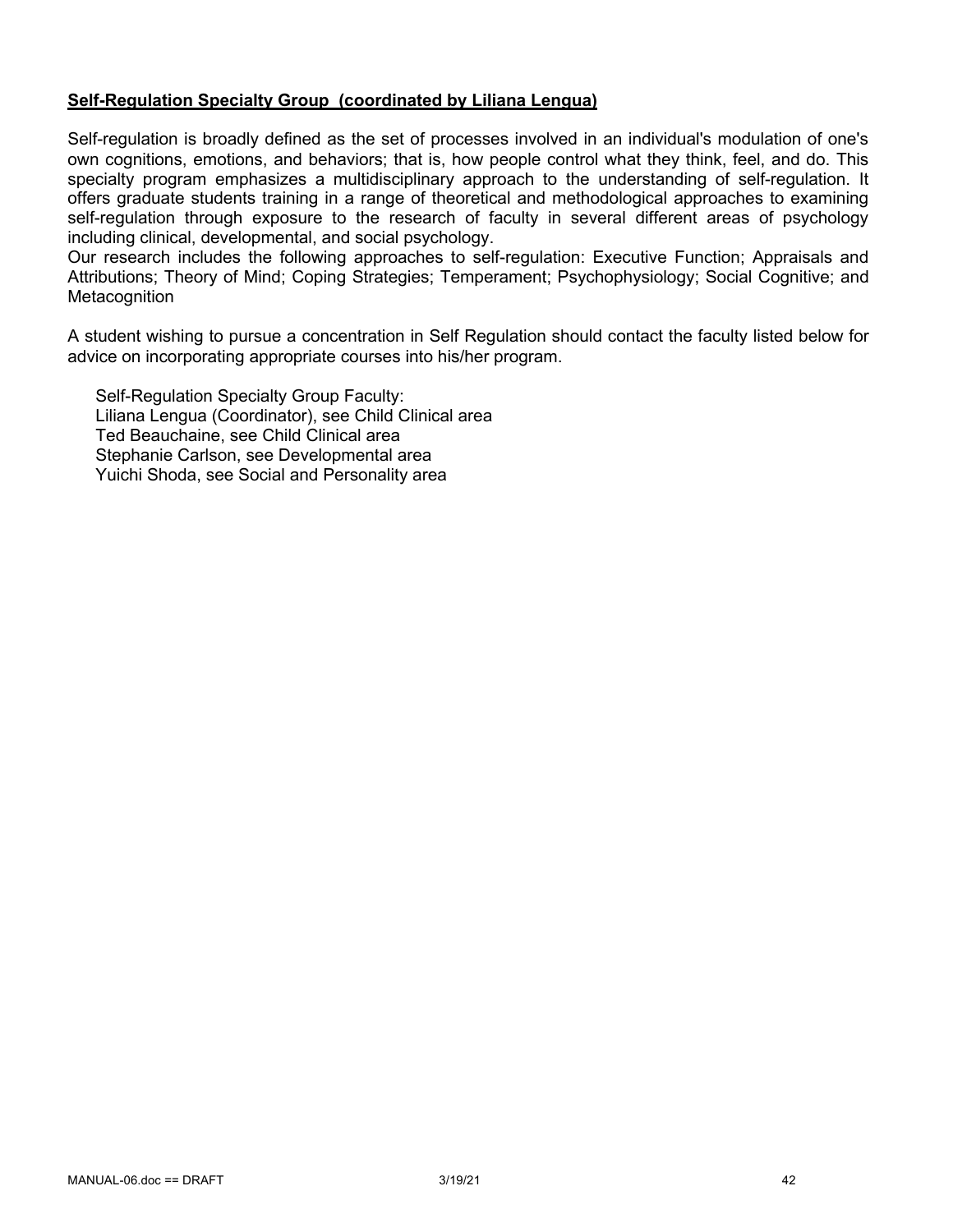**Self-Regulation Specialty Group (coordinated by Liliana Lengua)**

Self-regulation is broadly defined as the set of processes involved in an individual's modulation of one's own cognitions, emotions, and behaviors; that is, how people control what they think, feel, and do. This specialty program emphasizes a multidisciplinary approach to the understanding of self-regulation. It offers graduate students training in a range of theoretical and methodological approaches to examining self-regulation through exposure to the research of faculty in several different areas of psychology including clinical, developmental, and social psychology.
Our research includes the following approaches to self-regulation: Executive Function; Appraisals and Attributions; Theory of Mind; Coping Strategies; Temperament; Psychophysiology; Social Cognitive; and Metacognition

A student wishing to pursue a concentration in Self Regulation should contact the faculty listed below for advice on incorporating appropriate courses into his/her program.

Self-Regulation Specialty Group Faculty:
Liliana Lengua (Coordinator), see Child Clinical area
Ted Beauchaine, see Child Clinical area
Stephanie Carlson, see Developmental area
Yuichi Shoda, see Social and Personality area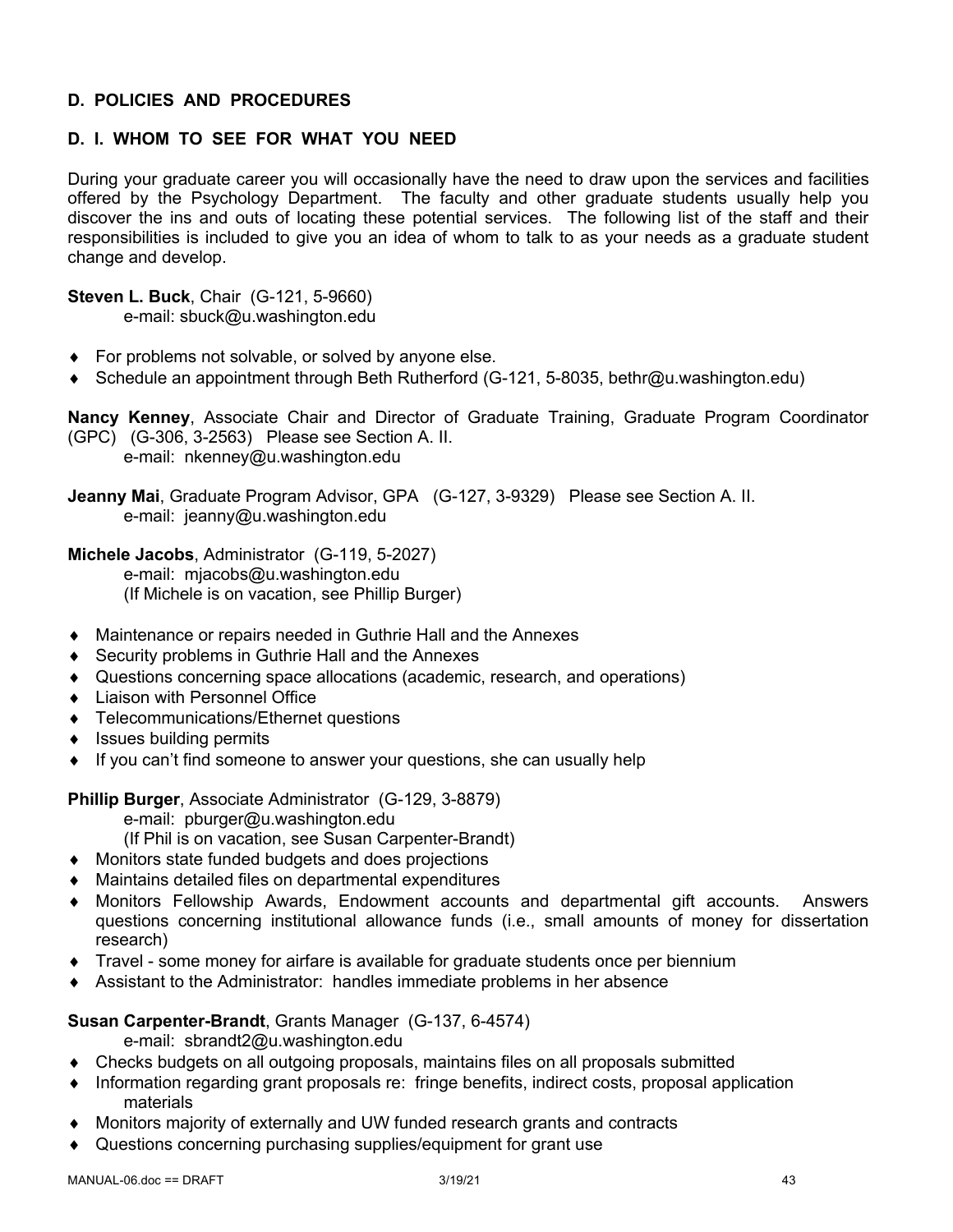## D. POLICIES AND PROCEDURES

### D. I. WHOM TO SEE FOR WHAT YOU NEED

During your graduate career you will occasionally have the need to draw upon the services and facilities offered by the Psychology Department. The faculty and other graduate students usually help you discover the ins and outs of locating these potential services. The following list of the staff and their responsibilities is included to give you an idea of whom to talk to as your needs as a graduate student change and develop.

**Steven L. Buck**, Chair (G-121, 5-9660)
e-mail: sbuck@u.washington.edu

- For problems not solvable, or solved by anyone else.
- Schedule an appointment through Beth Rutherford (G-121, 5-8035, bethr@u.washington.edu)

**Nancy Kenney**, Associate Chair and Director of Graduate Training, Graduate Program Coordinator (GPC) (G-306, 3-2563) Please see Section A. II.
e-mail: nkenney@u.washington.edu

**Jeanny Mai**, Graduate Program Advisor, GPA (G-127, 3-9329) Please see Section A. II.
e-mail: jeanny@u.washington.edu

**Michele Jacobs**, Administrator (G-119, 5-2027)
e-mail: mjacobs@u.washington.edu
(If Michele is on vacation, see Phillip Burger)

- Maintenance or repairs needed in Guthrie Hall and the Annexes
- Security problems in Guthrie Hall and the Annexes
- Questions concerning space allocations (academic, research, and operations)
- Liaison with Personnel Office
- Telecommunications/Ethernet questions
- Issues building permits
- If you can't find someone to answer your questions, she can usually help

**Phillip Burger**, Associate Administrator (G-129, 3-8879)
e-mail: pburger@u.washington.edu
(If Phil is on vacation, see Susan Carpenter-Brandt)

- Monitors state funded budgets and does projections
- Maintains detailed files on departmental expenditures
- Monitors Fellowship Awards, Endowment accounts and departmental gift accounts. Answers questions concerning institutional allowance funds (i.e., small amounts of money for dissertation research)
- Travel - some money for airfare is available for graduate students once per biennium
- Assistant to the Administrator: handles immediate problems in her absence

**Susan Carpenter-Brandt**, Grants Manager (G-137, 6-4574)
e-mail: sbrandt2@u.washington.edu

- Checks budgets on all outgoing proposals, maintains files on all proposals submitted
- Information regarding grant proposals re: fringe benefits, indirect costs, proposal application materials
- Monitors majority of externally and UW funded research grants and contracts
- Questions concerning purchasing supplies/equipment for grant use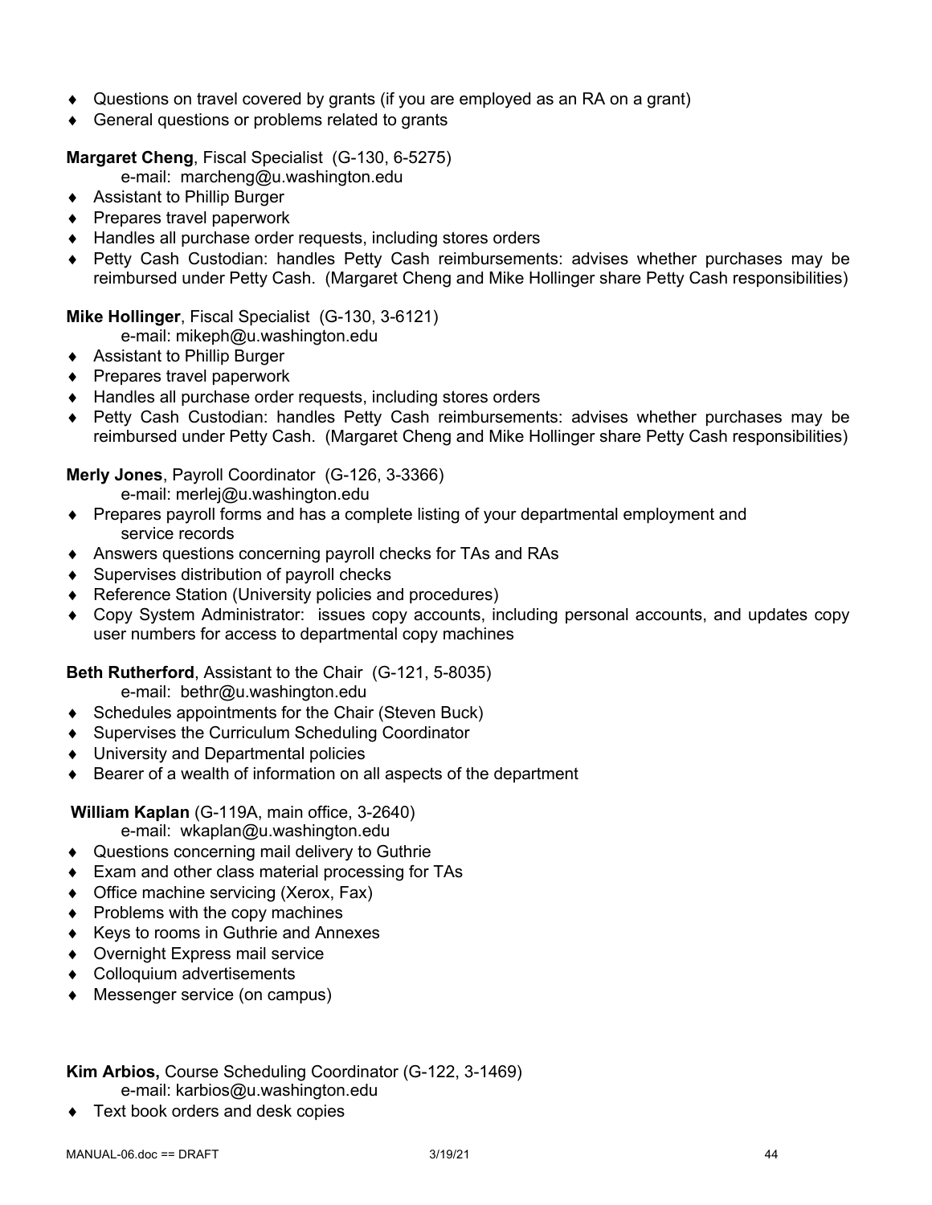- Questions on travel covered by grants (if you are employed as an RA on a grant)
- General questions or problems related to grants

**Margaret Cheng**, Fiscal Specialist (G-130, 6-5275)
e-mail: marcheng@u.washington.edu

- Assistant to Phillip Burger
- Prepares travel paperwork
- Handles all purchase order requests, including stores orders
- Petty Cash Custodian: handles Petty Cash reimbursements: advises whether purchases may be reimbursed under Petty Cash. (Margaret Cheng and Mike Hollinger share Petty Cash responsibilities)

**Mike Hollinger**, Fiscal Specialist (G-130, 3-6121)
e-mail: mikeph@u.washington.edu

- Assistant to Phillip Burger
- Prepares travel paperwork
- Handles all purchase order requests, including stores orders
- Petty Cash Custodian: handles Petty Cash reimbursements: advises whether purchases may be reimbursed under Petty Cash. (Margaret Cheng and Mike Hollinger share Petty Cash responsibilities)

**Merly Jones**, Payroll Coordinator (G-126, 3-3366)
e-mail: merlej@u.washington.edu

- Prepares payroll forms and has a complete listing of your departmental employment and service records
- Answers questions concerning payroll checks for TAs and RAs
- Supervises distribution of payroll checks
- Reference Station (University policies and procedures)
- Copy System Administrator: issues copy accounts, including personal accounts, and updates copy user numbers for access to departmental copy machines

**Beth Rutherford**, Assistant to the Chair (G-121, 5-8035)
e-mail: bethr@u.washington.edu

- Schedules appointments for the Chair (Steven Buck)
- Supervises the Curriculum Scheduling Coordinator
- University and Departmental policies
- Bearer of a wealth of information on all aspects of the department

**William Kaplan** (G-119A, main office, 3-2640)
e-mail: wkaplan@u.washington.edu

- Questions concerning mail delivery to Guthrie
- Exam and other class material processing for TAs
- Office machine servicing (Xerox, Fax)
- Problems with the copy machines
- Keys to rooms in Guthrie and Annexes
- Overnight Express mail service
- Colloquium advertisements
- Messenger service (on campus)

**Kim Arbios,** Course Scheduling Coordinator (G-122, 3-1469)
e-mail: karbios@u.washington.edu

- Text book orders and desk copies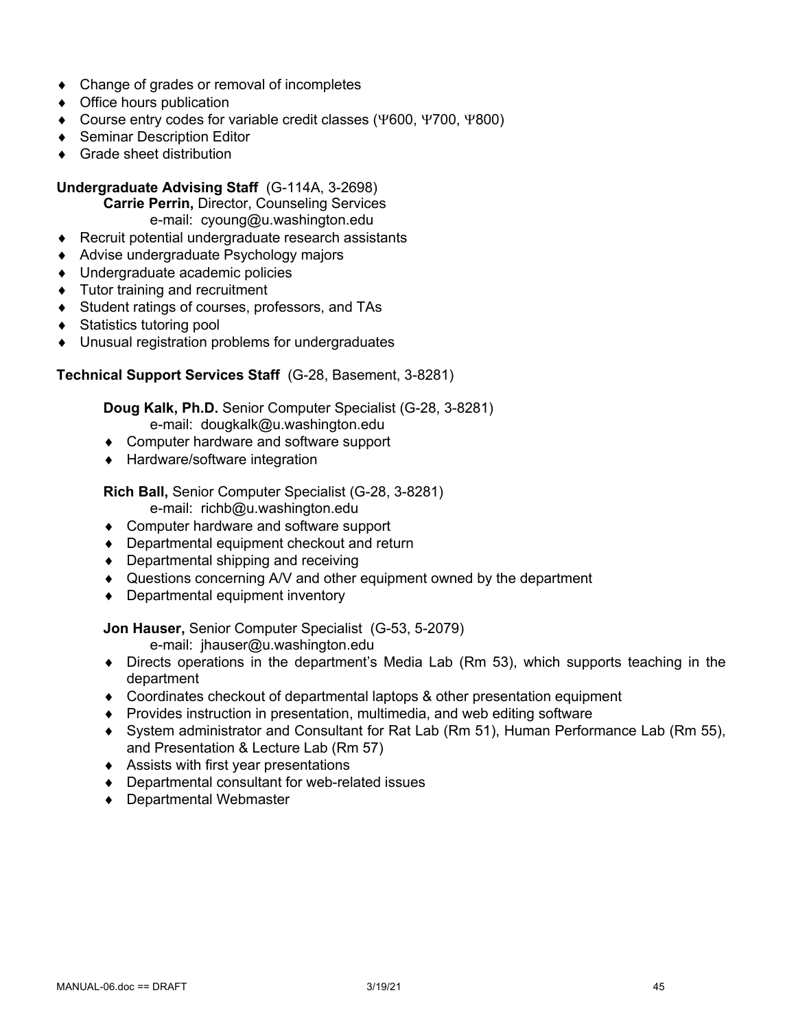- Change of grades or removal of incompletes
- Office hours publication
- Course entry codes for variable credit classes (Ψ600, Ψ700, Ψ800)
- Seminar Description Editor
- Grade sheet distribution

**Undergraduate Advising Staff** (G-114A, 3-2698)

**Carrie Perrin,** Director, Counseling Services
e-mail: cyoung@u.washington.edu

- Recruit potential undergraduate research assistants
- Advise undergraduate Psychology majors
- Undergraduate academic policies
- Tutor training and recruitment
- Student ratings of courses, professors, and TAs
- Statistics tutoring pool
- Unusual registration problems for undergraduates

**Technical Support Services Staff** (G-28, Basement, 3-8281)

**Doug Kalk, Ph.D.** Senior Computer Specialist (G-28, 3-8281)
e-mail: dougkalk@u.washington.edu

- Computer hardware and software support
- Hardware/software integration

**Rich Ball,** Senior Computer Specialist (G-28, 3-8281)
e-mail: richb@u.washington.edu

- Computer hardware and software support
- Departmental equipment checkout and return
- Departmental shipping and receiving
- Questions concerning A/V and other equipment owned by the department
- Departmental equipment inventory

**Jon Hauser,** Senior Computer Specialist (G-53, 5-2079)
e-mail: jhauser@u.washington.edu

- Directs operations in the department's Media Lab (Rm 53), which supports teaching in the department
- Coordinates checkout of departmental laptops & other presentation equipment
- Provides instruction in presentation, multimedia, and web editing software
- System administrator and Consultant for Rat Lab (Rm 51), Human Performance Lab (Rm 55), and Presentation & Lecture Lab (Rm 57)
- Assists with first year presentations
- Departmental consultant for web-related issues
- Departmental Webmaster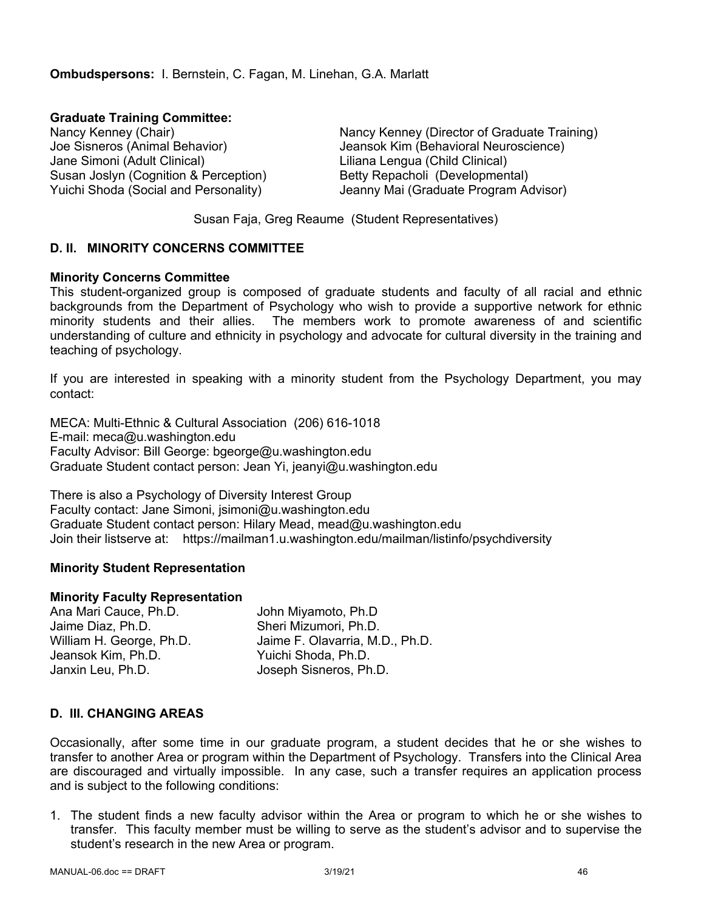**Ombudspersons:** I. Bernstein, C. Fagan, M. Linehan, G.A. Marlatt

**Graduate Training Committee:**

Nancy Kenney (Chair)
Joe Sisneros (Animal Behavior)
Jane Simoni (Adult Clinical)
Susan Joslyn (Cognition & Perception)
Yuichi Shoda (Social and Personality)
Nancy Kenney (Director of Graduate Training)
Jeansok Kim (Behavioral Neuroscience)
Liliana Lengua (Child Clinical)
Betty Repacholi (Developmental)
Jeanny Mai (Graduate Program Advisor)

Susan Faja, Greg Reaume (Student Representatives)

## D. II. MINORITY CONCERNS COMMITTEE

**Minority Concerns Committee**

This student-organized group is composed of graduate students and faculty of all racial and ethnic backgrounds from the Department of Psychology who wish to provide a supportive network for ethnic minority students and their allies. The members work to promote awareness of and scientific understanding of culture and ethnicity in psychology and advocate for cultural diversity in the training and teaching of psychology.

If you are interested in speaking with a minority student from the Psychology Department, you may contact:

MECA: Multi-Ethnic & Cultural Association (206) 616-1018
E-mail: meca@u.washington.edu
Faculty Advisor: Bill George: bgeorge@u.washington.edu
Graduate Student contact person: Jean Yi, jeanyi@u.washington.edu

There is also a Psychology of Diversity Interest Group
Faculty contact: Jane Simoni, jsimoni@u.washington.edu
Graduate Student contact person: Hilary Mead, mead@u.washington.edu
Join their listserve at: https://mailman1.u.washington.edu/mailman/listinfo/psychdiversity

**Minority Student Representation**

**Minority Faculty Representation**

Ana Mari Cauce, Ph.D.
Jaime Diaz, Ph.D.
William H. George, Ph.D.
Jeansok Kim, Ph.D.
Janxin Leu, Ph.D.
John Miyamoto, Ph.D
Sheri Mizumori, Ph.D.
Jaime F. Olavarria, M.D., Ph.D.
Yuichi Shoda, Ph.D.
Joseph Sisneros, Ph.D.

## D. III. CHANGING AREAS

Occasionally, after some time in our graduate program, a student decides that he or she wishes to transfer to another Area or program within the Department of Psychology. Transfers into the Clinical Area are discouraged and virtually impossible. In any case, such a transfer requires an application process and is subject to the following conditions:

1. The student finds a new faculty advisor within the Area or program to which he or she wishes to transfer. This faculty member must be willing to serve as the student's advisor and to supervise the student's research in the new Area or program.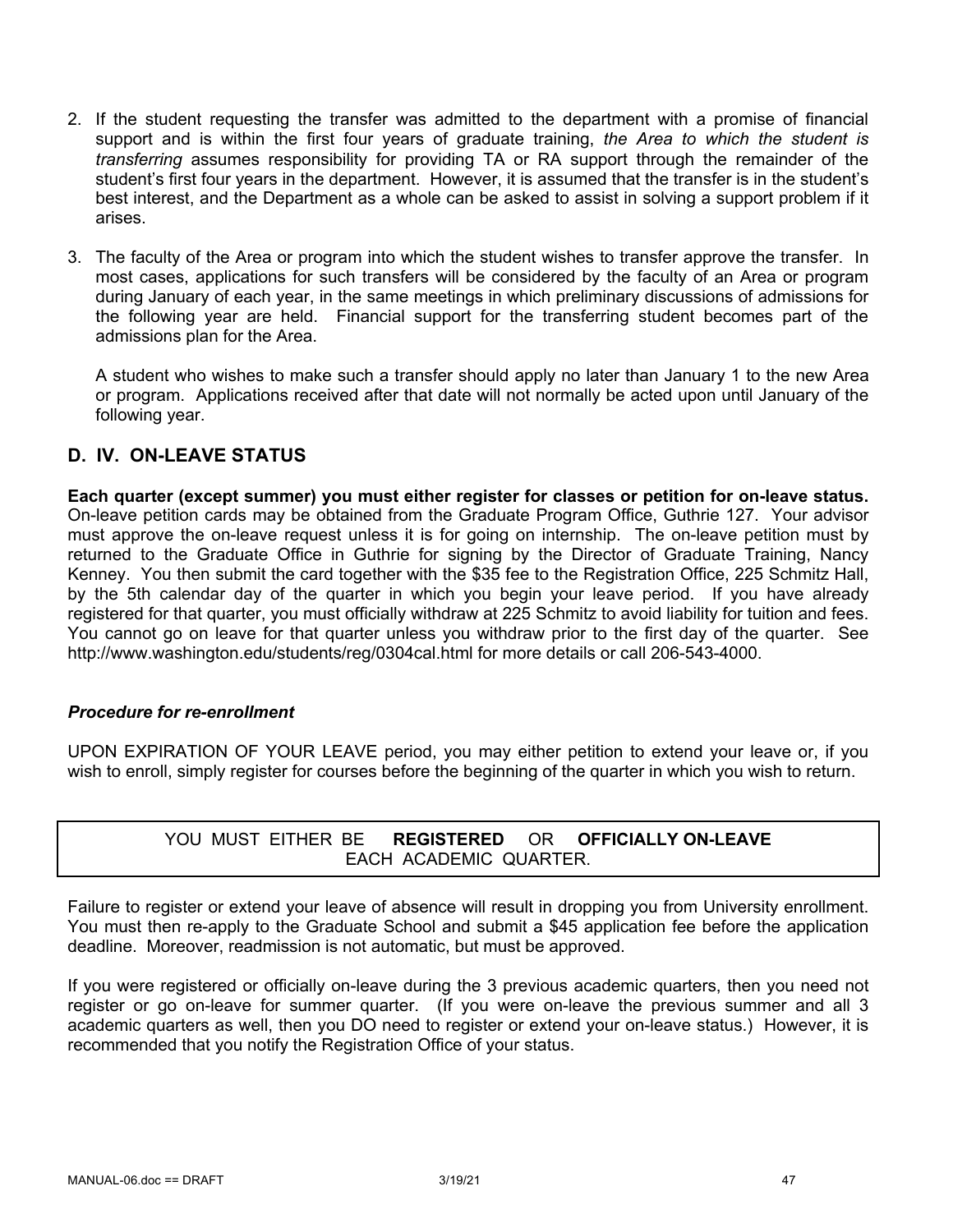2. If the student requesting the transfer was admitted to the department with a promise of financial support and is within the first four years of graduate training, *the Area to which the student is transferring* assumes responsibility for providing TA or RA support through the remainder of the student's first four years in the department. However, it is assumed that the transfer is in the student's best interest, and the Department as a whole can be asked to assist in solving a support problem if it arises.

3. The faculty of the Area or program into which the student wishes to transfer approve the transfer. In most cases, applications for such transfers will be considered by the faculty of an Area or program during January of each year, in the same meetings in which preliminary discussions of admissions for the following year are held. Financial support for the transferring student becomes part of the admissions plan for the Area.

   A student who wishes to make such a transfer should apply no later than January 1 to the new Area or program. Applications received after that date will not normally be acted upon until January of the following year.

## D. IV. ON-LEAVE STATUS

**Each quarter (except summer) you must either register for classes or petition for on-leave status.** On-leave petition cards may be obtained from the Graduate Program Office, Guthrie 127. Your advisor must approve the on-leave request unless it is for going on internship. The on-leave petition must by returned to the Graduate Office in Guthrie for signing by the Director of Graduate Training, Nancy Kenney. You then submit the card together with the $35 fee to the Registration Office, 225 Schmitz Hall, by the 5th calendar day of the quarter in which you begin your leave period. If you have already registered for that quarter, you must officially withdraw at 225 Schmitz to avoid liability for tuition and fees. You cannot go on leave for that quarter unless you withdraw prior to the first day of the quarter. See http://www.washington.edu/students/reg/0304cal.html for more details or call 206-543-4000.

### *Procedure for re-enrollment*

UPON EXPIRATION OF YOUR LEAVE period, you may either petition to extend your leave or, if you wish to enroll, simply register for courses before the beginning of the quarter in which you wish to return.

YOU MUST EITHER BE **REGISTERED** OR **OFFICIALLY ON-LEAVE** EACH ACADEMIC QUARTER.

Failure to register or extend your leave of absence will result in dropping you from University enrollment. You must then re-apply to the Graduate School and submit a $45 application fee before the application deadline. Moreover, readmission is not automatic, but must be approved.

If you were registered or officially on-leave during the 3 previous academic quarters, then you need not register or go on-leave for summer quarter. (If you were on-leave the previous summer and all 3 academic quarters as well, then you DO need to register or extend your on-leave status.) However, it is recommended that you notify the Registration Office of your status.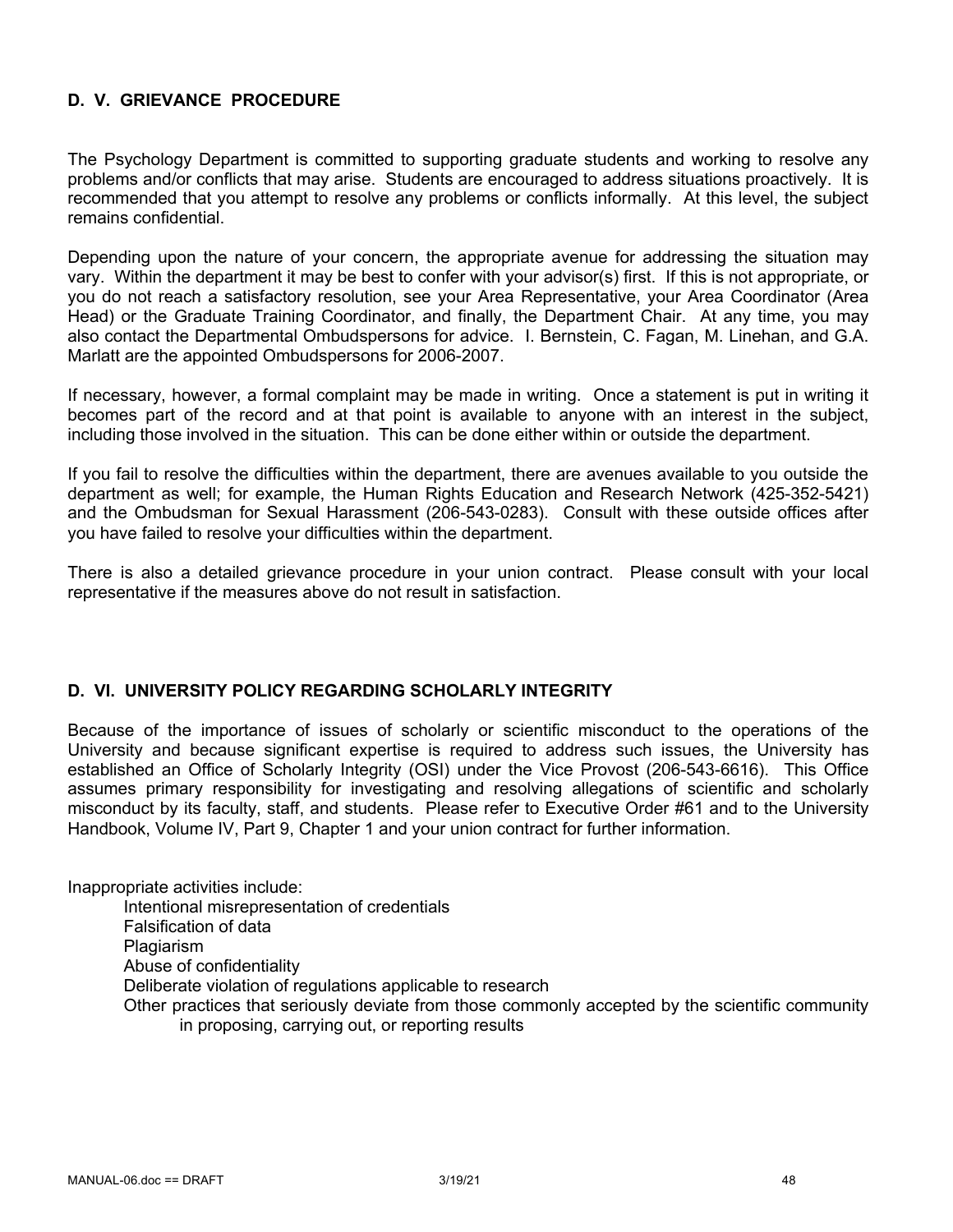## D. V. GRIEVANCE PROCEDURE

The Psychology Department is committed to supporting graduate students and working to resolve any problems and/or conflicts that may arise. Students are encouraged to address situations proactively. It is recommended that you attempt to resolve any problems or conflicts informally. At this level, the subject remains confidential.

Depending upon the nature of your concern, the appropriate avenue for addressing the situation may vary. Within the department it may be best to confer with your advisor(s) first. If this is not appropriate, or you do not reach a satisfactory resolution, see your Area Representative, your Area Coordinator (Area Head) or the Graduate Training Coordinator, and finally, the Department Chair. At any time, you may also contact the Departmental Ombudspersons for advice. I. Bernstein, C. Fagan, M. Linehan, and G.A. Marlatt are the appointed Ombudspersons for 2006-2007.

If necessary, however, a formal complaint may be made in writing. Once a statement is put in writing it becomes part of the record and at that point is available to anyone with an interest in the subject, including those involved in the situation. This can be done either within or outside the department.

If you fail to resolve the difficulties within the department, there are avenues available to you outside the department as well; for example, the Human Rights Education and Research Network (425-352-5421) and the Ombudsman for Sexual Harassment (206-543-0283). Consult with these outside offices after you have failed to resolve your difficulties within the department.

There is also a detailed grievance procedure in your union contract. Please consult with your local representative if the measures above do not result in satisfaction.

## D. VI. UNIVERSITY POLICY REGARDING SCHOLARLY INTEGRITY

Because of the importance of issues of scholarly or scientific misconduct to the operations of the University and because significant expertise is required to address such issues, the University has established an Office of Scholarly Integrity (OSI) under the Vice Provost (206-543-6616). This Office assumes primary responsibility for investigating and resolving allegations of scientific and scholarly misconduct by its faculty, staff, and students. Please refer to Executive Order #61 and to the University Handbook, Volume IV, Part 9, Chapter 1 and your union contract for further information.

Inappropriate activities include:

- Intentional misrepresentation of credentials
- Falsification of data
- Plagiarism
- Abuse of confidentiality
- Deliberate violation of regulations applicable to research
- Other practices that seriously deviate from those commonly accepted by the scientific community in proposing, carrying out, or reporting results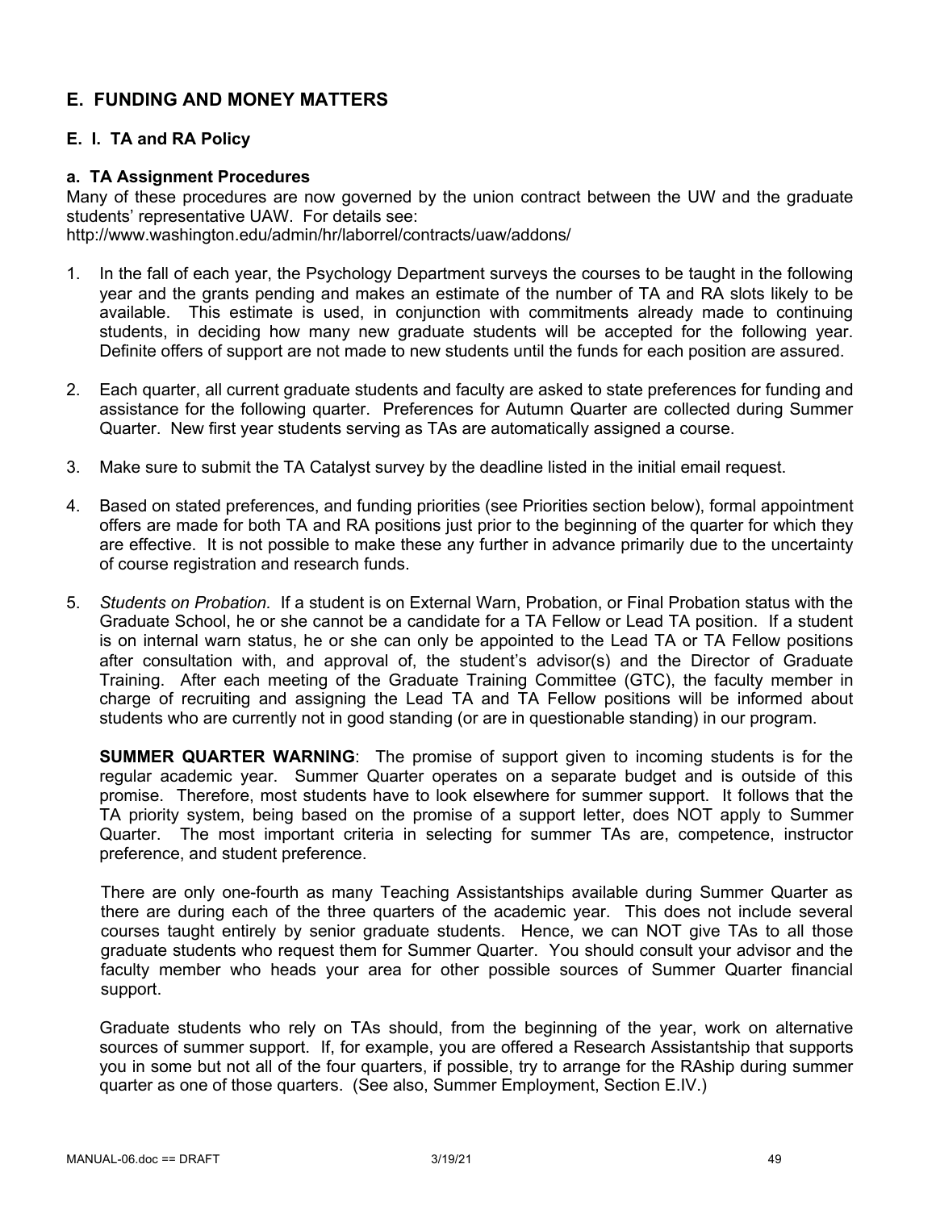## E. FUNDING AND MONEY MATTERS

### E. I. TA and RA Policy

#### a. TA Assignment Procedures

Many of these procedures are now governed by the union contract between the UW and the graduate students' representative UAW. For details see:
http://www.washington.edu/admin/hr/laborrel/contracts/uaw/addons/

1. In the fall of each year, the Psychology Department surveys the courses to be taught in the following year and the grants pending and makes an estimate of the number of TA and RA slots likely to be available. This estimate is used, in conjunction with commitments already made to continuing students, in deciding how many new graduate students will be accepted for the following year. Definite offers of support are not made to new students until the funds for each position are assured.

2. Each quarter, all current graduate students and faculty are asked to state preferences for funding and assistance for the following quarter. Preferences for Autumn Quarter are collected during Summer Quarter. New first year students serving as TAs are automatically assigned a course.

3. Make sure to submit the TA Catalyst survey by the deadline listed in the initial email request.

4. Based on stated preferences, and funding priorities (see Priorities section below), formal appointment offers are made for both TA and RA positions just prior to the beginning of the quarter for which they are effective. It is not possible to make these any further in advance primarily due to the uncertainty of course registration and research funds.

5. *Students on Probation.* If a student is on External Warn, Probation, or Final Probation status with the Graduate School, he or she cannot be a candidate for a TA Fellow or Lead TA position. If a student is on internal warn status, he or she can only be appointed to the Lead TA or TA Fellow positions after consultation with, and approval of, the student's advisor(s) and the Director of Graduate Training. After each meeting of the Graduate Training Committee (GTC), the faculty member in charge of recruiting and assigning the Lead TA and TA Fellow positions will be informed about students who are currently not in good standing (or are in questionable standing) in our program.

   **SUMMER QUARTER WARNING**: The promise of support given to incoming students is for the regular academic year. Summer Quarter operates on a separate budget and is outside of this promise. Therefore, most students have to look elsewhere for summer support. It follows that the TA priority system, being based on the promise of a support letter, does NOT apply to Summer Quarter. The most important criteria in selecting for summer TAs are, competence, instructor preference, and student preference.

   There are only one-fourth as many Teaching Assistantships available during Summer Quarter as there are during each of the three quarters of the academic year. This does not include several courses taught entirely by senior graduate students. Hence, we can NOT give TAs to all those graduate students who request them for Summer Quarter. You should consult your advisor and the faculty member who heads your area for other possible sources of Summer Quarter financial support.

   Graduate students who rely on TAs should, from the beginning of the year, work on alternative sources of summer support. If, for example, you are offered a Research Assistantship that supports you in some but not all of the four quarters, if possible, try to arrange for the RAship during summer quarter as one of those quarters. (See also, Summer Employment, Section E.IV.)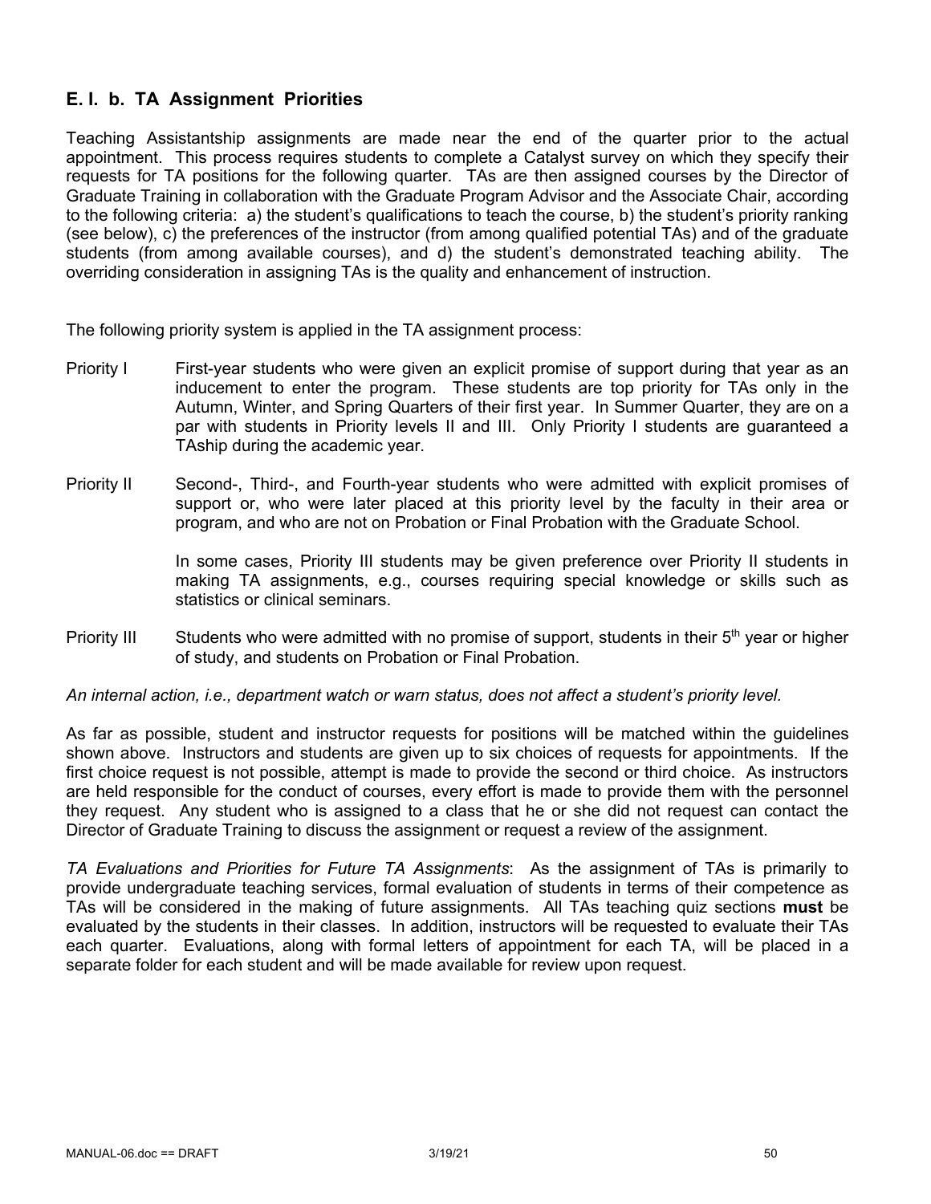### E. I. b. TA Assignment Priorities

Teaching Assistantship assignments are made near the end of the quarter prior to the actual appointment. This process requires students to complete a Catalyst survey on which they specify their requests for TA positions for the following quarter. TAs are then assigned courses by the Director of Graduate Training in collaboration with the Graduate Program Advisor and the Associate Chair, according to the following criteria: a) the student's qualifications to teach the course, b) the student's priority ranking (see below), c) the preferences of the instructor (from among qualified potential TAs) and of the graduate students (from among available courses), and d) the student's demonstrated teaching ability. The overriding consideration in assigning TAs is the quality and enhancement of instruction.

The following priority system is applied in the TA assignment process:

Priority I First-year students who were given an explicit promise of support during that year as an inducement to enter the program. These students are top priority for TAs only in the Autumn, Winter, and Spring Quarters of their first year. In Summer Quarter, they are on a par with students in Priority levels II and III. Only Priority I students are guaranteed a TAship during the academic year.

Priority II Second-, Third-, and Fourth-year students who were admitted with explicit promises of support or, who were later placed at this priority level by the faculty in their area or program, and who are not on Probation or Final Probation with the Graduate School.

In some cases, Priority III students may be given preference over Priority II students in making TA assignments, e.g., courses requiring special knowledge or skills such as statistics or clinical seminars.

Priority III Students who were admitted with no promise of support, students in their 5th year or higher of study, and students on Probation or Final Probation.

*An internal action, i.e., department watch or warn status, does not affect a student's priority level.*

As far as possible, student and instructor requests for positions will be matched within the guidelines shown above. Instructors and students are given up to six choices of requests for appointments. If the first choice request is not possible, attempt is made to provide the second or third choice. As instructors are held responsible for the conduct of courses, every effort is made to provide them with the personnel they request. Any student who is assigned to a class that he or she did not request can contact the Director of Graduate Training to discuss the assignment or request a review of the assignment.

*TA Evaluations and Priorities for Future TA Assignments*: As the assignment of TAs is primarily to provide undergraduate teaching services, formal evaluation of students in terms of their competence as TAs will be considered in the making of future assignments. All TAs teaching quiz sections **must** be evaluated by the students in their classes. In addition, instructors will be requested to evaluate their TAs each quarter. Evaluations, along with formal letters of appointment for each TA, will be placed in a separate folder for each student and will be made available for review upon request.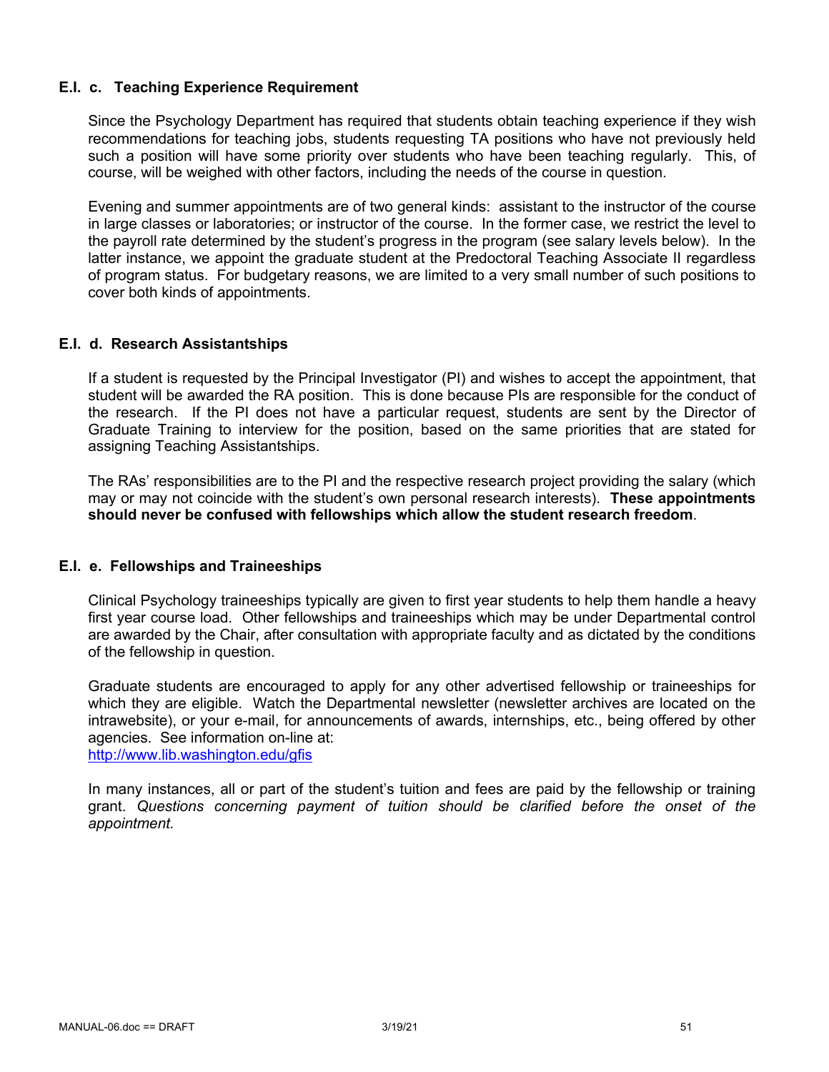### E.I. c. Teaching Experience Requirement

Since the Psychology Department has required that students obtain teaching experience if they wish recommendations for teaching jobs, students requesting TA positions who have not previously held such a position will have some priority over students who have been teaching regularly. This, of course, will be weighed with other factors, including the needs of the course in question.

Evening and summer appointments are of two general kinds: assistant to the instructor of the course in large classes or laboratories; or instructor of the course. In the former case, we restrict the level to the payroll rate determined by the student's progress in the program (see salary levels below). In the latter instance, we appoint the graduate student at the Predoctoral Teaching Associate II regardless of program status. For budgetary reasons, we are limited to a very small number of such positions to cover both kinds of appointments.

### E.I. d. Research Assistantships

If a student is requested by the Principal Investigator (PI) and wishes to accept the appointment, that student will be awarded the RA position. This is done because PIs are responsible for the conduct of the research. If the PI does not have a particular request, students are sent by the Director of Graduate Training to interview for the position, based on the same priorities that are stated for assigning Teaching Assistantships.

The RAs' responsibilities are to the PI and the respective research project providing the salary (which may or may not coincide with the student's own personal research interests). **These appointments should never be confused with fellowships which allow the student research freedom**.

### E.I. e. Fellowships and Traineeships

Clinical Psychology traineeships typically are given to first year students to help them handle a heavy first year course load. Other fellowships and traineeships which may be under Departmental control are awarded by the Chair, after consultation with appropriate faculty and as dictated by the conditions of the fellowship in question.

Graduate students are encouraged to apply for any other advertised fellowship or traineeships for which they are eligible. Watch the Departmental newsletter (newsletter archives are located on the intrawebsite), or your e-mail, for announcements of awards, internships, etc., being offered by other agencies. See information on-line at:
http://www.lib.washington.edu/gfis

In many instances, all or part of the student's tuition and fees are paid by the fellowship or training grant. *Questions concerning payment of tuition should be clarified before the onset of the appointment.*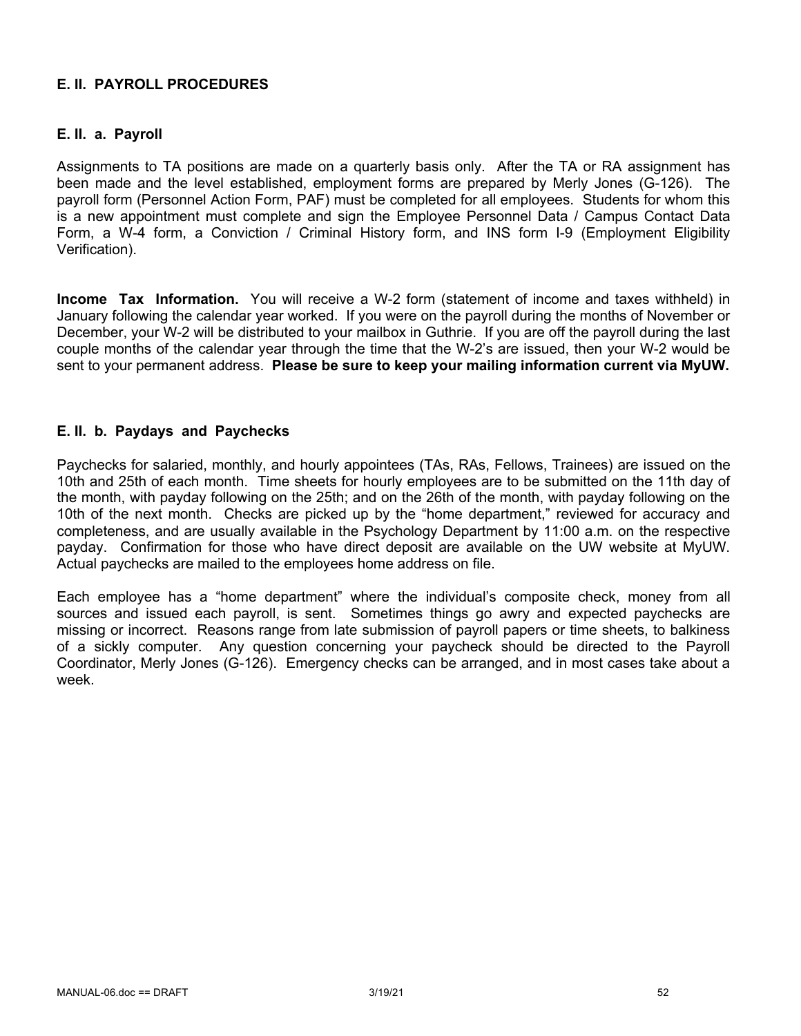## E. II. PAYROLL PROCEDURES

### E. II. a. Payroll

Assignments to TA positions are made on a quarterly basis only. After the TA or RA assignment has been made and the level established, employment forms are prepared by Merly Jones (G-126). The payroll form (Personnel Action Form, PAF) must be completed for all employees. Students for whom this is a new appointment must complete and sign the Employee Personnel Data / Campus Contact Data Form, a W-4 form, a Conviction / Criminal History form, and INS form I-9 (Employment Eligibility Verification).

**Income Tax Information.** You will receive a W-2 form (statement of income and taxes withheld) in January following the calendar year worked. If you were on the payroll during the months of November or December, your W-2 will be distributed to your mailbox in Guthrie. If you are off the payroll during the last couple months of the calendar year through the time that the W-2's are issued, then your W-2 would be sent to your permanent address. **Please be sure to keep your mailing information current via MyUW.**

### E. II. b. Paydays and Paychecks

Paychecks for salaried, monthly, and hourly appointees (TAs, RAs, Fellows, Trainees) are issued on the 10th and 25th of each month. Time sheets for hourly employees are to be submitted on the 11th day of the month, with payday following on the 25th; and on the 26th of the month, with payday following on the 10th of the next month. Checks are picked up by the "home department," reviewed for accuracy and completeness, and are usually available in the Psychology Department by 11:00 a.m. on the respective payday. Confirmation for those who have direct deposit are available on the UW website at MyUW. Actual paychecks are mailed to the employees home address on file.

Each employee has a "home department" where the individual's composite check, money from all sources and issued each payroll, is sent. Sometimes things go awry and expected paychecks are missing or incorrect. Reasons range from late submission of payroll papers or time sheets, to balkiness of a sickly computer. Any question concerning your paycheck should be directed to the Payroll Coordinator, Merly Jones (G-126). Emergency checks can be arranged, and in most cases take about a week.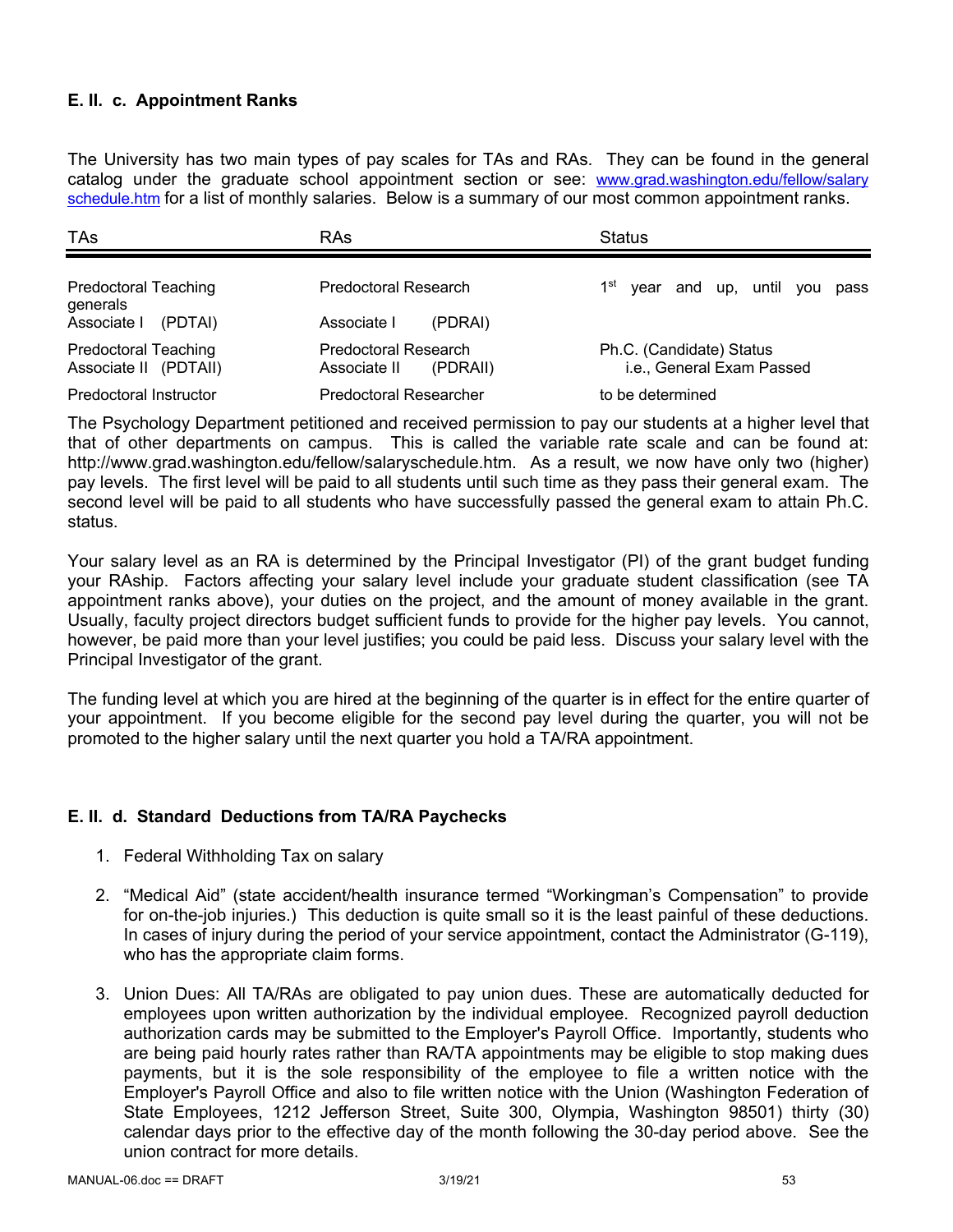### E. II. c. Appointment Ranks

The University has two main types of pay scales for TAs and RAs. They can be found in the general catalog under the graduate school appointment section or see: www.grad.washington.edu/fellow/salary schedule.htm for a list of monthly salaries. Below is a summary of our most common appointment ranks.

| TAs | RAs | Status |
|---|---|---|
| Predoctoral Teaching Associate I (PDTAI) | Predoctoral Research Associate I (PDRAI) | 1st year and up, until you pass generals |
| Predoctoral Teaching Associate II (PDTAII) | Predoctoral Research Associate II (PDRAII) | Ph.C. (Candidate) Status i.e., General Exam Passed |
| Predoctoral Instructor | Predoctoral Researcher | to be determined |

The Psychology Department petitioned and received permission to pay our students at a higher level that that of other departments on campus. This is called the variable rate scale and can be found at: http://www.grad.washington.edu/fellow/salaryschedule.htm. As a result, we now have only two (higher) pay levels. The first level will be paid to all students until such time as they pass their general exam. The second level will be paid to all students who have successfully passed the general exam to attain Ph.C. status.

Your salary level as an RA is determined by the Principal Investigator (PI) of the grant budget funding your RAship. Factors affecting your salary level include your graduate student classification (see TA appointment ranks above), your duties on the project, and the amount of money available in the grant. Usually, faculty project directors budget sufficient funds to provide for the higher pay levels. You cannot, however, be paid more than your level justifies; you could be paid less. Discuss your salary level with the Principal Investigator of the grant.

The funding level at which you are hired at the beginning of the quarter is in effect for the entire quarter of your appointment. If you become eligible for the second pay level during the quarter, you will not be promoted to the higher salary until the next quarter you hold a TA/RA appointment.

### E. II. d. Standard Deductions from TA/RA Paychecks

1. Federal Withholding Tax on salary

2. "Medical Aid" (state accident/health insurance termed "Workingman's Compensation" to provide for on-the-job injuries.) This deduction is quite small so it is the least painful of these deductions. In cases of injury during the period of your service appointment, contact the Administrator (G-119), who has the appropriate claim forms.

3. Union Dues: All TA/RAs are obligated to pay union dues. These are automatically deducted for employees upon written authorization by the individual employee. Recognized payroll deduction authorization cards may be submitted to the Employer's Payroll Office. Importantly, students who are being paid hourly rates rather than RA/TA appointments may be eligible to stop making dues payments, but it is the sole responsibility of the employee to file a written notice with the Employer's Payroll Office and also to file written notice with the Union (Washington Federation of State Employees, 1212 Jefferson Street, Suite 300, Olympia, Washington 98501) thirty (30) calendar days prior to the effective day of the month following the 30-day period above. See the union contract for more details.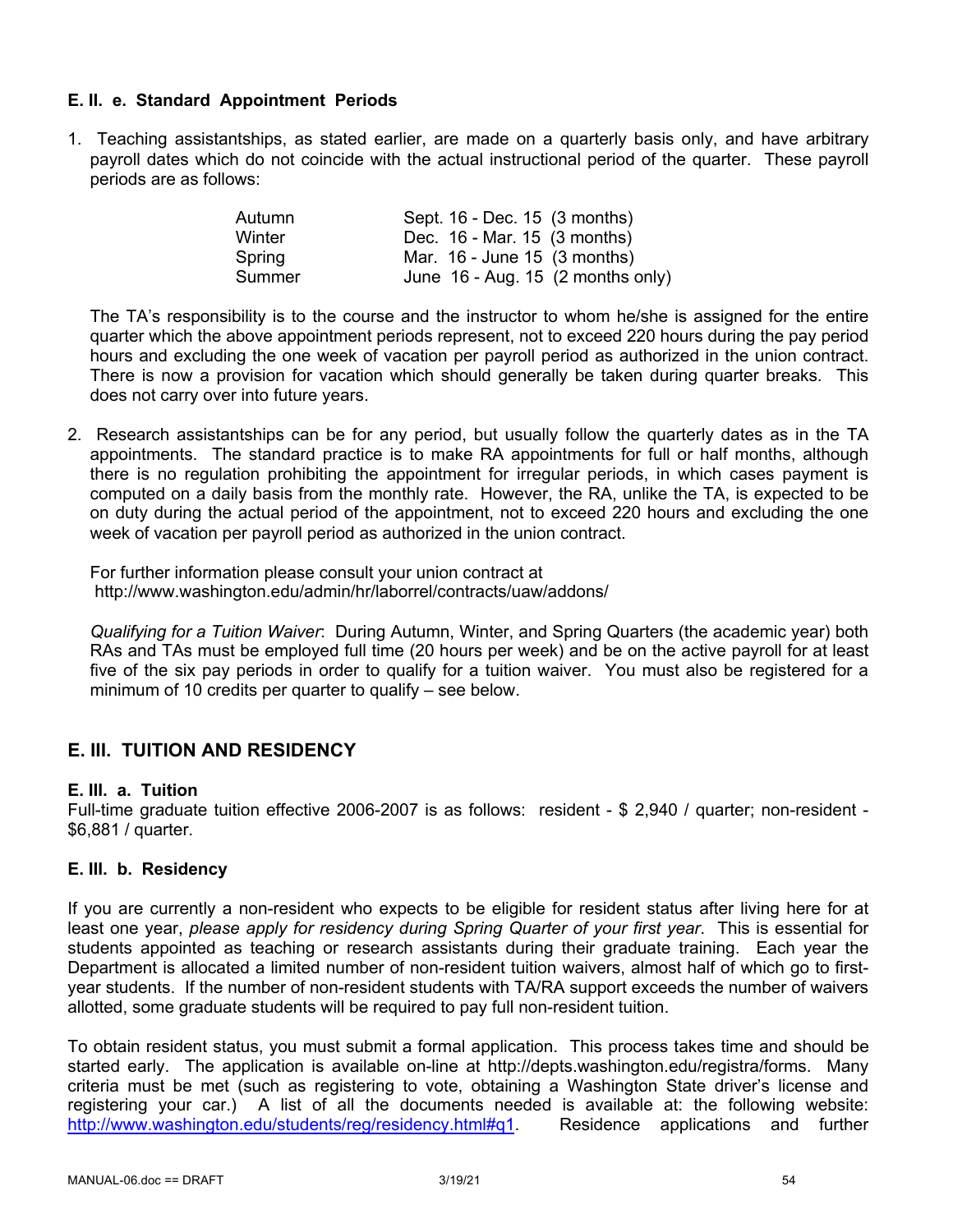### E. II. e. Standard Appointment Periods

1. Teaching assistantships, as stated earlier, are made on a quarterly basis only, and have arbitrary payroll dates which do not coincide with the actual instructional period of the quarter. These payroll periods are as follows:

| | |
|---|---|
| Autumn | Sept. 16 - Dec. 15 (3 months) |
| Winter | Dec. 16 - Mar. 15 (3 months) |
| Spring | Mar. 16 - June 15 (3 months) |
| Summer | June 16 - Aug. 15 (2 months only) |

   The TA's responsibility is to the course and the instructor to whom he/she is assigned for the entire quarter which the above appointment periods represent, not to exceed 220 hours during the pay period hours and excluding the one week of vacation per payroll period as authorized in the union contract. There is now a provision for vacation which should generally be taken during quarter breaks. This does not carry over into future years.

2. Research assistantships can be for any period, but usually follow the quarterly dates as in the TA appointments. The standard practice is to make RA appointments for full or half months, although there is no regulation prohibiting the appointment for irregular periods, in which cases payment is computed on a daily basis from the monthly rate. However, the RA, unlike the TA, is expected to be on duty during the actual period of the appointment, not to exceed 220 hours and excluding the one week of vacation per payroll period as authorized in the union contract.

   For further information please consult your union contract at http://www.washington.edu/admin/hr/laborrel/contracts/uaw/addons/

   *Qualifying for a Tuition Waiver*: During Autumn, Winter, and Spring Quarters (the academic year) both RAs and TAs must be employed full time (20 hours per week) and be on the active payroll for at least five of the six pay periods in order to qualify for a tuition waiver. You must also be registered for a minimum of 10 credits per quarter to qualify – see below.

## E. III. TUITION AND RESIDENCY

### E. III. a. Tuition

Full-time graduate tuition effective 2006-2007 is as follows: resident - $ 2,940 / quarter; non-resident - $6,881 / quarter.

### E. III. b. Residency

If you are currently a non-resident who expects to be eligible for resident status after living here for at least one year, *please apply for residency during Spring Quarter of your first year*. This is essential for students appointed as teaching or research assistants during their graduate training. Each year the Department is allocated a limited number of non-resident tuition waivers, almost half of which go to first-year students. If the number of non-resident students with TA/RA support exceeds the number of waivers allotted, some graduate students will be required to pay full non-resident tuition.

To obtain resident status, you must submit a formal application. This process takes time and should be started early. The application is available on-line at http://depts.washington.edu/registra/forms. Many criteria must be met (such as registering to vote, obtaining a Washington State driver's license and registering your car.) A list of all the documents needed is available at: the following website: http://www.washington.edu/students/reg/residency.html#q1. Residence applications and further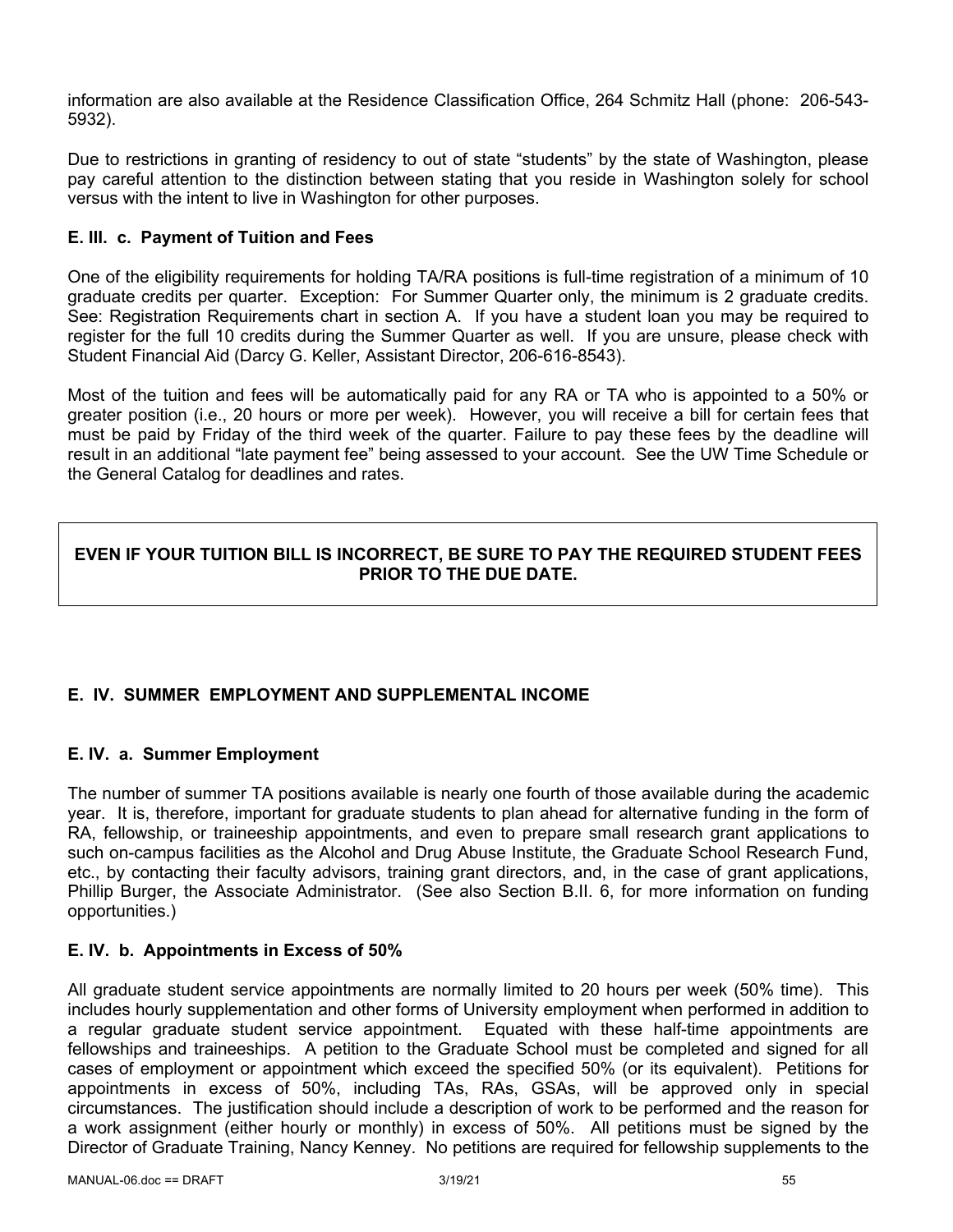information are also available at the Residence Classification Office, 264 Schmitz Hall (phone: 206-543-5932).

Due to restrictions in granting of residency to out of state "students" by the state of Washington, please pay careful attention to the distinction between stating that you reside in Washington solely for school versus with the intent to live in Washington for other purposes.

### E. III. c. Payment of Tuition and Fees

One of the eligibility requirements for holding TA/RA positions is full-time registration of a minimum of 10 graduate credits per quarter. Exception: For Summer Quarter only, the minimum is 2 graduate credits. See: Registration Requirements chart in section A. If you have a student loan you may be required to register for the full 10 credits during the Summer Quarter as well. If you are unsure, please check with Student Financial Aid (Darcy G. Keller, Assistant Director, 206-616-8543).

Most of the tuition and fees will be automatically paid for any RA or TA who is appointed to a 50% or greater position (i.e., 20 hours or more per week). However, you will receive a bill for certain fees that must be paid by Friday of the third week of the quarter. Failure to pay these fees by the deadline will result in an additional "late payment fee" being assessed to your account. See the UW Time Schedule or the General Catalog for deadlines and rates.

**EVEN IF YOUR TUITION BILL IS INCORRECT, BE SURE TO PAY THE REQUIRED STUDENT FEES PRIOR TO THE DUE DATE.**

## E. IV. SUMMER EMPLOYMENT AND SUPPLEMENTAL INCOME

### E. IV. a. Summer Employment

The number of summer TA positions available is nearly one fourth of those available during the academic year. It is, therefore, important for graduate students to plan ahead for alternative funding in the form of RA, fellowship, or traineeship appointments, and even to prepare small research grant applications to such on-campus facilities as the Alcohol and Drug Abuse Institute, the Graduate School Research Fund, etc., by contacting their faculty advisors, training grant directors, and, in the case of grant applications, Phillip Burger, the Associate Administrator. (See also Section B.II. 6, for more information on funding opportunities.)

### E. IV. b. Appointments in Excess of 50%

All graduate student service appointments are normally limited to 20 hours per week (50% time). This includes hourly supplementation and other forms of University employment when performed in addition to a regular graduate student service appointment. Equated with these half-time appointments are fellowships and traineeships. A petition to the Graduate School must be completed and signed for all cases of employment or appointment which exceed the specified 50% (or its equivalent). Petitions for appointments in excess of 50%, including TAs, RAs, GSAs, will be approved only in special circumstances. The justification should include a description of work to be performed and the reason for a work assignment (either hourly or monthly) in excess of 50%. All petitions must be signed by the Director of Graduate Training, Nancy Kenney. No petitions are required for fellowship supplements to the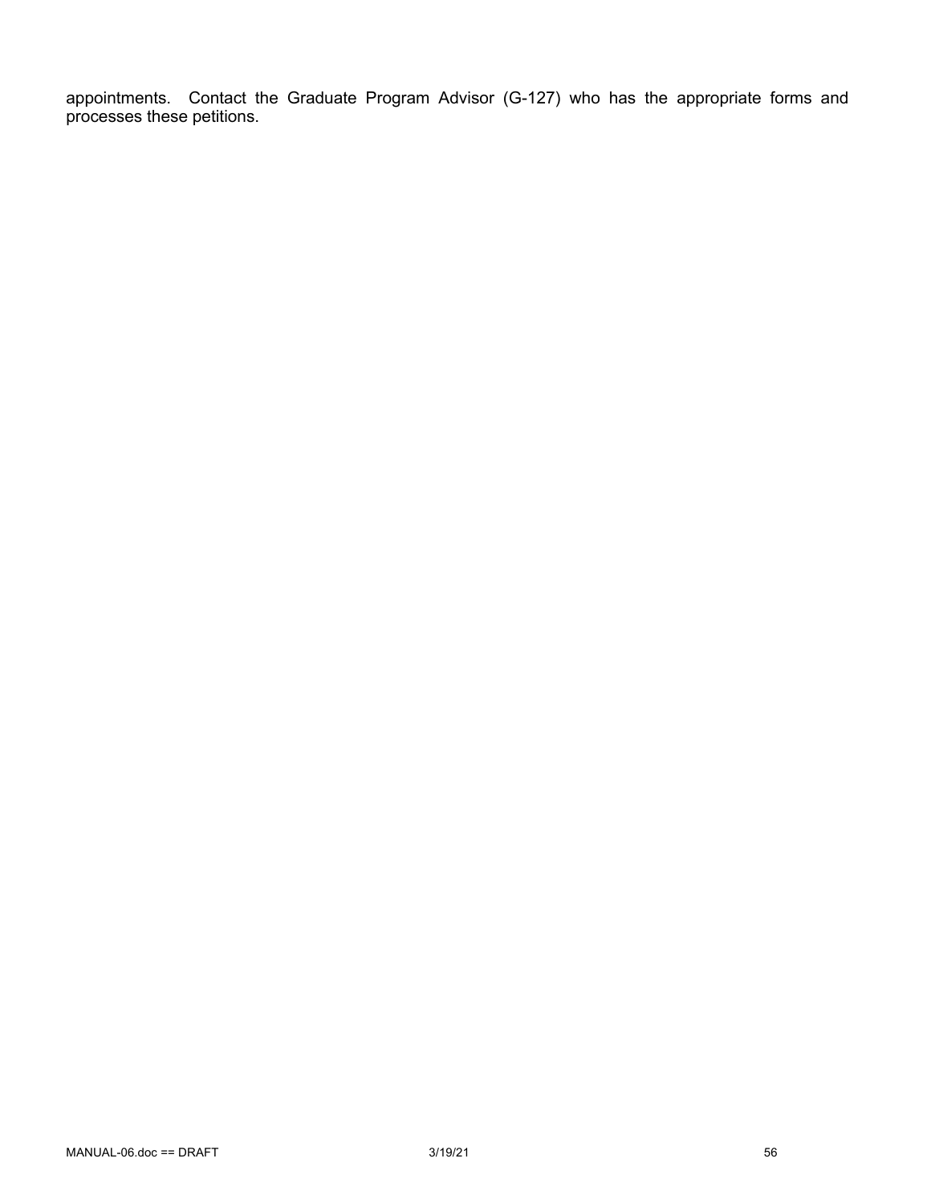appointments. Contact the Graduate Program Advisor (G-127) who has the appropriate forms and processes these petitions.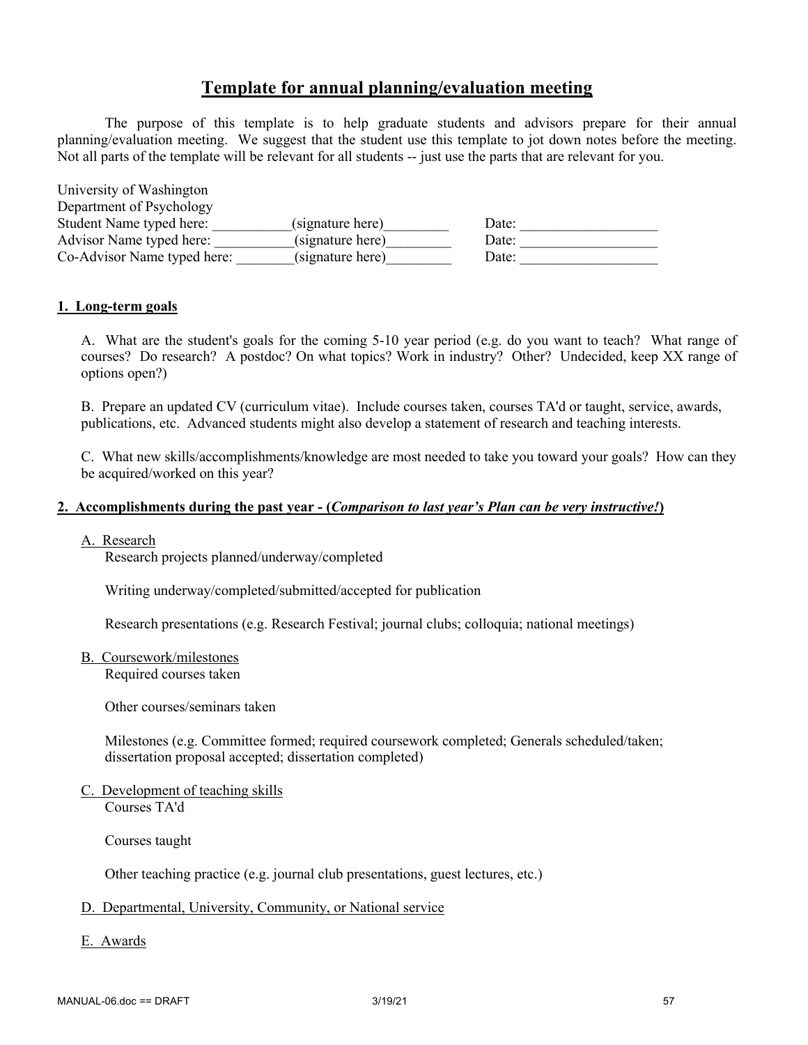# Template for annual planning/evaluation meeting

The purpose of this template is to help graduate students and advisors prepare for their annual planning/evaluation meeting. We suggest that the student use this template to jot down notes before the meeting. Not all parts of the template will be relevant for all students -- just use the parts that are relevant for you.

University of Washington
Department of Psychology
Student Name typed here: ___________(signature here)_________ Date: ___________________
Advisor Name typed here: ___________(signature here)_________ Date: ___________________
Co-Advisor Name typed here: ________(signature here)_________ Date: ___________________

## 1. Long-term goals

A. What are the student's goals for the coming 5-10 year period (e.g. do you want to teach? What range of courses? Do research? A postdoc? On what topics? Work in industry? Other? Undecided, keep XX range of options open?)

B. Prepare an updated CV (curriculum vitae). Include courses taken, courses TA'd or taught, service, awards, publications, etc. Advanced students might also develop a statement of research and teaching interests.

C. What new skills/accomplishments/knowledge are most needed to take you toward your goals? How can they be acquired/worked on this year?

## 2. Accomplishments during the past year - (*Comparison to last year's Plan can be very instructive!*)

A. Research

Research projects planned/underway/completed

Writing underway/completed/submitted/accepted for publication

Research presentations (e.g. Research Festival; journal clubs; colloquia; national meetings)

B. Coursework/milestones

Required courses taken

Other courses/seminars taken

Milestones (e.g. Committee formed; required coursework completed; Generals scheduled/taken; dissertation proposal accepted; dissertation completed)

C. Development of teaching skills

Courses TA'd

Courses taught

Other teaching practice (e.g. journal club presentations, guest lectures, etc.)

D. Departmental, University, Community, or National service

E. Awards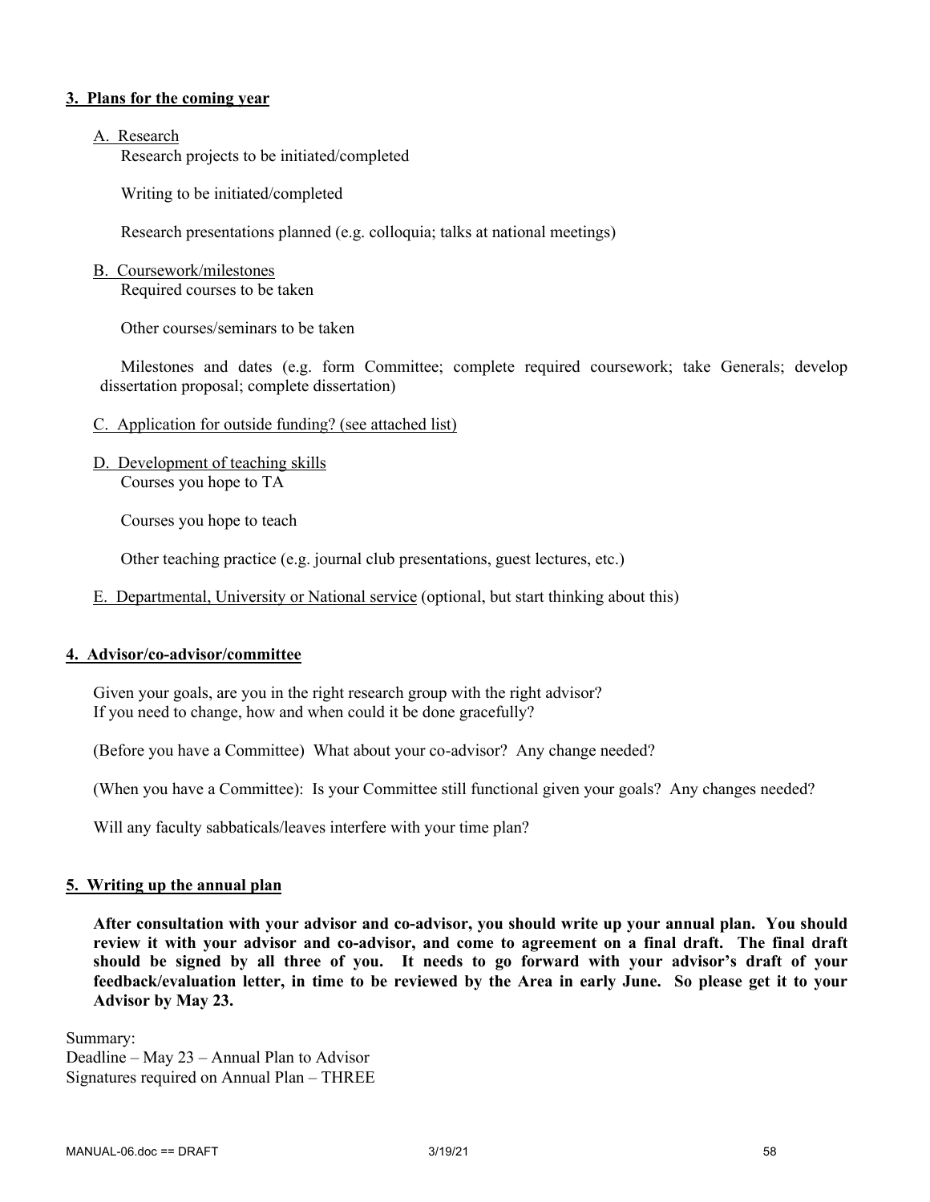## 3. Plans for the coming year

A. Research

Research projects to be initiated/completed

Writing to be initiated/completed

Research presentations planned (e.g. colloquia; talks at national meetings)

B. Coursework/milestones

Required courses to be taken

Other courses/seminars to be taken

Milestones and dates (e.g. form Committee; complete required coursework; take Generals; develop dissertation proposal; complete dissertation)

C. Application for outside funding? (see attached list)

D. Development of teaching skills

Courses you hope to TA

Courses you hope to teach

Other teaching practice (e.g. journal club presentations, guest lectures, etc.)

E. Departmental, University or National service (optional, but start thinking about this)

## 4. Advisor/co-advisor/committee

Given your goals, are you in the right research group with the right advisor?
If you need to change, how and when could it be done gracefully?

(Before you have a Committee) What about your co-advisor? Any change needed?

(When you have a Committee): Is your Committee still functional given your goals? Any changes needed?

Will any faculty sabbaticals/leaves interfere with your time plan?

## 5. Writing up the annual plan

**After consultation with your advisor and co-advisor, you should write up your annual plan. You should review it with your advisor and co-advisor, and come to agreement on a final draft. The final draft should be signed by all three of you. It needs to go forward with your advisor's draft of your feedback/evaluation letter, in time to be reviewed by the Area in early June. So please get it to your Advisor by May 23.**

Summary:
Deadline – May 23 – Annual Plan to Advisor
Signatures required on Annual Plan – THREE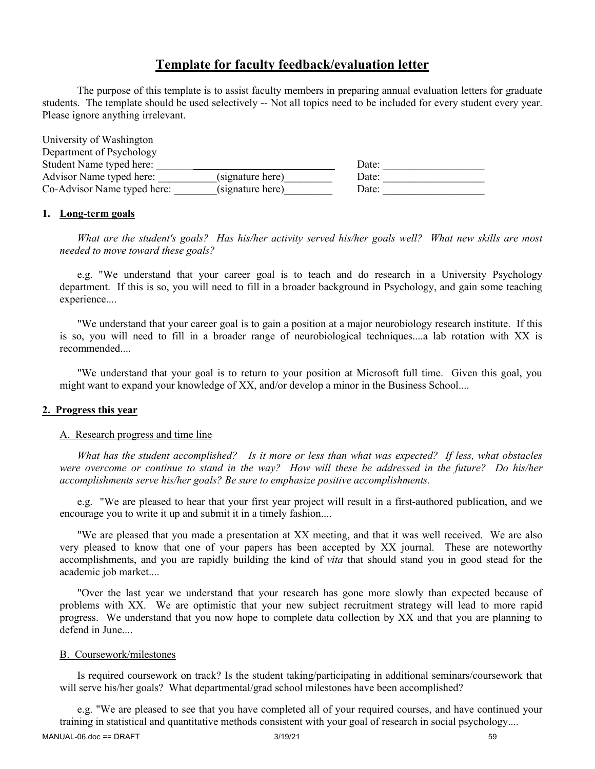# Template for faculty feedback/evaluation letter

The purpose of this template is to assist faculty members in preparing annual evaluation letters for graduate students. The template should be used selectively -- Not all topics need to be included for every student every year. Please ignore anything irrelevant.

University of Washington
Department of Psychology

| | |
|---|---|
| Student Name typed here: ___________________________________ | Date: ___________________ |
| Advisor Name typed here: ___________(signature here)_________ | Date: ___________________ |
| Co-Advisor Name typed here: ________(signature here)_________ | Date: ___________________ |

## 1. Long-term goals

*What are the student's goals? Has his/her activity served his/her goals well? What new skills are most needed to move toward these goals?*

e.g. "We understand that your career goal is to teach and do research in a University Psychology department. If this is so, you will need to fill in a broader background in Psychology, and gain some teaching experience....

"We understand that your career goal is to gain a position at a major neurobiology research institute. If this is so, you will need to fill in a broader range of neurobiological techniques....a lab rotation with XX is recommended....

"We understand that your goal is to return to your position at Microsoft full time. Given this goal, you might want to expand your knowledge of XX, and/or develop a minor in the Business School....

## 2. Progress this year

### A. Research progress and time line

*What has the student accomplished? Is it more or less than what was expected? If less, what obstacles were overcome or continue to stand in the way? How will these be addressed in the future? Do his/her accomplishments serve his/her goals? Be sure to emphasize positive accomplishments.*

e.g. "We are pleased to hear that your first year project will result in a first-authored publication, and we encourage you to write it up and submit it in a timely fashion....

"We are pleased that you made a presentation at XX meeting, and that it was well received. We are also very pleased to know that one of your papers has been accepted by XX journal. These are noteworthy accomplishments, and you are rapidly building the kind of *vita* that should stand you in good stead for the academic job market....

"Over the last year we understand that your research has gone more slowly than expected because of problems with XX. We are optimistic that your new subject recruitment strategy will lead to more rapid progress. We understand that you now hope to complete data collection by XX and that you are planning to defend in June....

### B. Coursework/milestones

Is required coursework on track? Is the student taking/participating in additional seminars/coursework that will serve his/her goals? What departmental/grad school milestones have been accomplished?

e.g. "We are pleased to see that you have completed all of your required courses, and have continued your training in statistical and quantitative methods consistent with your goal of research in social psychology....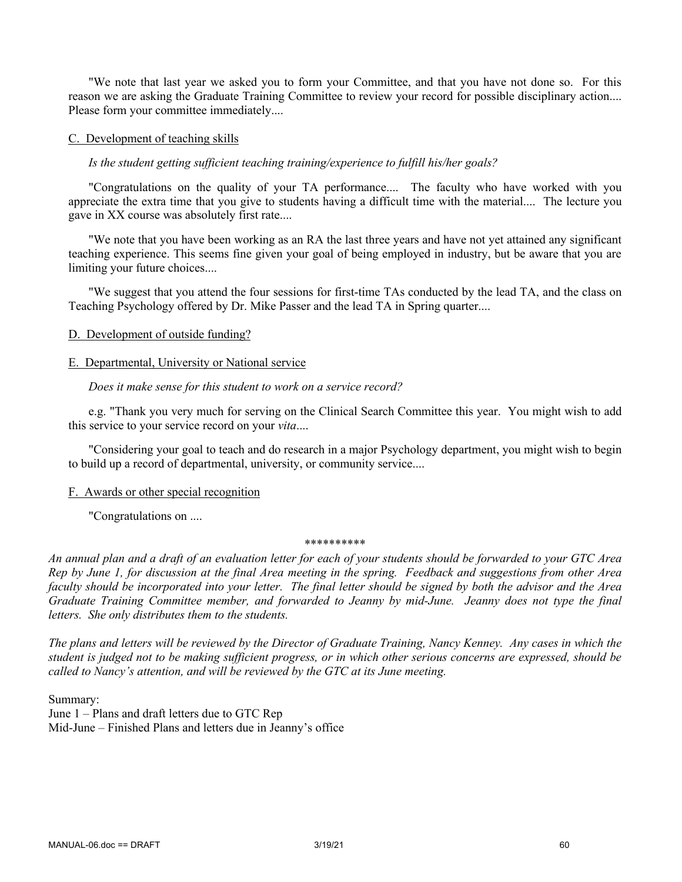"We note that last year we asked you to form your Committee, and that you have not done so. For this reason we are asking the Graduate Training Committee to review your record for possible disciplinary action.... Please form your committee immediately....

C. Development of teaching skills

*Is the student getting sufficient teaching training/experience to fulfill his/her goals?*

"Congratulations on the quality of your TA performance.... The faculty who have worked with you appreciate the extra time that you give to students having a difficult time with the material.... The lecture you gave in XX course was absolutely first rate....

"We note that you have been working as an RA the last three years and have not yet attained any significant teaching experience. This seems fine given your goal of being employed in industry, but be aware that you are limiting your future choices....

"We suggest that you attend the four sessions for first-time TAs conducted by the lead TA, and the class on Teaching Psychology offered by Dr. Mike Passer and the lead TA in Spring quarter....

D. Development of outside funding?

E. Departmental, University or National service

*Does it make sense for this student to work on a service record?*

e.g. "Thank you very much for serving on the Clinical Search Committee this year. You might wish to add this service to your service record on your *vita*....

"Considering your goal to teach and do research in a major Psychology department, you might wish to begin to build up a record of departmental, university, or community service....

F. Awards or other special recognition

"Congratulations on ....

**********

*An annual plan and a draft of an evaluation letter for each of your students should be forwarded to your GTC Area Rep by June 1, for discussion at the final Area meeting in the spring. Feedback and suggestions from other Area faculty should be incorporated into your letter. The final letter should be signed by both the advisor and the Area Graduate Training Committee member, and forwarded to Jeanny by mid-June. Jeanny does not type the final letters. She only distributes them to the students.*

*The plans and letters will be reviewed by the Director of Graduate Training, Nancy Kenney. Any cases in which the student is judged not to be making sufficient progress, or in which other serious concerns are expressed, should be called to Nancy's attention, and will be reviewed by the GTC at its June meeting.*

Summary:
June 1 – Plans and draft letters due to GTC Rep
Mid-June – Finished Plans and letters due in Jeanny's office